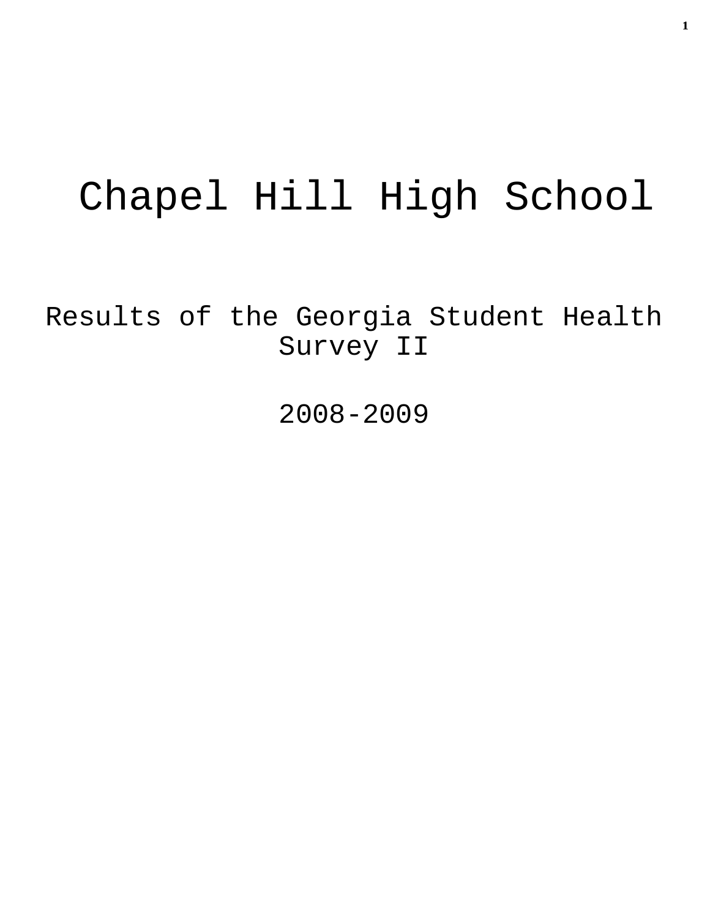# Chapel Hill High School

## Results of the Georgia Student Health Survey II

## 2008-2009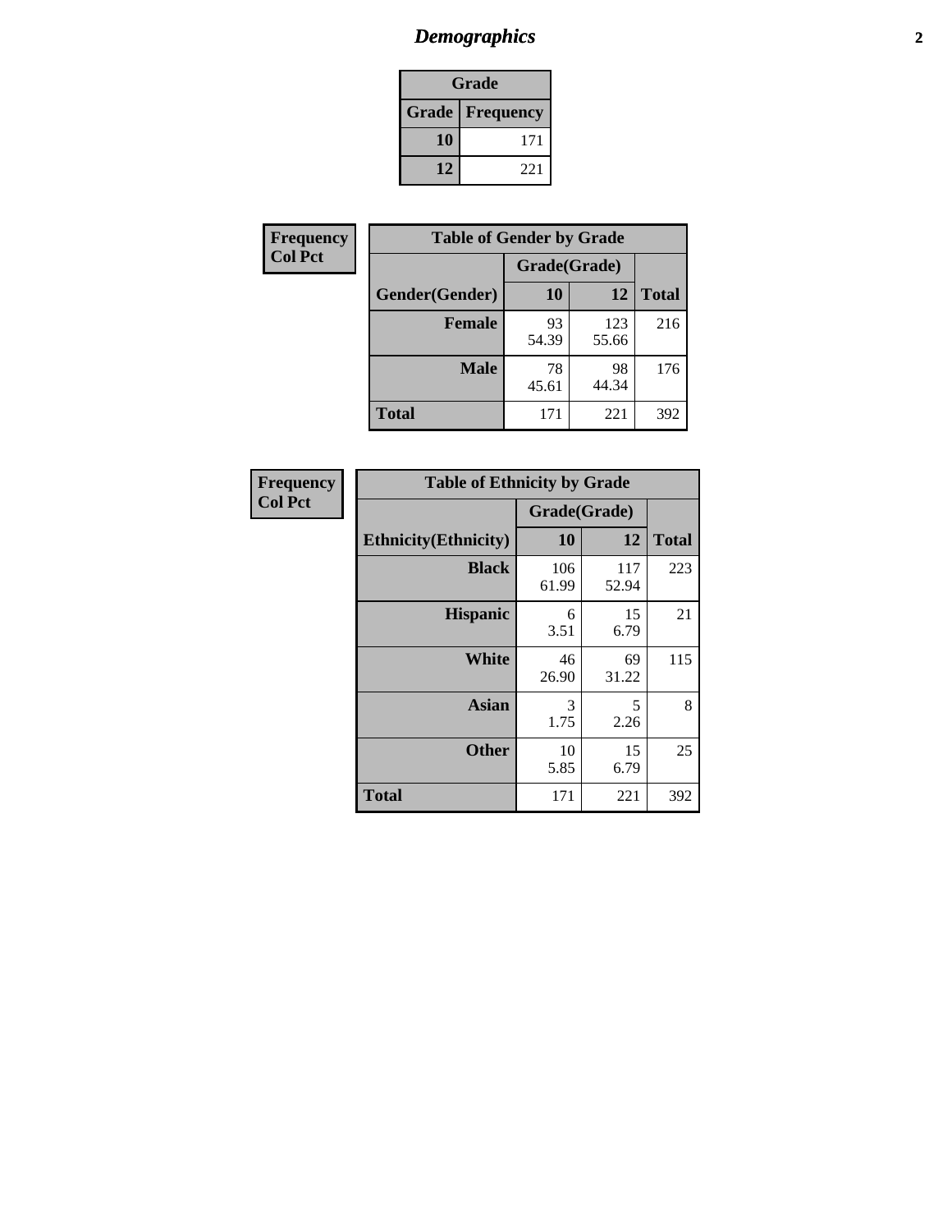## Demographics

| Grade | |
|---|---|
| **Grade** | **Frequency** |
| 10 | 171 |
| 12 | 221 |

**Frequency**
**Col Pct**

| Table of Gender by Grade | | | |
|---|---|---|---|
| | Grade(Grade) | | |
| **Gender(Gender)** | **10** | **12** | **Total** |
| **Female** | 93<br>54.39 | 123<br>55.66 | 216 |
| **Male** | 78<br>45.61 | 98<br>44.34 | 176 |
| **Total** | 171 | 221 | 392 |

**Frequency**
**Col Pct**

| Table of Ethnicity by Grade | | | |
|---|---|---|---|
| | Grade(Grade) | | |
| **Ethnicity(Ethnicity)** | **10** | **12** | **Total** |
| **Black** | 106<br>61.99 | 117<br>52.94 | 223 |
| **Hispanic** | 6<br>3.51 | 15<br>6.79 | 21 |
| **White** | 46<br>26.90 | 69<br>31.22 | 115 |
| **Asian** | 3<br>1.75 | 5<br>2.26 | 8 |
| **Other** | 10<br>5.85 | 15<br>6.79 | 25 |
| **Total** | 171 | 221 | 392 |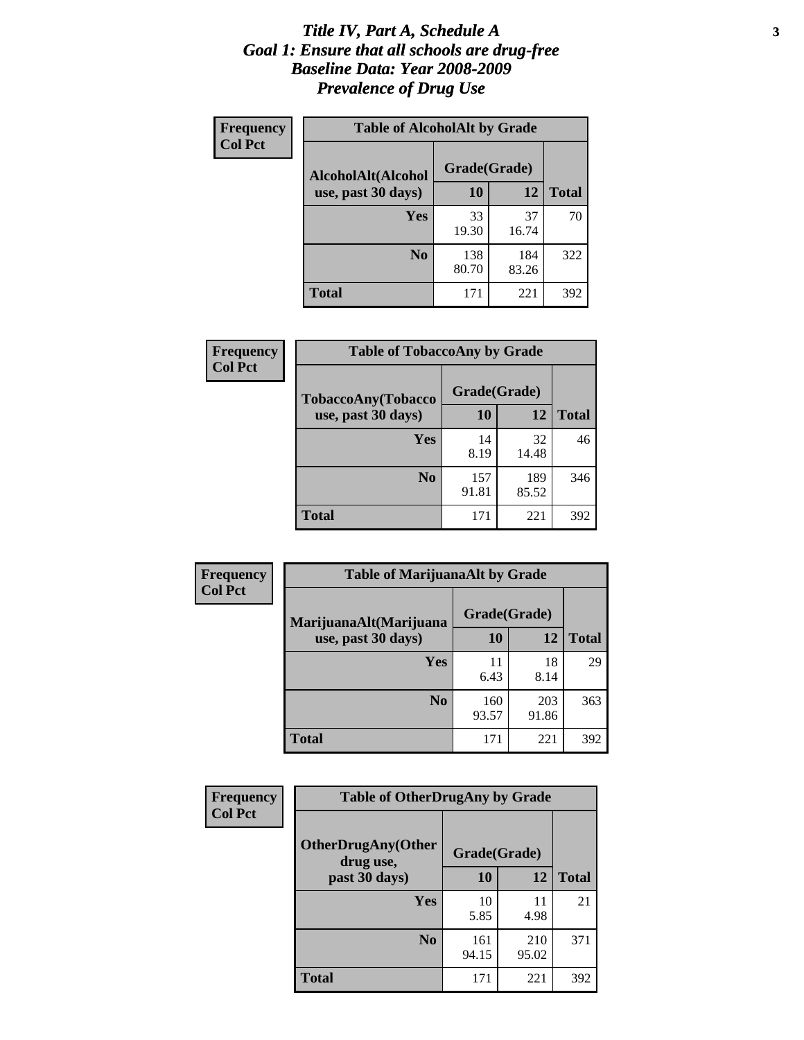# *Title IV, Part A, Schedule A*
## *Goal 1: Ensure that all schools are drug-free*
## *Baseline Data: Year 2008-2009*
## *Prevalence of Drug Use*

**Frequency**
**Col Pct**

**Table of AlcoholAlt by Grade**

| AlcoholAlt(Alcohol use, past 30 days) | Grade(Grade) 10 | 12 | Total |
|---|---|---|---|
| **Yes** | 33<br>19.30 | 37<br>16.74 | 70 |
| **No** | 138<br>80.70 | 184<br>83.26 | 322 |
| **Total** | 171 | 221 | 392 |

**Frequency**
**Col Pct**

**Table of TobaccoAny by Grade**

| TobaccoAny(Tobacco use, past 30 days) | Grade(Grade) 10 | 12 | Total |
|---|---|---|---|
| **Yes** | 14<br>8.19 | 32<br>14.48 | 46 |
| **No** | 157<br>91.81 | 189<br>85.52 | 346 |
| **Total** | 171 | 221 | 392 |

**Frequency**
**Col Pct**

**Table of MarijuanaAlt by Grade**

| MarijuanaAlt(Marijuana use, past 30 days) | Grade(Grade) 10 | 12 | Total |
|---|---|---|---|
| **Yes** | 11<br>6.43 | 18<br>8.14 | 29 |
| **No** | 160<br>93.57 | 203<br>91.86 | 363 |
| **Total** | 171 | 221 | 392 |

**Frequency**
**Col Pct**

**Table of OtherDrugAny by Grade**

| OtherDrugAny(Other drug use, past 30 days) | Grade(Grade) 10 | 12 | Total |
|---|---|---|---|
| **Yes** | 10<br>5.85 | 11<br>4.98 | 21 |
| **No** | 161<br>94.15 | 210<br>95.02 | 371 |
| **Total** | 171 | 221 | 392 |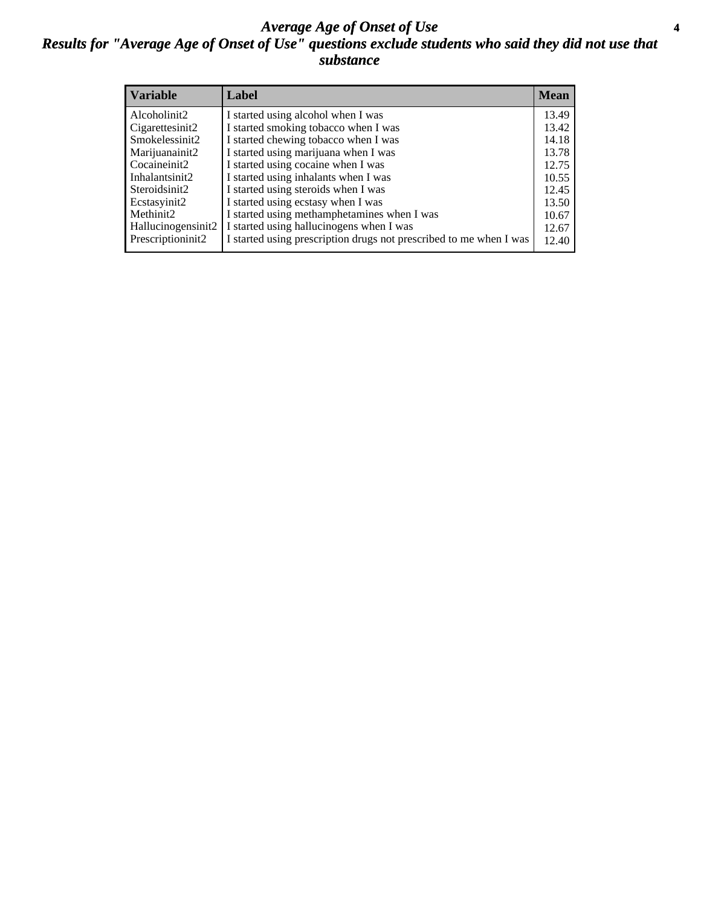# *Average Age of Onset of Use*

## *Results for "Average Age of Onset of Use" questions exclude students who said they did not use that substance*

| Variable | Label | Mean |
|---|---|---|
| Alcoholinit2 | I started using alcohol when I was | 13.49 |
| Cigarettesinit2 | I started smoking tobacco when I was | 13.42 |
| Smokelessinit2 | I started chewing tobacco when I was | 14.18 |
| Marijuanainit2 | I started using marijuana when I was | 13.78 |
| Cocaineinit2 | I started using cocaine when I was | 12.75 |
| Inhalantsinit2 | I started using inhalants when I was | 10.55 |
| Steroidsinit2 | I started using steroids when I was | 12.45 |
| Ecstasyinit2 | I started using ecstasy when I was | 13.50 |
| Methinit2 | I started using methamphetamines when I was | 10.67 |
| Hallucinogensinit2 | I started using hallucinogens when I was | 12.67 |
| Prescriptioninit2 | I started using prescription drugs not prescribed to me when I was | 12.40 |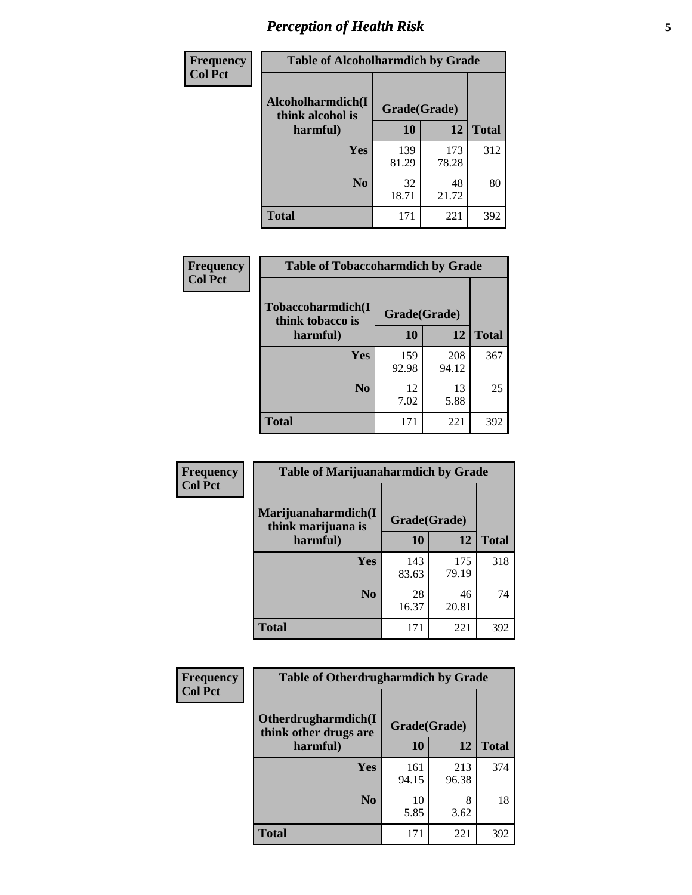## Perception of Health Risk

**Frequency / Col Pct**

**Table of Alcoholharmdich by Grade**

| Alcoholharmdich(I think alcohol is harmful) | Grade(Grade) | | Total |
|---|---|---|---|
| | 10 | 12 | |
| Yes | 139<br>81.29 | 173<br>78.28 | 312 |
| No | 32<br>18.71 | 48<br>21.72 | 80 |
| Total | 171 | 221 | 392 |

**Frequency / Col Pct**

**Table of Tobaccoharmdich by Grade**

| Tobaccoharmdich(I think tobacco is harmful) | Grade(Grade) | | Total |
|---|---|---|---|
| | 10 | 12 | |
| Yes | 159<br>92.98 | 208<br>94.12 | 367 |
| No | 12<br>7.02 | 13<br>5.88 | 25 |
| Total | 171 | 221 | 392 |

**Frequency / Col Pct**

**Table of Marijuanaharmdich by Grade**

| Marijuanaharmdich(I think marijuana is harmful) | Grade(Grade) | | Total |
|---|---|---|---|
| | 10 | 12 | |
| Yes | 143<br>83.63 | 175<br>79.19 | 318 |
| No | 28<br>16.37 | 46<br>20.81 | 74 |
| Total | 171 | 221 | 392 |

**Frequency / Col Pct**

**Table of Otherdrugharmdich by Grade**

| Otherdrugharmdich(I think other drugs are harmful) | Grade(Grade) | | Total |
|---|---|---|---|
| | 10 | 12 | |
| Yes | 161<br>94.15 | 213<br>96.38 | 374 |
| No | 10<br>5.85 | 8<br>3.62 | 18 |
| Total | 171 | 221 | 392 |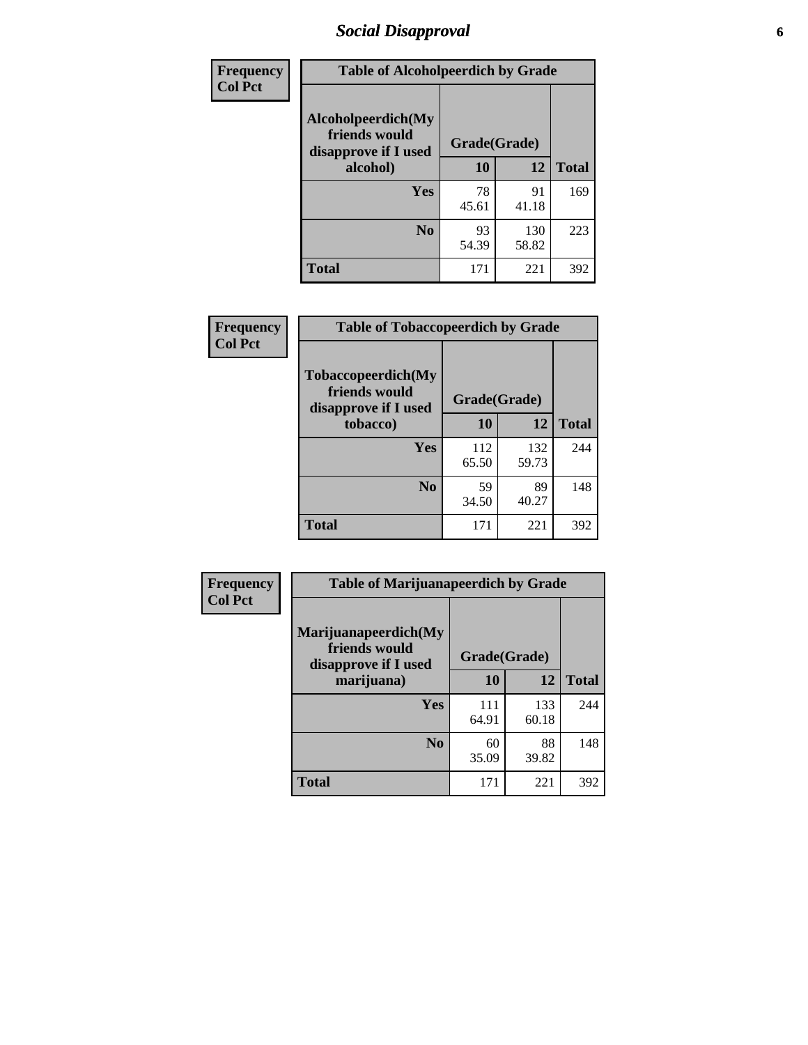# Social Disapproval

| Frequency Col Pct | Table of Alcoholpeerdich by Grade | | |
|---|---|---|---|
| Alcoholpeerdich(My friends would disapprove if I used alcohol) | Grade(Grade) | | |
| | 10 | 12 | Total |
| Yes | 78<br>45.61 | 91<br>41.18 | 169 |
| No | 93<br>54.39 | 130<br>58.82 | 223 |
| Total | 171 | 221 | 392 |

| Frequency Col Pct | Table of Tobaccopeerdich by Grade | | |
|---|---|---|---|
| Tobaccopeerdich(My friends would disapprove if I used tobacco) | Grade(Grade) | | |
| | 10 | 12 | Total |
| Yes | 112<br>65.50 | 132<br>59.73 | 244 |
| No | 59<br>34.50 | 89<br>40.27 | 148 |
| Total | 171 | 221 | 392 |

| Frequency Col Pct | Table of Marijuanapeerdich by Grade | | |
|---|---|---|---|
| Marijuanapeerdich(My friends would disapprove if I used marijuana) | Grade(Grade) | | |
| | 10 | 12 | Total |
| Yes | 111<br>64.91 | 133<br>60.18 | 244 |
| No | 60<br>35.09 | 88<br>39.82 | 148 |
| Total | 171 | 221 | 392 |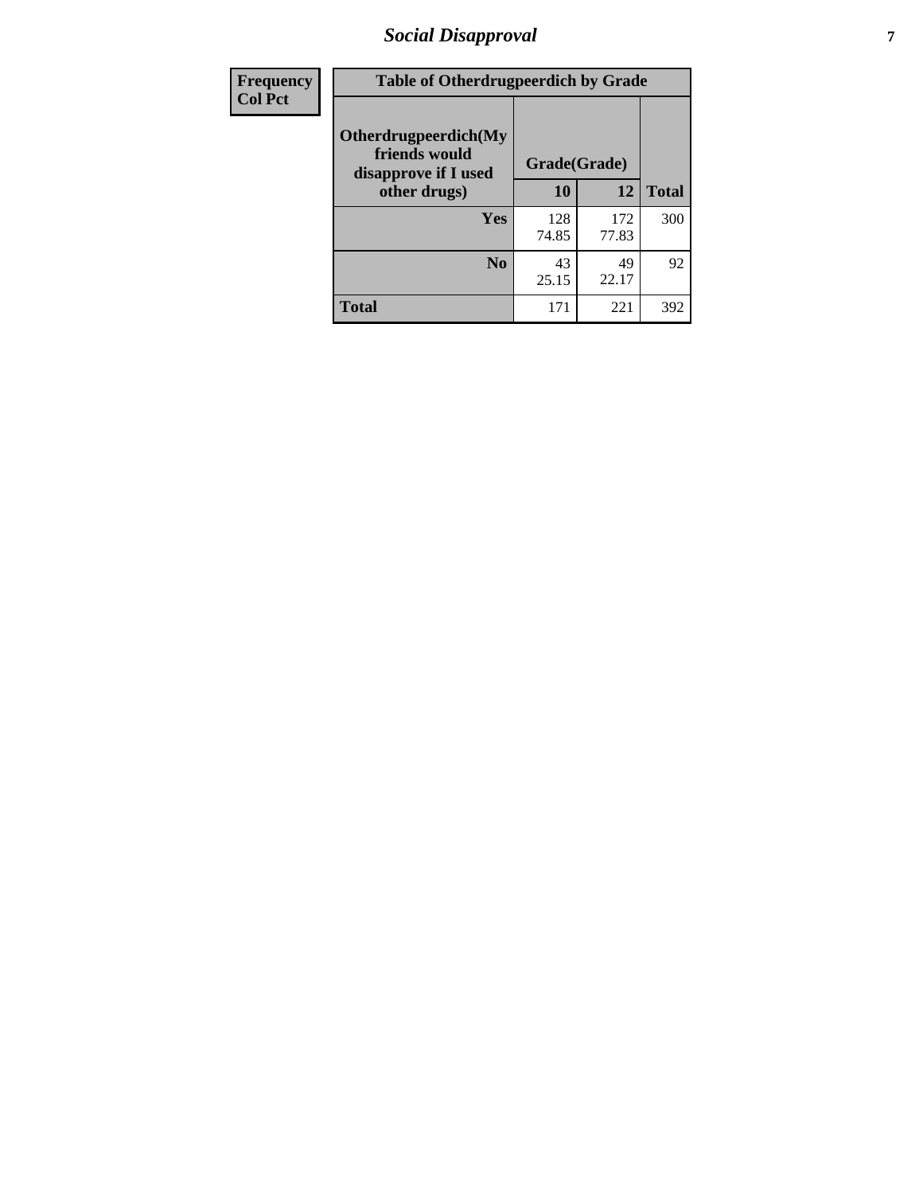| Frequency<br>Col Pct | Table of Otherdrugpeerdich by Grade | | |
|---|---|---|---|
| Otherdrugpeerdich(My friends would disapprove if I used other drugs) | Grade(Grade) | | |
| | 10 | 12 | Total |
| Yes | 128<br>74.85 | 172<br>77.83 | 300 |
| No | 43<br>25.15 | 49<br>22.17 | 92 |
| Total | 171 | 221 | 392 |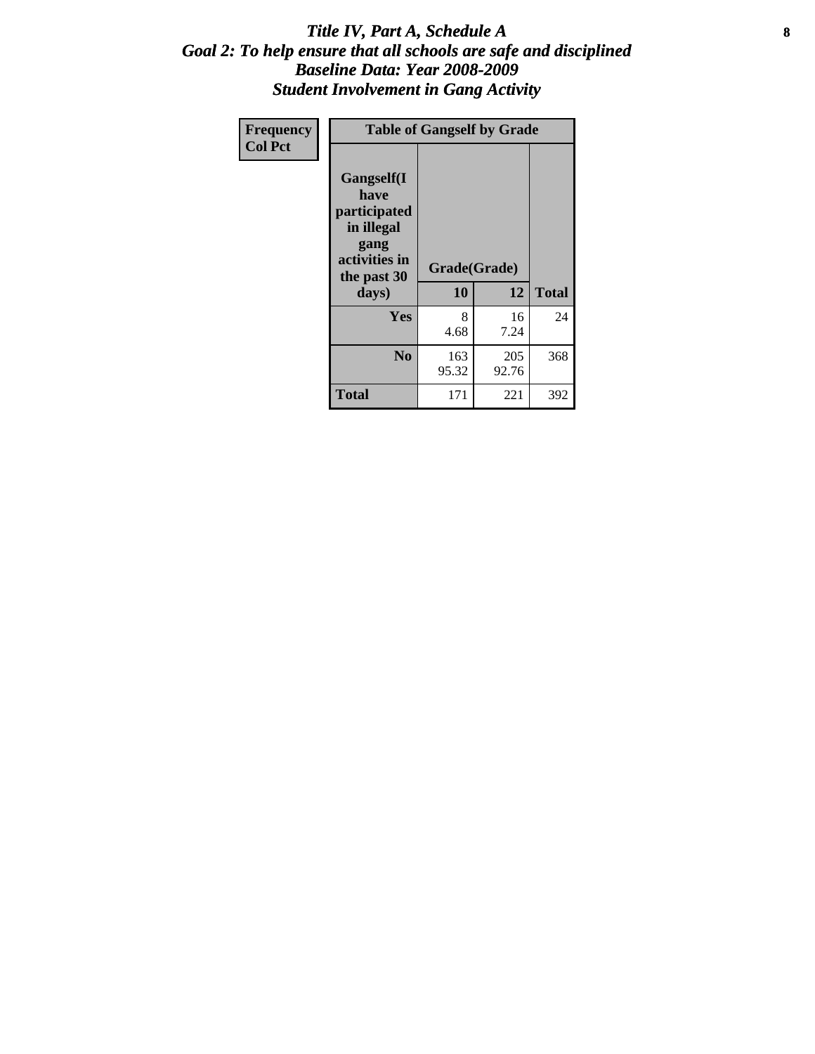# *Title IV, Part A, Schedule A*
## *Goal 2: To help ensure that all schools are safe and disciplined*
## *Baseline Data: Year 2008-2009*
## *Student Involvement in Gang Activity*

| Frequency<br>Col Pct | Table of Gangself by Grade | | |
|---|---|---|---|
| Gangself(I have participated in illegal gang activities in the past 30 days) | Grade(Grade) | | |
| | 10 | 12 | Total |
| Yes | 8<br>4.68 | 16<br>7.24 | 24 |
| No | 163<br>95.32 | 205<br>92.76 | 368 |
| Total | 171 | 221 | 392 |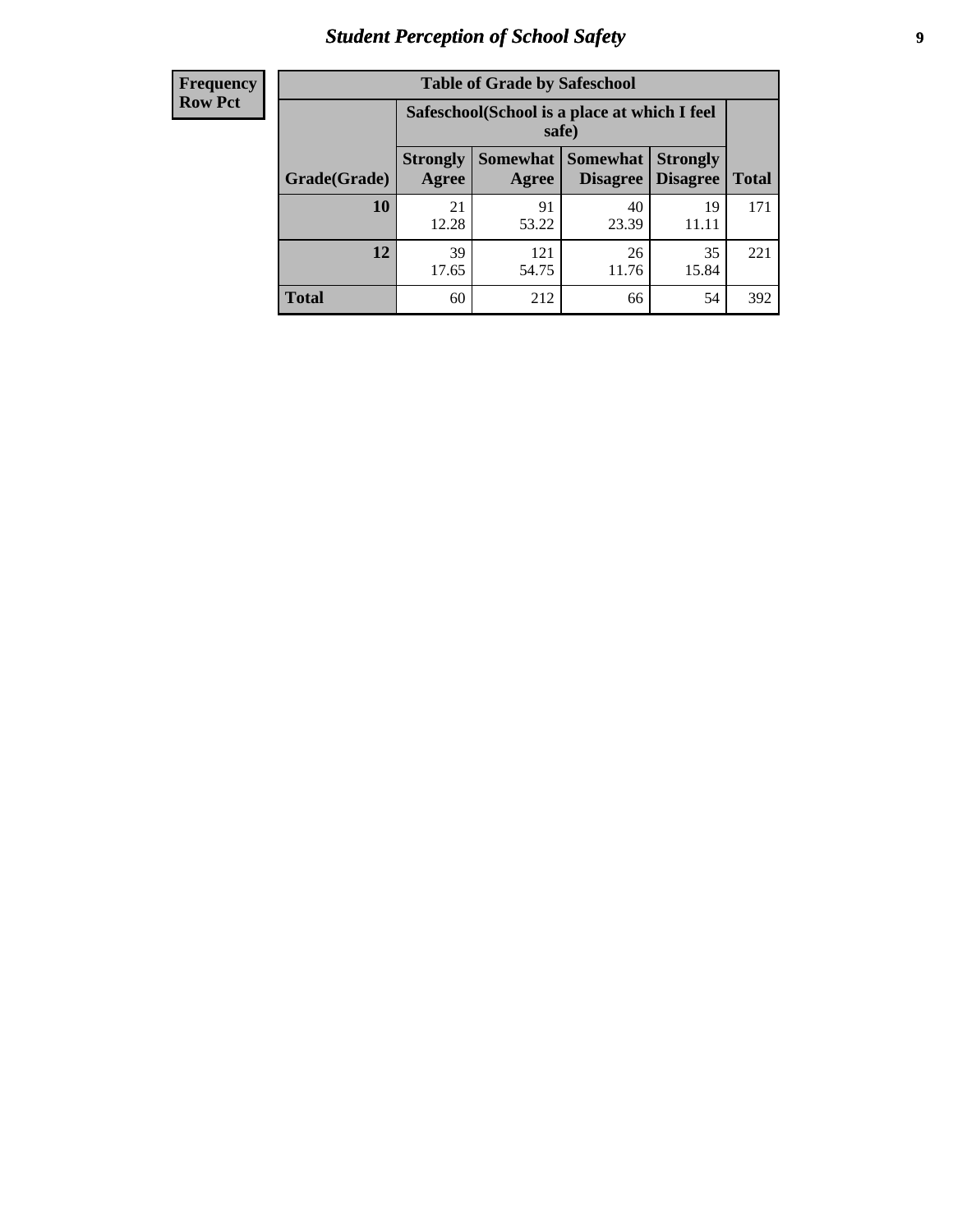| Frequency<br>Row Pct |
|---|

| Table of Grade by Safeschool | | | | | |
|---|---|---|---|---|---|
| | Safeschool(School is a place at which I feel safe) | | | | |
| Grade(Grade) | Strongly Agree | Somewhat Agree | Somewhat Disagree | Strongly Disagree | Total |
| 10 | 21<br>12.28 | 91<br>53.22 | 40<br>23.39 | 19<br>11.11 | 171 |
| 12 | 39<br>17.65 | 121<br>54.75 | 26<br>11.76 | 35<br>15.84 | 221 |
| Total | 60 | 212 | 66 | 54 | 392 |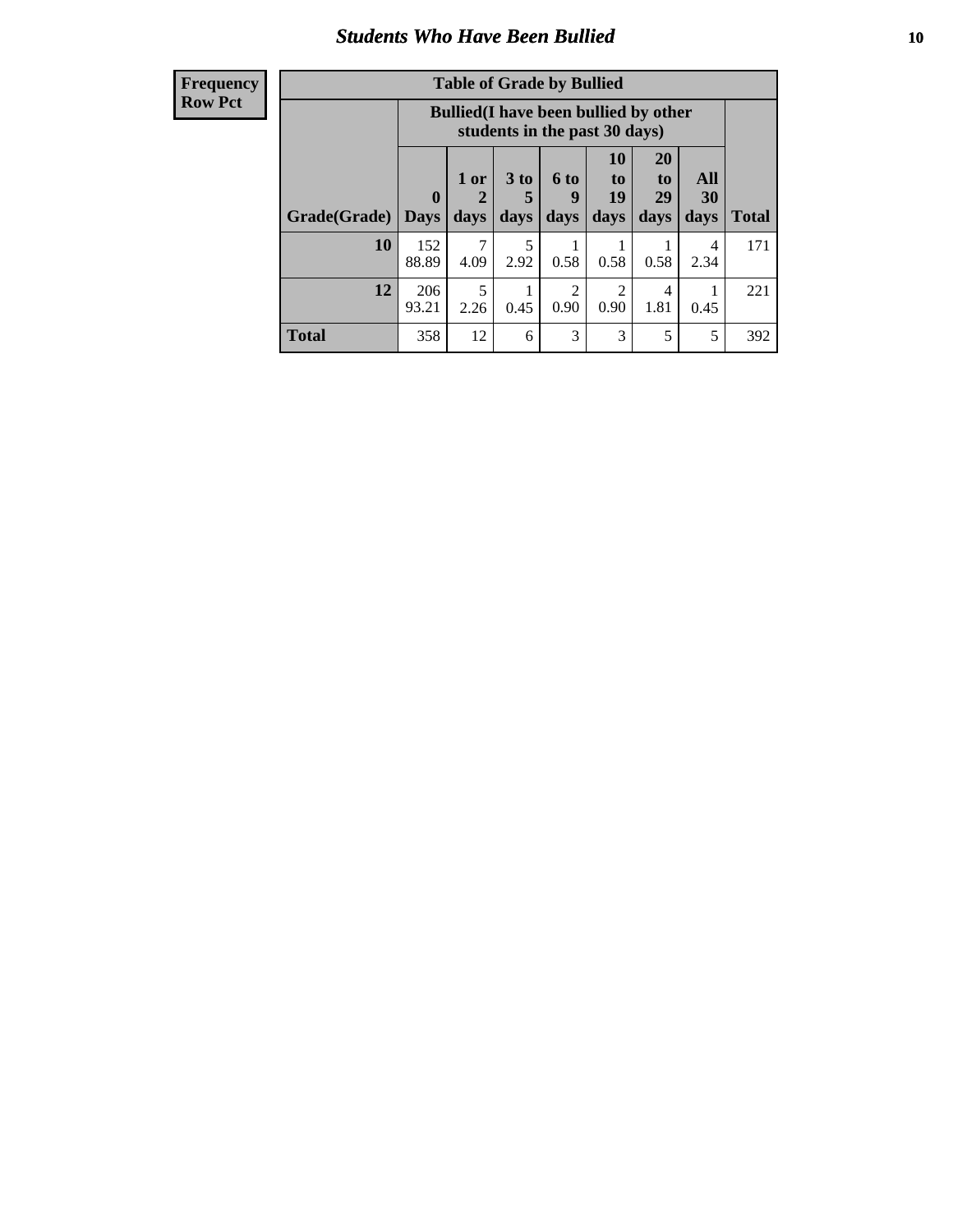## Students Who Have Been Bullied

| Frequency<br>Row Pct |
|---|

**Table of Grade by Bullied**

| | Bullied(I have been bullied by other students in the past 30 days) | | | | | | | |
|---|---|---|---|---|---|---|---|---|
| Grade(Grade) | 0 Days | 1 or 2 days | 3 to 5 days | 6 to 9 days | 10 to 19 days | 20 to 29 days | All 30 days | Total |
| **10** | 152<br>88.89 | 7<br>4.09 | 5<br>2.92 | 1<br>0.58 | 1<br>0.58 | 1<br>0.58 | 4<br>2.34 | 171 |
| **12** | 206<br>93.21 | 5<br>2.26 | 1<br>0.45 | 2<br>0.90 | 2<br>0.90 | 4<br>1.81 | 1<br>0.45 | 221 |
| **Total** | 358 | 12 | 6 | 3 | 3 | 5 | 5 | 392 |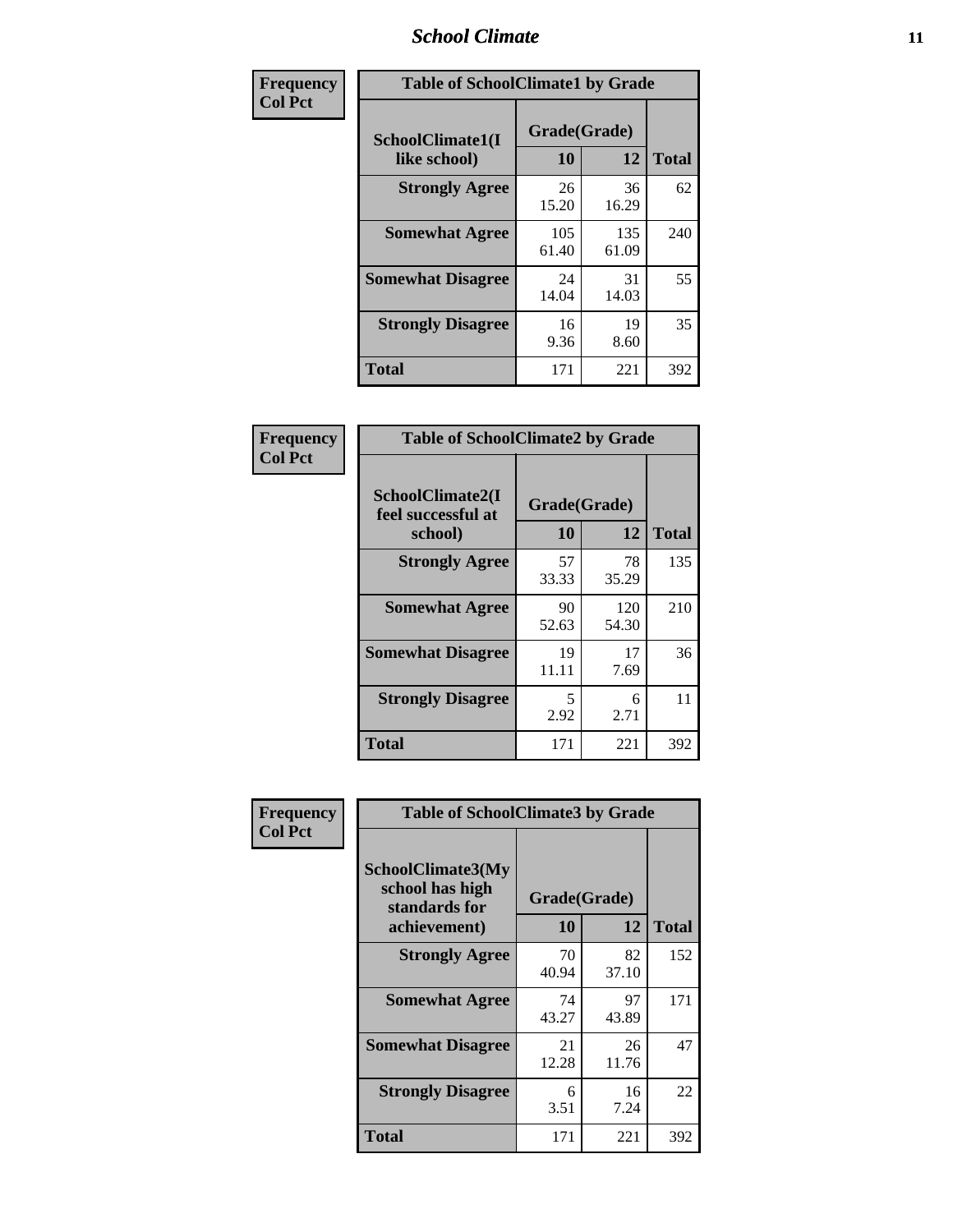| Frequency<br>Col Pct |
|---|

| Table of SchoolClimate1 by Grade | | | |
|---|---|---|---|
| SchoolClimate1(I like school) | Grade(Grade) | | Total |
| | 10 | 12 | |
| Strongly Agree | 26<br>15.20 | 36<br>16.29 | 62 |
| Somewhat Agree | 105<br>61.40 | 135<br>61.09 | 240 |
| Somewhat Disagree | 24<br>14.04 | 31<br>14.03 | 55 |
| Strongly Disagree | 16<br>9.36 | 19<br>8.60 | 35 |
| Total | 171 | 221 | 392 |

| Frequency<br>Col Pct |
|---|

| Table of SchoolClimate2 by Grade | | | |
|---|---|---|---|
| SchoolClimate2(I feel successful at school) | Grade(Grade) | | Total |
| | 10 | 12 | |
| Strongly Agree | 57<br>33.33 | 78<br>35.29 | 135 |
| Somewhat Agree | 90<br>52.63 | 120<br>54.30 | 210 |
| Somewhat Disagree | 19<br>11.11 | 17<br>7.69 | 36 |
| Strongly Disagree | 5<br>2.92 | 6<br>2.71 | 11 |
| Total | 171 | 221 | 392 |

| Frequency<br>Col Pct |
|---|

| Table of SchoolClimate3 by Grade | | | |
|---|---|---|---|
| SchoolClimate3(My school has high standards for achievement) | Grade(Grade) | | Total |
| | 10 | 12 | |
| Strongly Agree | 70<br>40.94 | 82<br>37.10 | 152 |
| Somewhat Agree | 74<br>43.27 | 97<br>43.89 | 171 |
| Somewhat Disagree | 21<br>12.28 | 26<br>11.76 | 47 |
| Strongly Disagree | 6<br>3.51 | 16<br>7.24 | 22 |
| Total | 171 | 221 | 392 |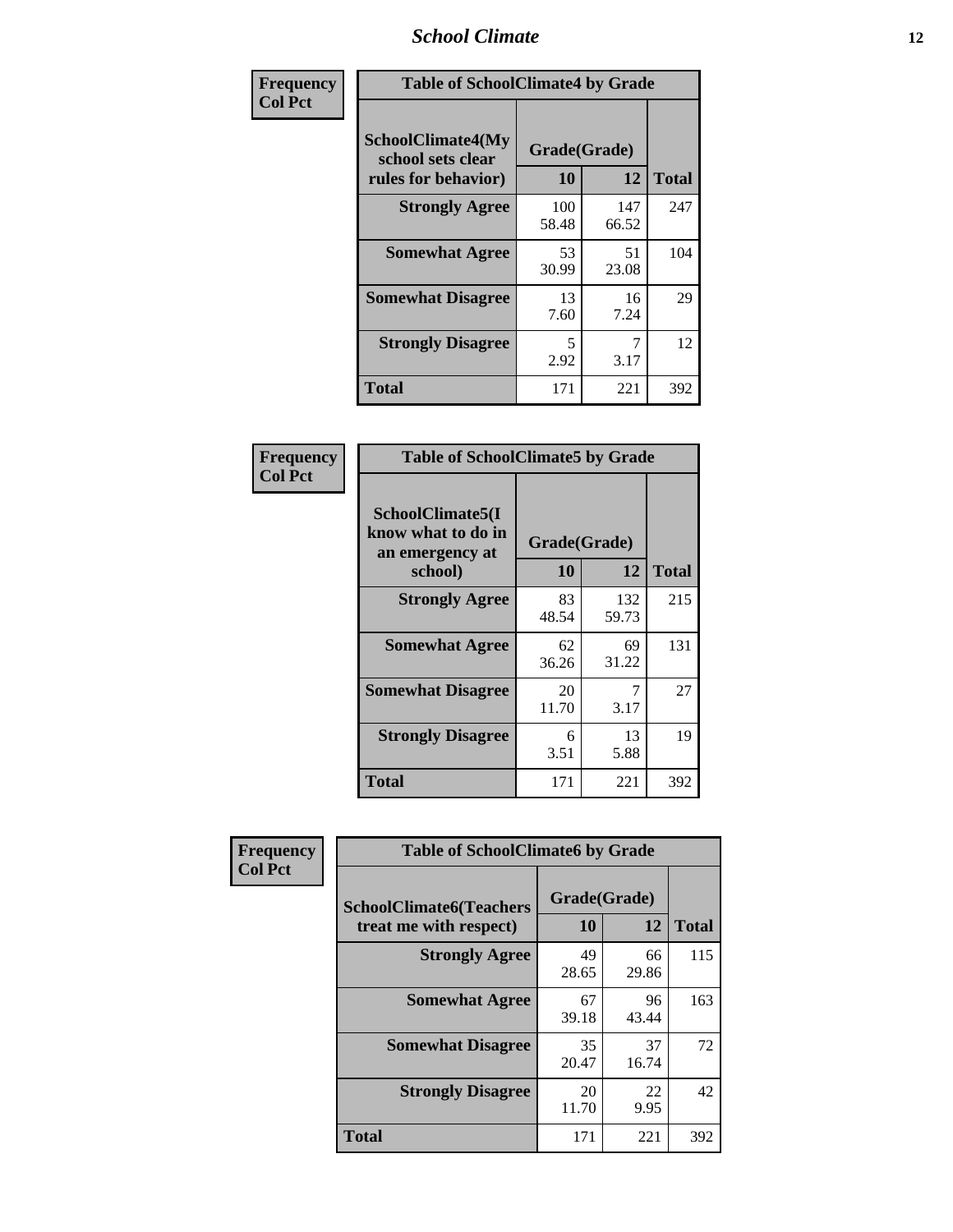## School Climate

| Frequency Col Pct | Table of SchoolClimate4 by Grade | | |
|---|---|---|---|
| SchoolClimate4(My school sets clear rules for behavior) | Grade(Grade) | | |
| | 10 | 12 | Total |
| Strongly Agree | 100<br>58.48 | 147<br>66.52 | 247 |
| Somewhat Agree | 53<br>30.99 | 51<br>23.08 | 104 |
| Somewhat Disagree | 13<br>7.60 | 16<br>7.24 | 29 |
| Strongly Disagree | 5<br>2.92 | 7<br>3.17 | 12 |
| Total | 171 | 221 | 392 |

| Frequency Col Pct | Table of SchoolClimate5 by Grade | | |
|---|---|---|---|
| SchoolClimate5(I know what to do in an emergency at school) | Grade(Grade) | | |
| | 10 | 12 | Total |
| Strongly Agree | 83<br>48.54 | 132<br>59.73 | 215 |
| Somewhat Agree | 62<br>36.26 | 69<br>31.22 | 131 |
| Somewhat Disagree | 20<br>11.70 | 7<br>3.17 | 27 |
| Strongly Disagree | 6<br>3.51 | 13<br>5.88 | 19 |
| Total | 171 | 221 | 392 |

| Frequency Col Pct | Table of SchoolClimate6 by Grade | | |
|---|---|---|---|
| SchoolClimate6(Teachers treat me with respect) | Grade(Grade) | | |
| | 10 | 12 | Total |
| Strongly Agree | 49<br>28.65 | 66<br>29.86 | 115 |
| Somewhat Agree | 67<br>39.18 | 96<br>43.44 | 163 |
| Somewhat Disagree | 35<br>20.47 | 37<br>16.74 | 72 |
| Strongly Disagree | 20<br>11.70 | 22<br>9.95 | 42 |
| Total | 171 | 221 | 392 |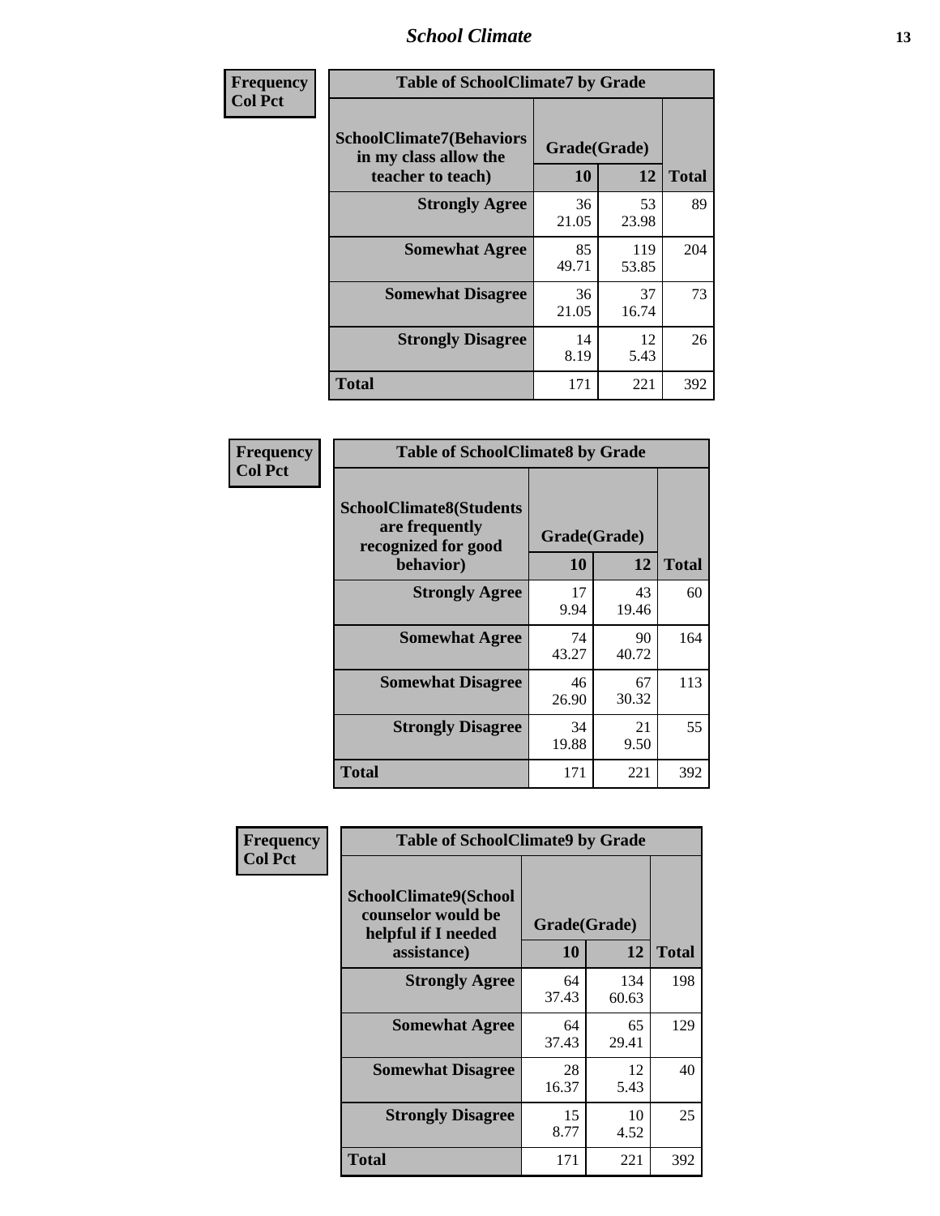| Frequency Col Pct | Table of SchoolClimate7 by Grade | | |
|---|---|---|---|
| SchoolClimate7(Behaviors in my class allow the teacher to teach) | Grade(Grade) | | |
| | 10 | 12 | Total |
| Strongly Agree | 36<br>21.05 | 53<br>23.98 | 89 |
| Somewhat Agree | 85<br>49.71 | 119<br>53.85 | 204 |
| Somewhat Disagree | 36<br>21.05 | 37<br>16.74 | 73 |
| Strongly Disagree | 14<br>8.19 | 12<br>5.43 | 26 |
| Total | 171 | 221 | 392 |

| Frequency Col Pct | Table of SchoolClimate8 by Grade | | |
|---|---|---|---|
| SchoolClimate8(Students are frequently recognized for good behavior) | Grade(Grade) | | |
| | 10 | 12 | Total |
| Strongly Agree | 17<br>9.94 | 43<br>19.46 | 60 |
| Somewhat Agree | 74<br>43.27 | 90<br>40.72 | 164 |
| Somewhat Disagree | 46<br>26.90 | 67<br>30.32 | 113 |
| Strongly Disagree | 34<br>19.88 | 21<br>9.50 | 55 |
| Total | 171 | 221 | 392 |

| Frequency Col Pct | Table of SchoolClimate9 by Grade | | |
|---|---|---|---|
| SchoolClimate9(School counselor would be helpful if I needed assistance) | Grade(Grade) | | |
| | 10 | 12 | Total |
| Strongly Agree | 64<br>37.43 | 134<br>60.63 | 198 |
| Somewhat Agree | 64<br>37.43 | 65<br>29.41 | 129 |
| Somewhat Disagree | 28<br>16.37 | 12<br>5.43 | 40 |
| Strongly Disagree | 15<br>8.77 | 10<br>4.52 | 25 |
| Total | 171 | 221 | 392 |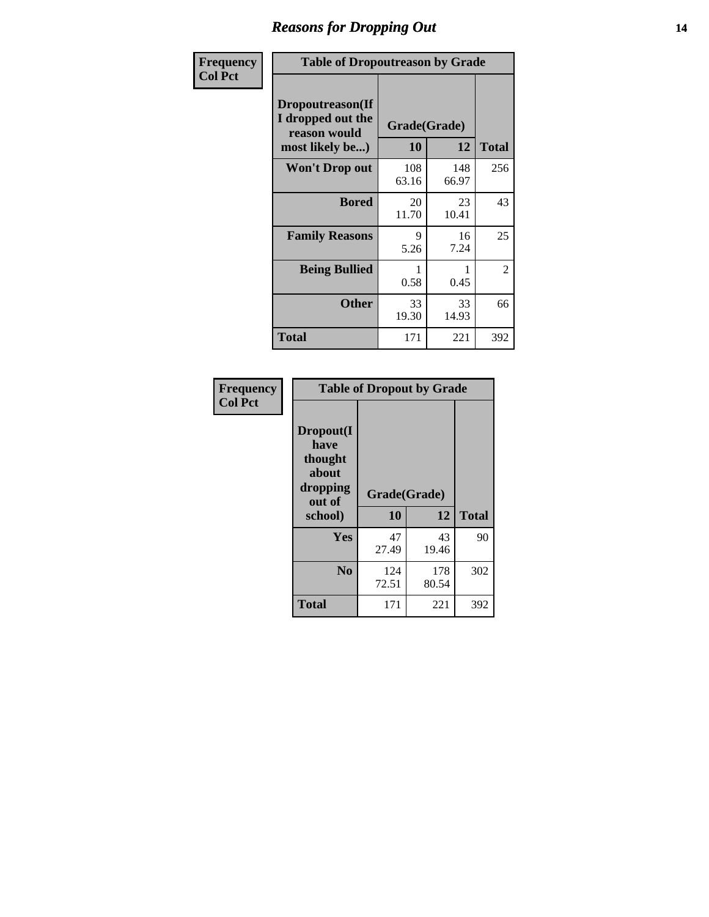# Reasons for Dropping Out

| Frequency<br>Col Pct | Table of Dropoutreason by Grade | | |
|---|---|---|---|
| **Dropoutreason(If I dropped out the reason would most likely be...)** | **Grade(Grade)** | | |
| | **10** | **12** | **Total** |
| **Won't Drop out** | 108<br>63.16 | 148<br>66.97 | 256 |
| **Bored** | 20<br>11.70 | 23<br>10.41 | 43 |
| **Family Reasons** | 9<br>5.26 | 16<br>7.24 | 25 |
| **Being Bullied** | 1<br>0.58 | 1<br>0.45 | 2 |
| **Other** | 33<br>19.30 | 33<br>14.93 | 66 |
| **Total** | 171 | 221 | 392 |

| Frequency<br>Col Pct | Table of Dropout by Grade | | |
|---|---|---|---|
| **Dropout(I have thought about dropping out of school)** | **Grade(Grade)** | | |
| | **10** | **12** | **Total** |
| **Yes** | 47<br>27.49 | 43<br>19.46 | 90 |
| **No** | 124<br>72.51 | 178<br>80.54 | 302 |
| **Total** | 171 | 221 | 392 |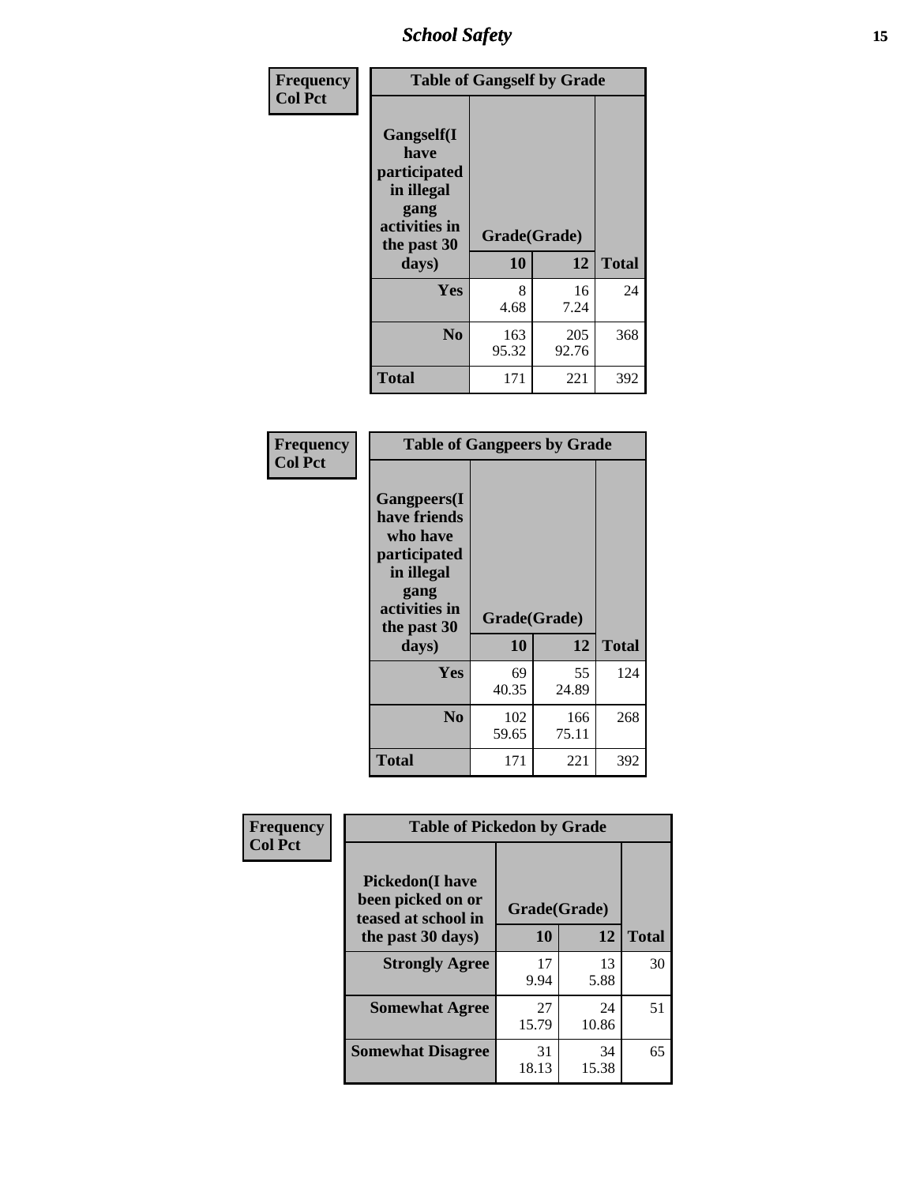| Frequency Col Pct |
|---|

| Table of Gangself by Grade | | | |
|---|---|---|---|
| Gangself(I have participated in illegal gang activities in the past 30 days) | Grade(Grade) | | |
| | 10 | 12 | Total |
| Yes | 8<br>4.68 | 16<br>7.24 | 24 |
| No | 163<br>95.32 | 205<br>92.76 | 368 |
| Total | 171 | 221 | 392 |

| Frequency Col Pct |
|---|

| Table of Gangpeers by Grade | | | |
|---|---|---|---|
| Gangpeers(I have friends who have participated in illegal gang activities in the past 30 days) | Grade(Grade) | | |
| | 10 | 12 | Total |
| Yes | 69<br>40.35 | 55<br>24.89 | 124 |
| No | 102<br>59.65 | 166<br>75.11 | 268 |
| Total | 171 | 221 | 392 |

| Frequency Col Pct |
|---|

| Table of Pickedon by Grade | | | |
|---|---|---|---|
| Pickedon(I have been picked on or teased at school in the past 30 days) | Grade(Grade) | | |
| | 10 | 12 | Total |
| Strongly Agree | 17<br>9.94 | 13<br>5.88 | 30 |
| Somewhat Agree | 27<br>15.79 | 24<br>10.86 | 51 |
| Somewhat Disagree | 31<br>18.13 | 34<br>15.38 | 65 |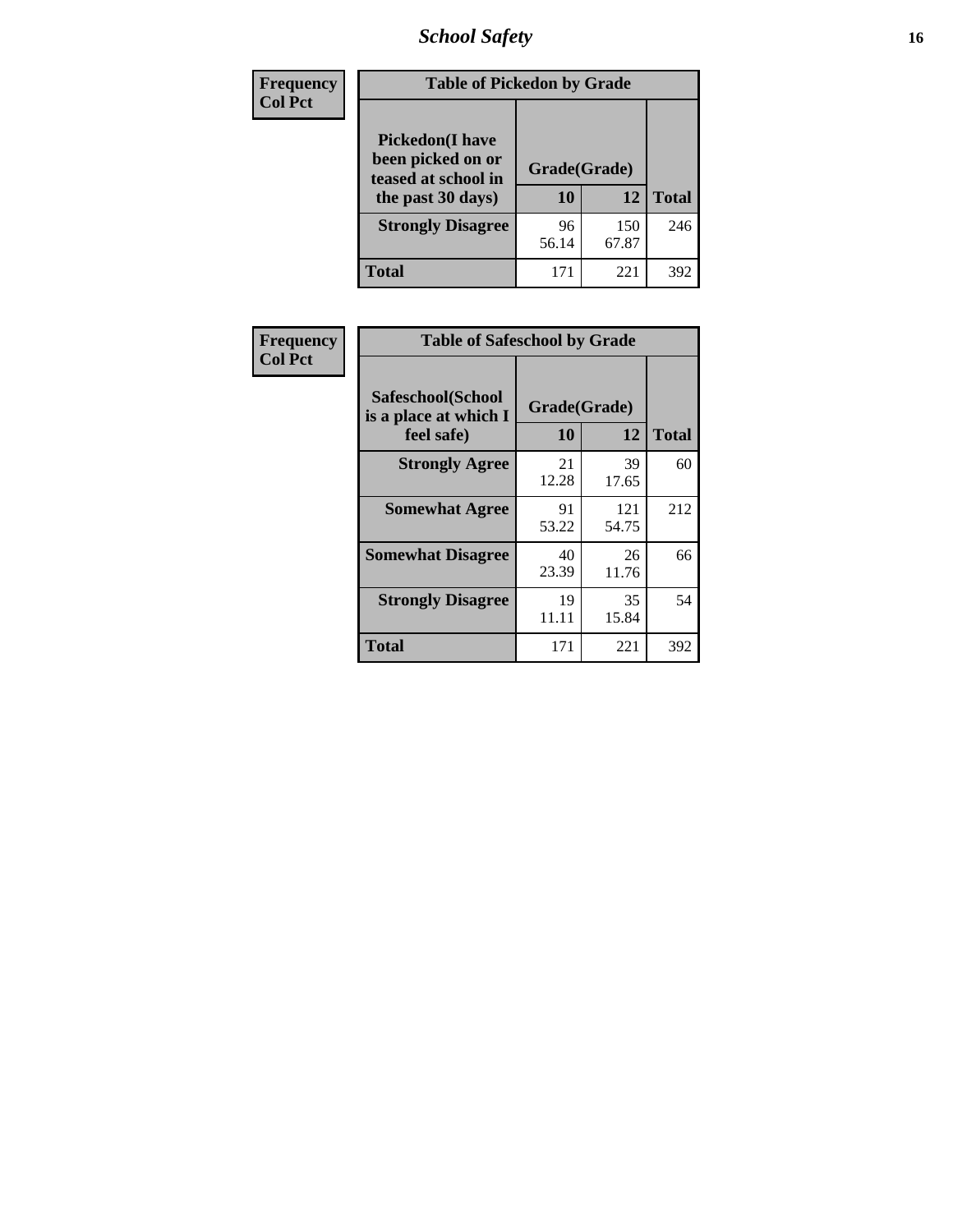# School Safety

Frequency
Col Pct

| Table of Pickedon by Grade | | | |
|---|---|---|---|
| Pickedon(I have been picked on or teased at school in the past 30 days) | Grade(Grade) | | |
| | 10 | 12 | Total |
| Strongly Disagree | 96<br>56.14 | 150<br>67.87 | 246 |
| Total | 171 | 221 | 392 |

Frequency
Col Pct

| Table of Safeschool by Grade | | | |
|---|---|---|---|
| Safeschool(School is a place at which I feel safe) | Grade(Grade) | | |
| | 10 | 12 | Total |
| Strongly Agree | 21<br>12.28 | 39<br>17.65 | 60 |
| Somewhat Agree | 91<br>53.22 | 121<br>54.75 | 212 |
| Somewhat Disagree | 40<br>23.39 | 26<br>11.76 | 66 |
| Strongly Disagree | 19<br>11.11 | 35<br>15.84 | 54 |
| Total | 171 | 221 | 392 |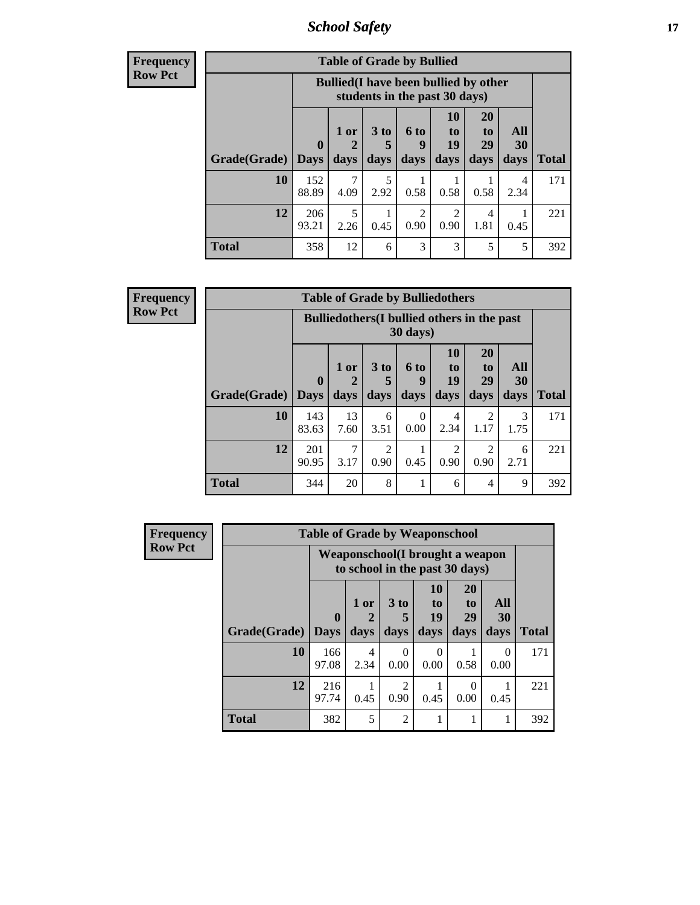## School Safety

**Frequency**
**Row Pct**

| Table of Grade by Bullied | | | | | | | | |
|---|---|---|---|---|---|---|---|---|
| | Bullied(I have been bullied by other students in the past 30 days) | | | | | | | |
| Grade(Grade) | 0 Days | 1 or 2 days | 3 to 5 days | 6 to 9 days | 10 to 19 days | 20 to 29 days | All 30 days | Total |
| **10** | 152<br>88.89 | 7<br>4.09 | 5<br>2.92 | 1<br>0.58 | 1<br>0.58 | 1<br>0.58 | 4<br>2.34 | 171 |
| **12** | 206<br>93.21 | 5<br>2.26 | 1<br>0.45 | 2<br>0.90 | 2<br>0.90 | 4<br>1.81 | 1<br>0.45 | 221 |
| **Total** | 358 | 12 | 6 | 3 | 3 | 5 | 5 | 392 |

**Frequency**
**Row Pct**

| Table of Grade by Bulliedothers | | | | | | | | |
|---|---|---|---|---|---|---|---|---|
| | Bulliedothers(I bullied others in the past 30 days) | | | | | | | |
| Grade(Grade) | 0 Days | 1 or 2 days | 3 to 5 days | 6 to 9 days | 10 to 19 days | 20 to 29 days | All 30 days | Total |
| **10** | 143<br>83.63 | 13<br>7.60 | 6<br>3.51 | 0<br>0.00 | 4<br>2.34 | 2<br>1.17 | 3<br>1.75 | 171 |
| **12** | 201<br>90.95 | 7<br>3.17 | 2<br>0.90 | 1<br>0.45 | 2<br>0.90 | 2<br>0.90 | 6<br>2.71 | 221 |
| **Total** | 344 | 20 | 8 | 1 | 6 | 4 | 9 | 392 |

**Frequency**
**Row Pct**

| Table of Grade by Weaponschool | | | | | | | |
|---|---|---|---|---|---|---|---|
| | Weaponschool(I brought a weapon to school in the past 30 days) | | | | | | |
| Grade(Grade) | 0 Days | 1 or 2 days | 3 to 5 days | 10 to 19 days | 20 to 29 days | All 30 days | Total |
| **10** | 166<br>97.08 | 4<br>2.34 | 0<br>0.00 | 0<br>0.00 | 1<br>0.58 | 0<br>0.00 | 171 |
| **12** | 216<br>97.74 | 1<br>0.45 | 2<br>0.90 | 1<br>0.45 | 0<br>0.00 | 1<br>0.45 | 221 |
| **Total** | 382 | 5 | 2 | 1 | 1 | 1 | 392 |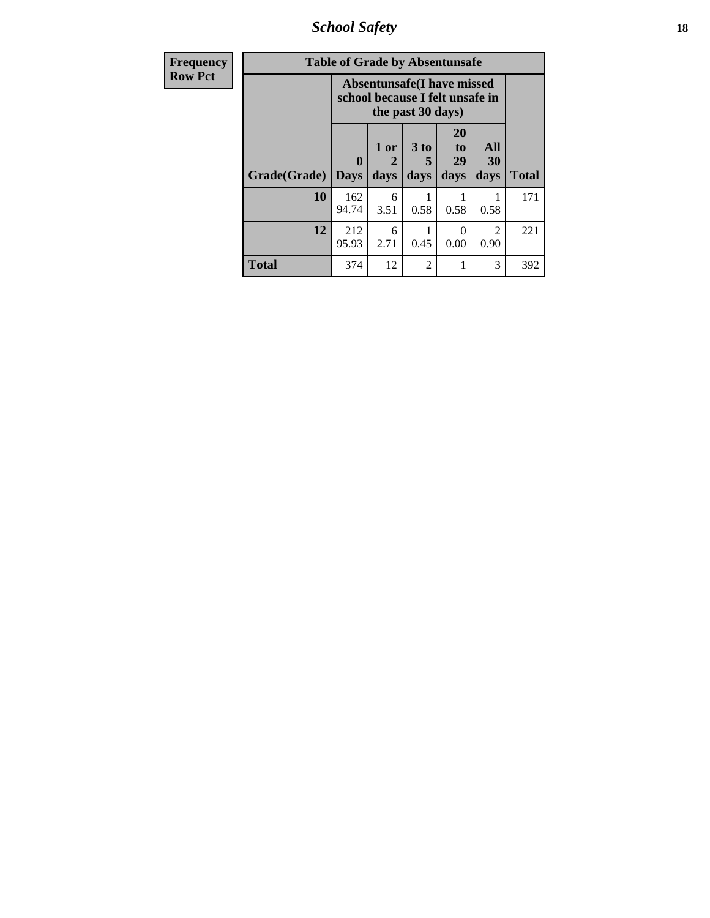| Frequency<br>Row Pct |
|---|

**Table of Grade by Absentunsafe**

| | Absentunsafe(I have missed school because I felt unsafe in the past 30 days) | | | | | |
|---|---|---|---|---|---|---|
| Grade(Grade) | 0 Days | 1 or 2 days | 3 to 5 days | 20 to 29 days | All 30 days | Total |
| 10 | 162<br>94.74 | 6<br>3.51 | 1<br>0.58 | 1<br>0.58 | 1<br>0.58 | 171 |
| 12 | 212<br>95.93 | 6<br>2.71 | 1<br>0.45 | 0<br>0.00 | 2<br>0.90 | 221 |
| Total | 374 | 12 | 2 | 1 | 3 | 392 |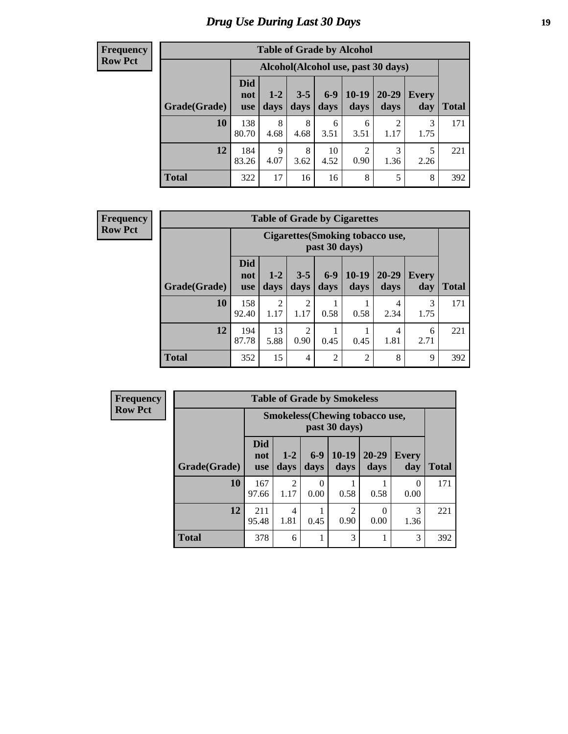# Drug Use During Last 30 Days

**Frequency**
**Row Pct**

| Table of Grade by Alcohol | | | | | | | | |
|---|---|---|---|---|---|---|---|---|
| | Alcohol(Alcohol use, past 30 days) | | | | | | | |
| Grade(Grade) | Did not use | 1-2 days | 3-5 days | 6-9 days | 10-19 days | 20-29 days | Every day | Total |
| **10** | 138<br>80.70 | 8<br>4.68 | 8<br>4.68 | 6<br>3.51 | 6<br>3.51 | 2<br>1.17 | 3<br>1.75 | 171 |
| **12** | 184<br>83.26 | 9<br>4.07 | 8<br>3.62 | 10<br>4.52 | 2<br>0.90 | 3<br>1.36 | 5<br>2.26 | 221 |
| **Total** | 322 | 17 | 16 | 16 | 8 | 5 | 8 | 392 |

**Frequency**
**Row Pct**

| Table of Grade by Cigarettes | | | | | | | | |
|---|---|---|---|---|---|---|---|---|
| | Cigarettes(Smoking tobacco use, past 30 days) | | | | | | | |
| Grade(Grade) | Did not use | 1-2 days | 3-5 days | 6-9 days | 10-19 days | 20-29 days | Every day | Total |
| **10** | 158<br>92.40 | 2<br>1.17 | 2<br>1.17 | 1<br>0.58 | 1<br>0.58 | 4<br>2.34 | 3<br>1.75 | 171 |
| **12** | 194<br>87.78 | 13<br>5.88 | 2<br>0.90 | 1<br>0.45 | 1<br>0.45 | 4<br>1.81 | 6<br>2.71 | 221 |
| **Total** | 352 | 15 | 4 | 2 | 2 | 8 | 9 | 392 |

**Frequency**
**Row Pct**

| Table of Grade by Smokeless | | | | | | | |
|---|---|---|---|---|---|---|---|
| | Smokeless(Chewing tobacco use, past 30 days) | | | | | | |
| Grade(Grade) | Did not use | 1-2 days | 6-9 days | 10-19 days | 20-29 days | Every day | Total |
| **10** | 167<br>97.66 | 2<br>1.17 | 0<br>0.00 | 1<br>0.58 | 1<br>0.58 | 0<br>0.00 | 171 |
| **12** | 211<br>95.48 | 4<br>1.81 | 1<br>0.45 | 2<br>0.90 | 0<br>0.00 | 3<br>1.36 | 221 |
| **Total** | 378 | 6 | 1 | 3 | 1 | 3 | 392 |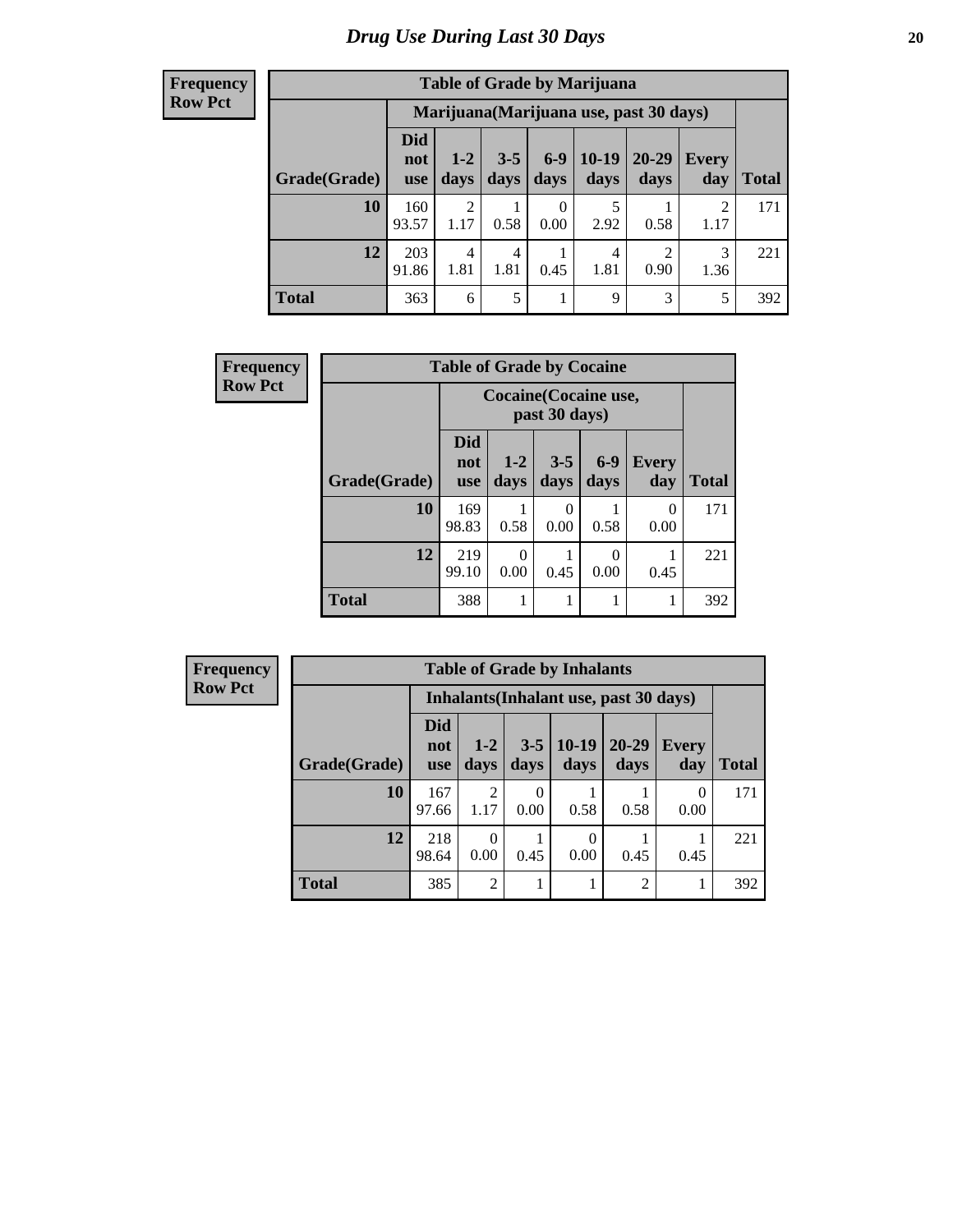# Drug Use During Last 30 Days

**Frequency**
**Row Pct**

| Table of Grade by Marijuana | | | | | | | | |
|---|---|---|---|---|---|---|---|---|
| | Marijuana(Marijuana use, past 30 days) | | | | | | | |
| Grade(Grade) | Did not use | 1-2 days | 3-5 days | 6-9 days | 10-19 days | 20-29 days | Every day | Total |
| 10 | 160<br>93.57 | 2<br>1.17 | 1<br>0.58 | 0<br>0.00 | 5<br>2.92 | 1<br>0.58 | 2<br>1.17 | 171 |
| 12 | 203<br>91.86 | 4<br>1.81 | 4<br>1.81 | 1<br>0.45 | 4<br>1.81 | 2<br>0.90 | 3<br>1.36 | 221 |
| Total | 363 | 6 | 5 | 1 | 9 | 3 | 5 | 392 |

**Frequency**
**Row Pct**

| Table of Grade by Cocaine | | | | | | |
|---|---|---|---|---|---|---|
| | Cocaine(Cocaine use, past 30 days) | | | | | |
| Grade(Grade) | Did not use | 1-2 days | 3-5 days | 6-9 days | Every day | Total |
| 10 | 169<br>98.83 | 1<br>0.58 | 0<br>0.00 | 1<br>0.58 | 0<br>0.00 | 171 |
| 12 | 219<br>99.10 | 0<br>0.00 | 1<br>0.45 | 0<br>0.00 | 1<br>0.45 | 221 |
| Total | 388 | 1 | 1 | 1 | 1 | 392 |

**Frequency**
**Row Pct**

| Table of Grade by Inhalants | | | | | | | |
|---|---|---|---|---|---|---|---|
| | Inhalants(Inhalant use, past 30 days) | | | | | | |
| Grade(Grade) | Did not use | 1-2 days | 3-5 days | 10-19 days | 20-29 days | Every day | Total |
| 10 | 167<br>97.66 | 2<br>1.17 | 0<br>0.00 | 1<br>0.58 | 1<br>0.58 | 0<br>0.00 | 171 |
| 12 | 218<br>98.64 | 0<br>0.00 | 1<br>0.45 | 0<br>0.00 | 1<br>0.45 | 1<br>0.45 | 221 |
| Total | 385 | 2 | 1 | 1 | 2 | 1 | 392 |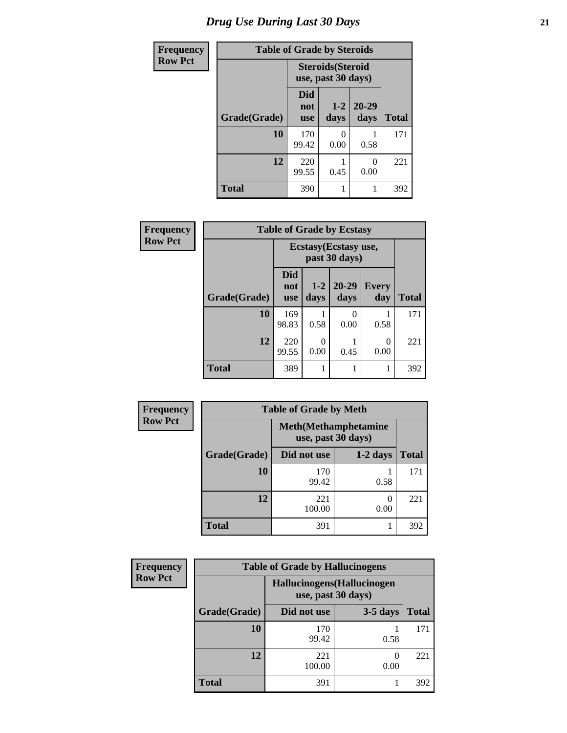# Drug Use During Last 30 Days

| Frequency Row Pct | | | | |
|---|---|---|---|---|
| **Table of Grade by Steroids** | | | | |
| | **Steroids(Steroid use, past 30 days)** | | | |
| **Grade(Grade)** | **Did not use** | **1-2 days** | **20-29 days** | **Total** |
| **10** | 170<br>99.42 | 0<br>0.00 | 1<br>0.58 | 171 |
| **12** | 220<br>99.55 | 1<br>0.45 | 0<br>0.00 | 221 |
| **Total** | 390 | 1 | 1 | 392 |

| Frequency Row Pct | | | | | |
|---|---|---|---|---|---|
| **Table of Grade by Ecstasy** | | | | | |
| | **Ecstasy(Ecstasy use, past 30 days)** | | | | |
| **Grade(Grade)** | **Did not use** | **1-2 days** | **20-29 days** | **Every day** | **Total** |
| **10** | 169<br>98.83 | 1<br>0.58 | 0<br>0.00 | 1<br>0.58 | 171 |
| **12** | 220<br>99.55 | 0<br>0.00 | 1<br>0.45 | 0<br>0.00 | 221 |
| **Total** | 389 | 1 | 1 | 1 | 392 |

| Frequency Row Pct | | | |
|---|---|---|---|
| **Table of Grade by Meth** | | | |
| | **Meth(Methamphetamine use, past 30 days)** | | |
| **Grade(Grade)** | **Did not use** | **1-2 days** | **Total** |
| **10** | 170<br>99.42 | 1<br>0.58 | 171 |
| **12** | 221<br>100.00 | 0<br>0.00 | 221 |
| **Total** | 391 | 1 | 392 |

| Frequency Row Pct | | | |
|---|---|---|---|
| **Table of Grade by Hallucinogens** | | | |
| | **Hallucinogens(Hallucinogen use, past 30 days)** | | |
| **Grade(Grade)** | **Did not use** | **3-5 days** | **Total** |
| **10** | 170<br>99.42 | 1<br>0.58 | 171 |
| **12** | 221<br>100.00 | 0<br>0.00 | 221 |
| **Total** | 391 | 1 | 392 |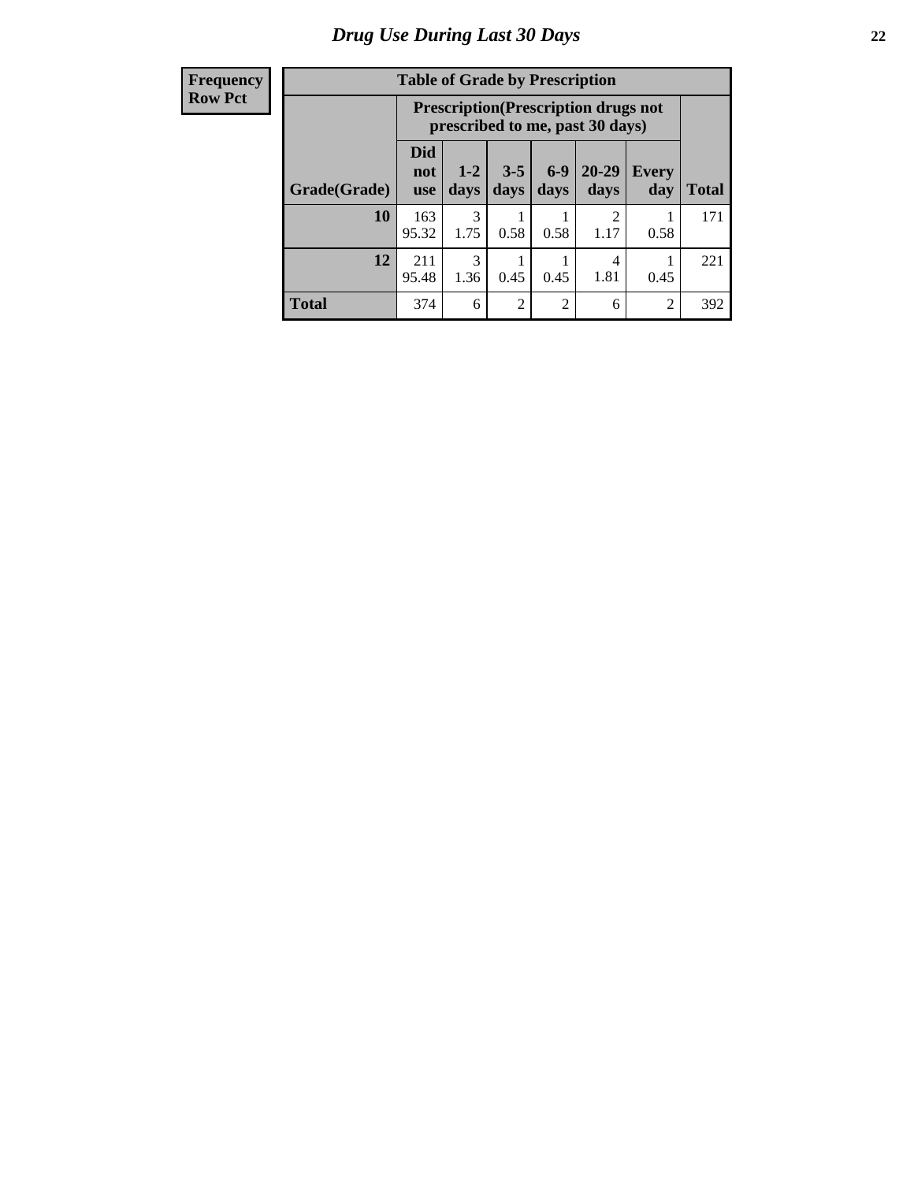# Drug Use During Last 30 Days

| Frequency<br>Row Pct | Table of Grade by Prescription | | | | | | |
|---|---|---|---|---|---|---|---|
| | Prescription(Prescription drugs not prescribed to me, past 30 days) | | | | | | |
| Grade(Grade) | Did not use | 1-2 days | 3-5 days | 6-9 days | 20-29 days | Every day | Total |
| 10 | 163<br>95.32 | 3<br>1.75 | 1<br>0.58 | 1<br>0.58 | 2<br>1.17 | 1<br>0.58 | 171 |
| 12 | 211<br>95.48 | 3<br>1.36 | 1<br>0.45 | 1<br>0.45 | 4<br>1.81 | 1<br>0.45 | 221 |
| Total | 374 | 6 | 2 | 2 | 6 | 2 | 392 |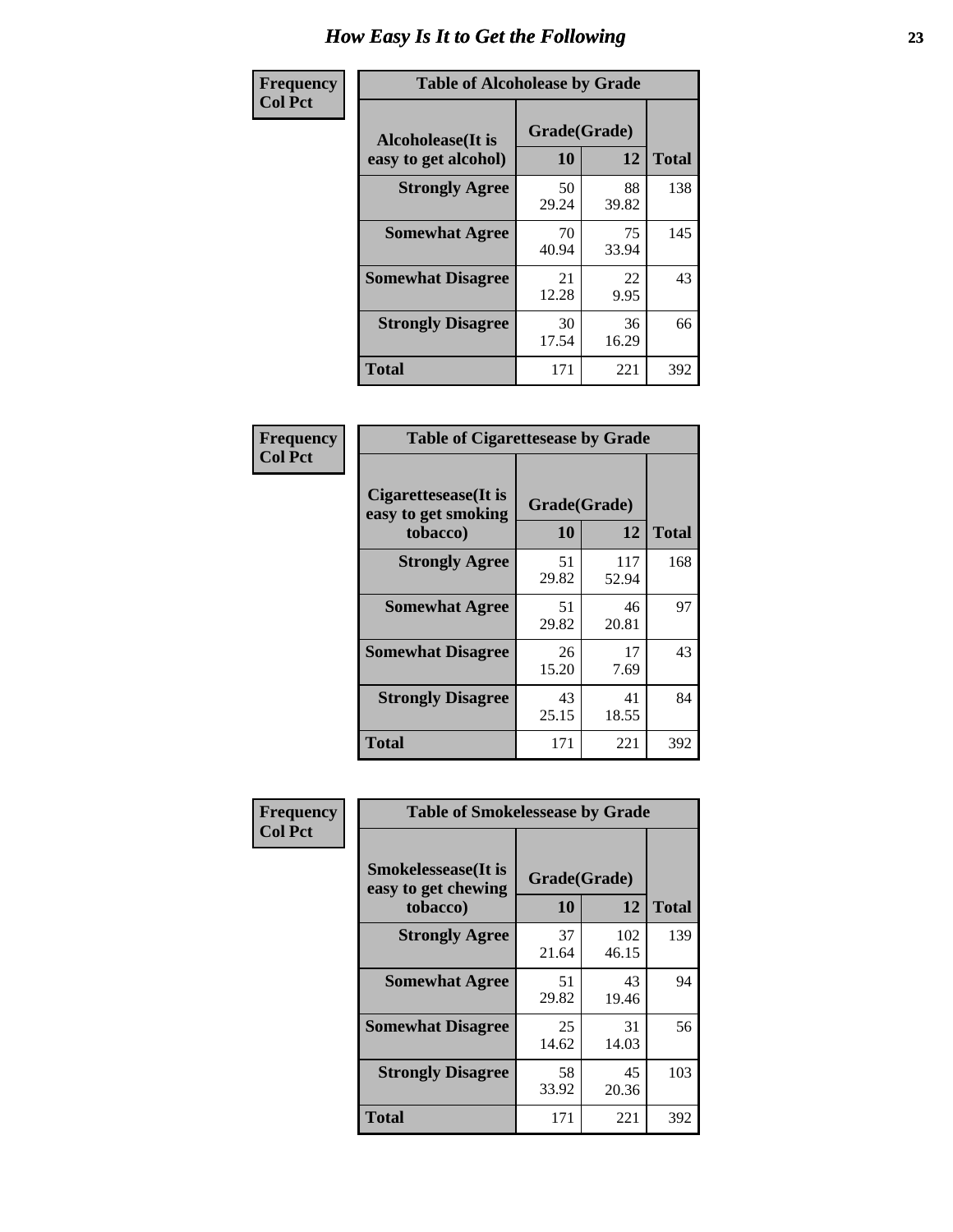# How Easy Is It to Get the Following

**Frequency**
**Col Pct**

**Table of Alcoholease by Grade**

| Alcoholease(It is easy to get alcohol) | Grade(Grade) | | Total |
|---|---|---|---|
| | 10 | 12 | |
| **Strongly Agree** | 50<br>29.24 | 88<br>39.82 | 138 |
| **Somewhat Agree** | 70<br>40.94 | 75<br>33.94 | 145 |
| **Somewhat Disagree** | 21<br>12.28 | 22<br>9.95 | 43 |
| **Strongly Disagree** | 30<br>17.54 | 36<br>16.29 | 66 |
| **Total** | 171 | 221 | 392 |

**Frequency**
**Col Pct**

**Table of Cigarettesease by Grade**

| Cigarettesease(It is easy to get smoking tobacco) | Grade(Grade) | | Total |
|---|---|---|---|
| | 10 | 12 | |
| **Strongly Agree** | 51<br>29.82 | 117<br>52.94 | 168 |
| **Somewhat Agree** | 51<br>29.82 | 46<br>20.81 | 97 |
| **Somewhat Disagree** | 26<br>15.20 | 17<br>7.69 | 43 |
| **Strongly Disagree** | 43<br>25.15 | 41<br>18.55 | 84 |
| **Total** | 171 | 221 | 392 |

**Frequency**
**Col Pct**

**Table of Smokelessease by Grade**

| Smokelessease(It is easy to get chewing tobacco) | Grade(Grade) | | Total |
|---|---|---|---|
| | 10 | 12 | |
| **Strongly Agree** | 37<br>21.64 | 102<br>46.15 | 139 |
| **Somewhat Agree** | 51<br>29.82 | 43<br>19.46 | 94 |
| **Somewhat Disagree** | 25<br>14.62 | 31<br>14.03 | 56 |
| **Strongly Disagree** | 58<br>33.92 | 45<br>20.36 | 103 |
| **Total** | 171 | 221 | 392 |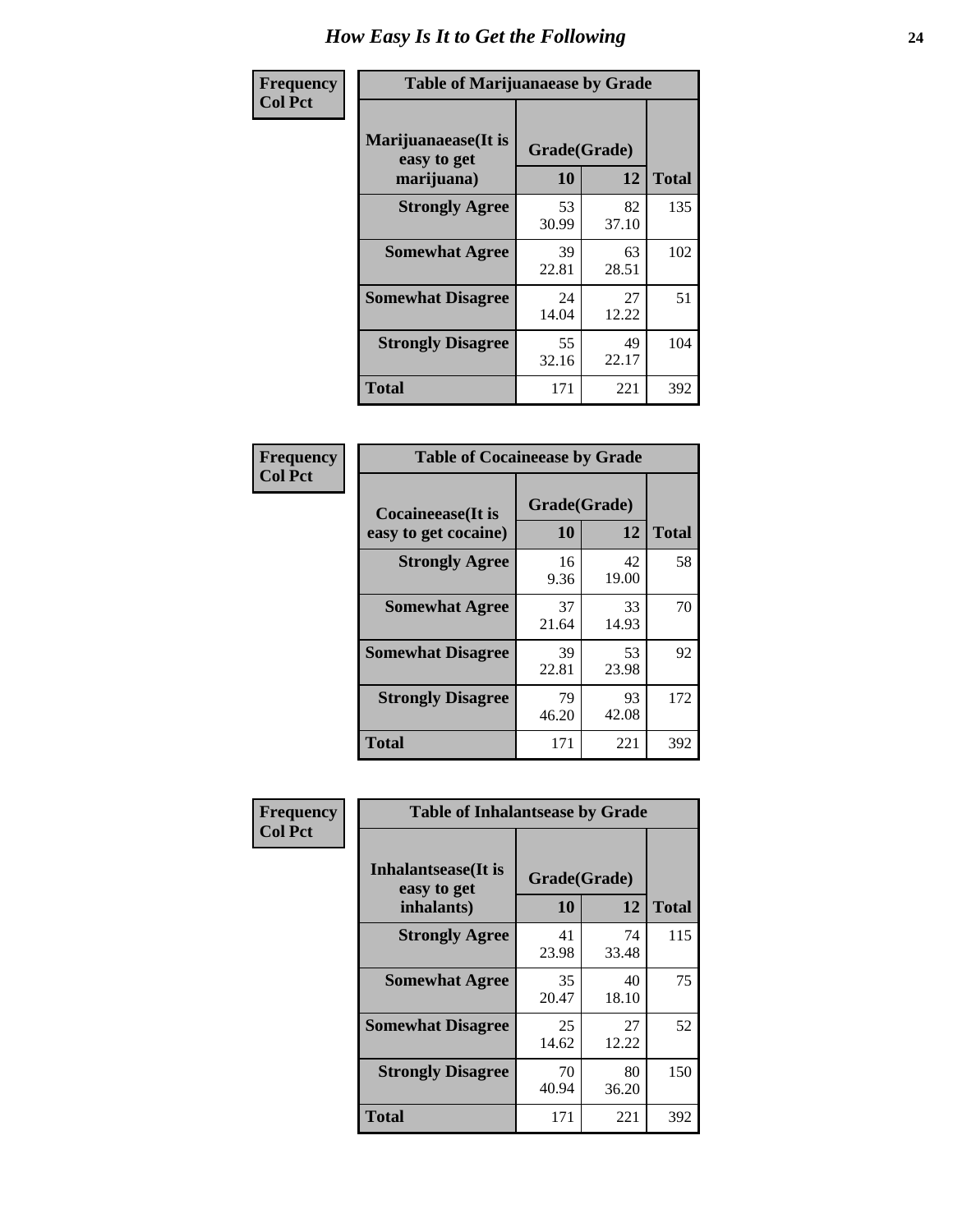# How Easy Is It to Get the Following

**Frequency**
**Col Pct**

**Table of Marijuanaease by Grade**

| Marijuanaease(It is easy to get marijuana) | Grade(Grade) | | Total |
|---|---|---|---|
| | 10 | 12 | |
| **Strongly Agree** | 53<br>30.99 | 82<br>37.10 | 135 |
| **Somewhat Agree** | 39<br>22.81 | 63<br>28.51 | 102 |
| **Somewhat Disagree** | 24<br>14.04 | 27<br>12.22 | 51 |
| **Strongly Disagree** | 55<br>32.16 | 49<br>22.17 | 104 |
| **Total** | 171 | 221 | 392 |

**Frequency**
**Col Pct**

**Table of Cocaineease by Grade**

| Cocaineease(It is easy to get cocaine) | Grade(Grade) | | Total |
|---|---|---|---|
| | 10 | 12 | |
| **Strongly Agree** | 16<br>9.36 | 42<br>19.00 | 58 |
| **Somewhat Agree** | 37<br>21.64 | 33<br>14.93 | 70 |
| **Somewhat Disagree** | 39<br>22.81 | 53<br>23.98 | 92 |
| **Strongly Disagree** | 79<br>46.20 | 93<br>42.08 | 172 |
| **Total** | 171 | 221 | 392 |

**Frequency**
**Col Pct**

**Table of Inhalantsease by Grade**

| Inhalantsease(It is easy to get inhalants) | Grade(Grade) | | Total |
|---|---|---|---|
| | 10 | 12 | |
| **Strongly Agree** | 41<br>23.98 | 74<br>33.48 | 115 |
| **Somewhat Agree** | 35<br>20.47 | 40<br>18.10 | 75 |
| **Somewhat Disagree** | 25<br>14.62 | 27<br>12.22 | 52 |
| **Strongly Disagree** | 70<br>40.94 | 80<br>36.20 | 150 |
| **Total** | 171 | 221 | 392 |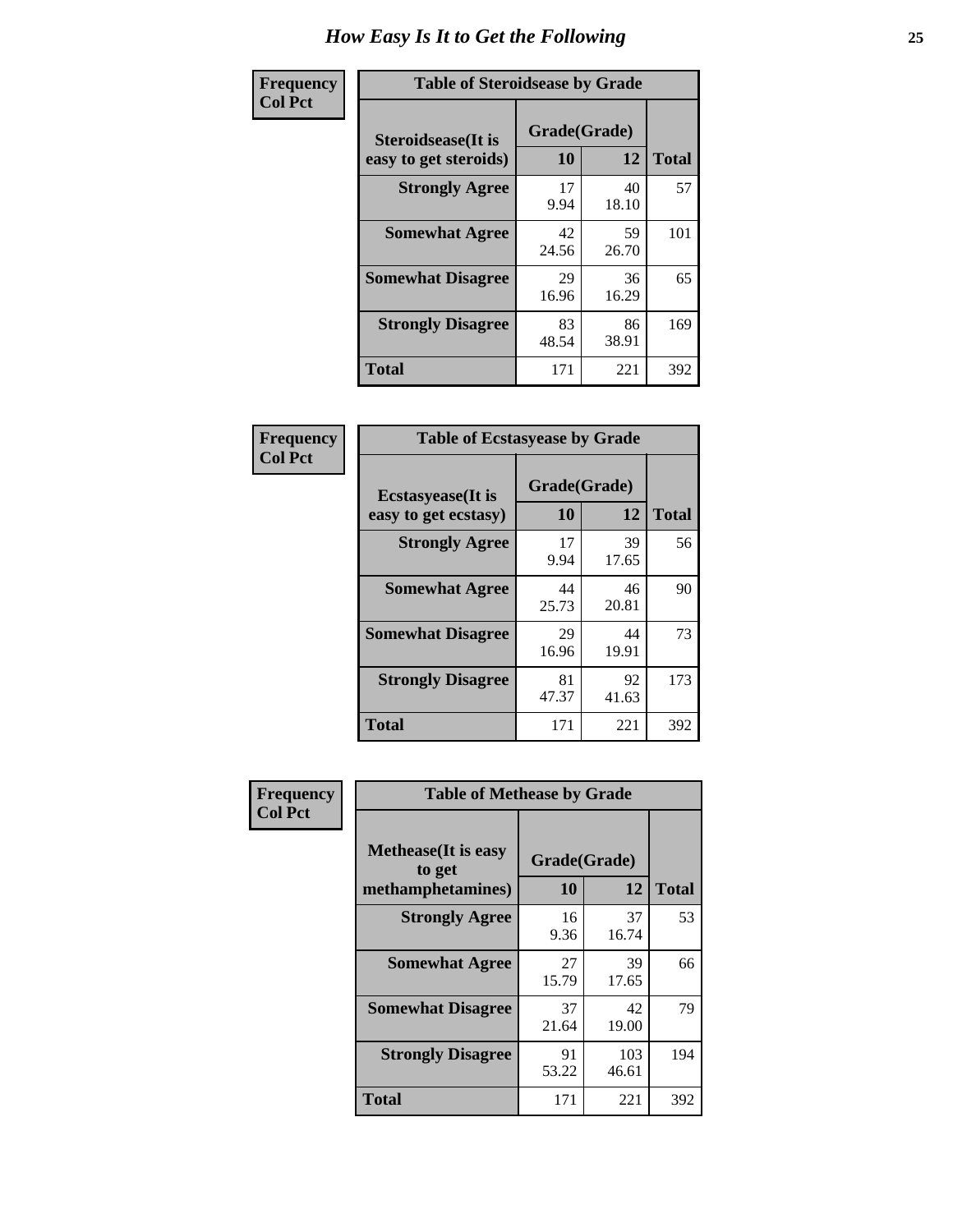# How Easy Is It to Get the Following

**Frequency**
**Col Pct**

**Table of Steroidsease by Grade**

| Steroidsease(It is easy to get steroids) | Grade(Grade) | | Total |
|---|---|---|---|
| | 10 | 12 | |
| Strongly Agree | 17<br>9.94 | 40<br>18.10 | 57 |
| Somewhat Agree | 42<br>24.56 | 59<br>26.70 | 101 |
| Somewhat Disagree | 29<br>16.96 | 36<br>16.29 | 65 |
| Strongly Disagree | 83<br>48.54 | 86<br>38.91 | 169 |
| Total | 171 | 221 | 392 |

**Frequency**
**Col Pct**

**Table of Ecstasyease by Grade**

| Ecstasyease(It is easy to get ecstasy) | Grade(Grade) | | Total |
|---|---|---|---|
| | 10 | 12 | |
| Strongly Agree | 17<br>9.94 | 39<br>17.65 | 56 |
| Somewhat Agree | 44<br>25.73 | 46<br>20.81 | 90 |
| Somewhat Disagree | 29<br>16.96 | 44<br>19.91 | 73 |
| Strongly Disagree | 81<br>47.37 | 92<br>41.63 | 173 |
| Total | 171 | 221 | 392 |

**Frequency**
**Col Pct**

**Table of Methease by Grade**

| Methease(It is easy to get methamphetamines) | Grade(Grade) | | Total |
|---|---|---|---|
| | 10 | 12 | |
| Strongly Agree | 16<br>9.36 | 37<br>16.74 | 53 |
| Somewhat Agree | 27<br>15.79 | 39<br>17.65 | 66 |
| Somewhat Disagree | 37<br>21.64 | 42<br>19.00 | 79 |
| Strongly Disagree | 91<br>53.22 | 103<br>46.61 | 194 |
| Total | 171 | 221 | 392 |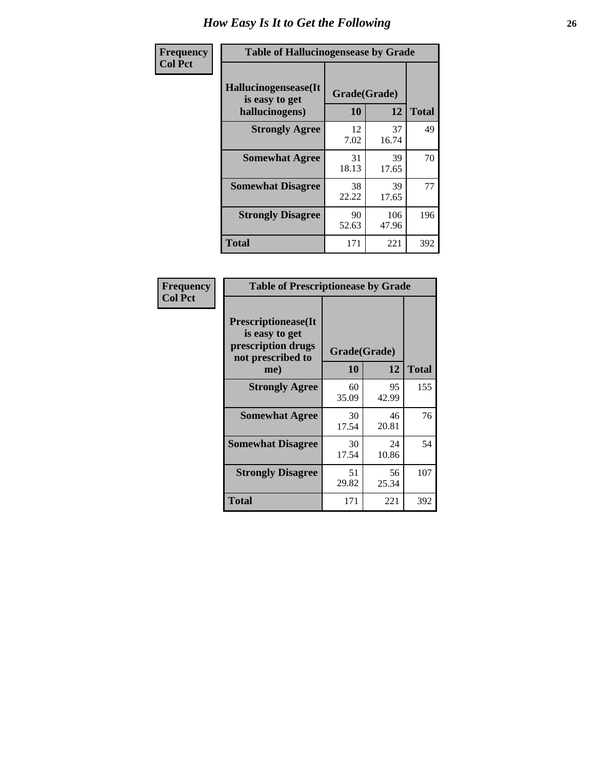# How Easy Is It to Get the Following

Frequency
Col Pct

**Table of Hallucinogensease by Grade**

| Hallucinogensease(It is easy to get hallucinogens) | Grade(Grade) 10 | 12 | Total |
|---|---|---|---|
| **Strongly Agree** | 12<br>7.02 | 37<br>16.74 | 49 |
| **Somewhat Agree** | 31<br>18.13 | 39<br>17.65 | 70 |
| **Somewhat Disagree** | 38<br>22.22 | 39<br>17.65 | 77 |
| **Strongly Disagree** | 90<br>52.63 | 106<br>47.96 | 196 |
| **Total** | 171 | 221 | 392 |

Frequency
Col Pct

**Table of Prescriptionease by Grade**

| Prescriptionease(It is easy to get prescription drugs not prescribed to me) | Grade(Grade) 10 | 12 | Total |
|---|---|---|---|
| **Strongly Agree** | 60<br>35.09 | 95<br>42.99 | 155 |
| **Somewhat Agree** | 30<br>17.54 | 46<br>20.81 | 76 |
| **Somewhat Disagree** | 30<br>17.54 | 24<br>10.86 | 54 |
| **Strongly Disagree** | 51<br>29.82 | 56<br>25.34 | 107 |
| **Total** | 171 | 221 | 392 |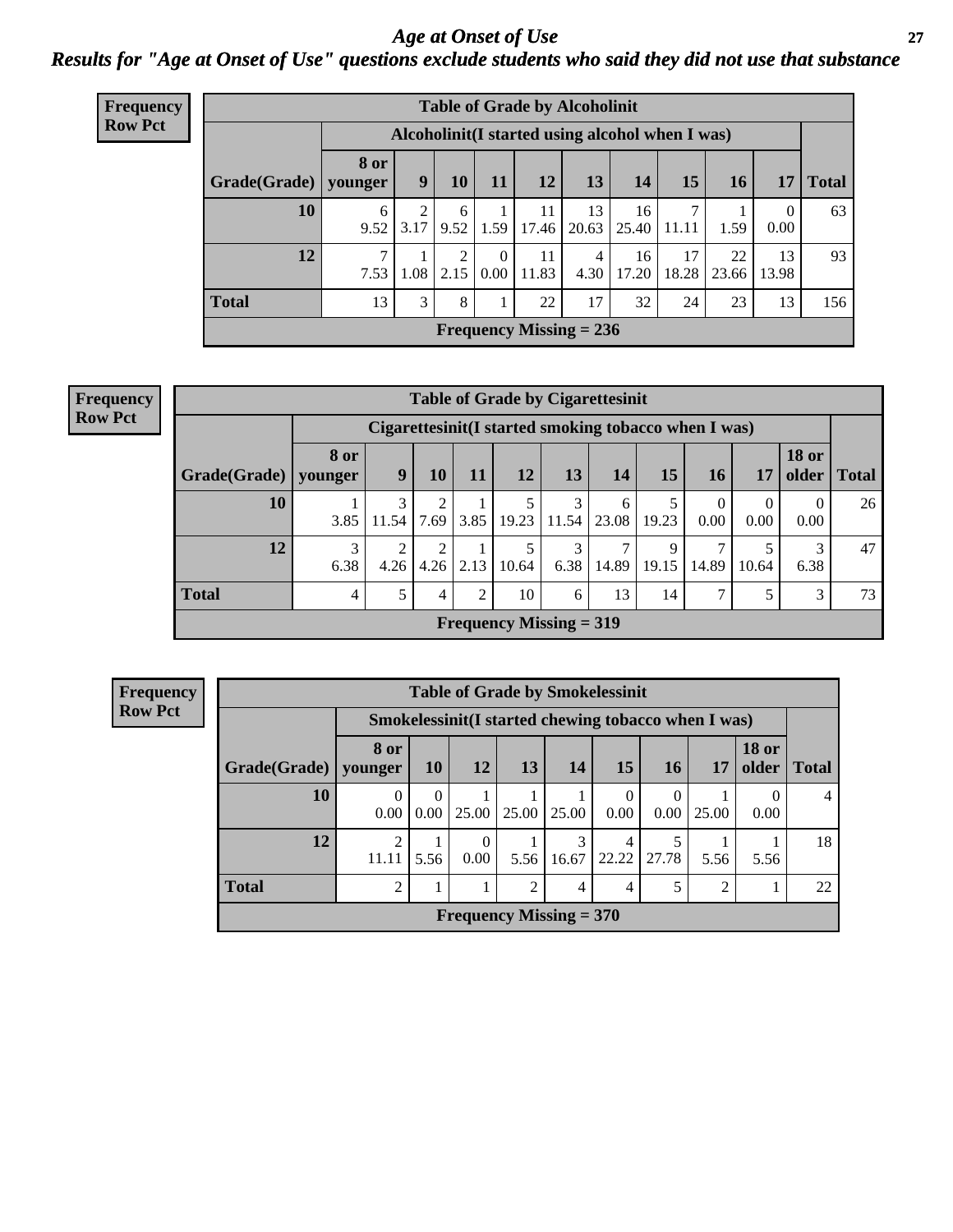# *Age at Onset of Use*

## *Results for "Age at Onset of Use" questions exclude students who said they did not use that substance*

**Frequency Row Pct**

| Table of Grade by Alcoholinit | | | | | | | | | | | |
|---|---|---|---|---|---|---|---|---|---|---|---|
| | Alcoholinit(I started using alcohol when I was) | | | | | | | | | | |
| Grade(Grade) | 8 or younger | 9 | 10 | 11 | 12 | 13 | 14 | 15 | 16 | 17 | Total |
| **10** | 6<br>9.52 | 2<br>3.17 | 6<br>9.52 | 1<br>1.59 | 11<br>17.46 | 13<br>20.63 | 16<br>25.40 | 7<br>11.11 | 1<br>1.59 | 0<br>0.00 | 63 |
| **12** | 7<br>7.53 | 1<br>1.08 | 2<br>2.15 | 0<br>0.00 | 11<br>11.83 | 4<br>4.30 | 16<br>17.20 | 17<br>18.28 | 22<br>23.66 | 13<br>13.98 | 93 |
| **Total** | 13 | 3 | 8 | 1 | 22 | 17 | 32 | 24 | 23 | 13 | 156 |
| Frequency Missing = 236 | | | | | | | | | | | |

**Frequency Row Pct**

| Table of Grade by Cigarettesinit | | | | | | | | | | | | |
|---|---|---|---|---|---|---|---|---|---|---|---|---|
| | Cigarettesinit(I started smoking tobacco when I was) | | | | | | | | | | | |
| Grade(Grade) | 8 or younger | 9 | 10 | 11 | 12 | 13 | 14 | 15 | 16 | 17 | 18 or older | Total |
| **10** | 1<br>3.85 | 3<br>11.54 | 2<br>7.69 | 1<br>3.85 | 5<br>19.23 | 3<br>11.54 | 6<br>23.08 | 5<br>19.23 | 0<br>0.00 | 0<br>0.00 | 0<br>0.00 | 26 |
| **12** | 3<br>6.38 | 2<br>4.26 | 2<br>4.26 | 1<br>2.13 | 5<br>10.64 | 3<br>6.38 | 7<br>14.89 | 9<br>19.15 | 7<br>14.89 | 5<br>10.64 | 3<br>6.38 | 47 |
| **Total** | 4 | 5 | 4 | 2 | 10 | 6 | 13 | 14 | 7 | 5 | 3 | 73 |
| Frequency Missing = 319 | | | | | | | | | | | | |

**Frequency Row Pct**

| Table of Grade by Smokelessinit | | | | | | | | | | |
|---|---|---|---|---|---|---|---|---|---|---|
| | Smokelessinit(I started chewing tobacco when I was) | | | | | | | | | |
| Grade(Grade) | 8 or younger | 10 | 12 | 13 | 14 | 15 | 16 | 17 | 18 or older | Total |
| **10** | 0<br>0.00 | 0<br>0.00 | 1<br>25.00 | 1<br>25.00 | 1<br>25.00 | 0<br>0.00 | 0<br>0.00 | 1<br>25.00 | 0<br>0.00 | 4 |
| **12** | 2<br>11.11 | 1<br>5.56 | 0<br>0.00 | 1<br>5.56 | 3<br>16.67 | 4<br>22.22 | 5<br>27.78 | 1<br>5.56 | 1<br>5.56 | 18 |
| **Total** | 2 | 1 | 1 | 2 | 4 | 4 | 5 | 2 | 1 | 22 |
| Frequency Missing = 370 | | | | | | | | | | |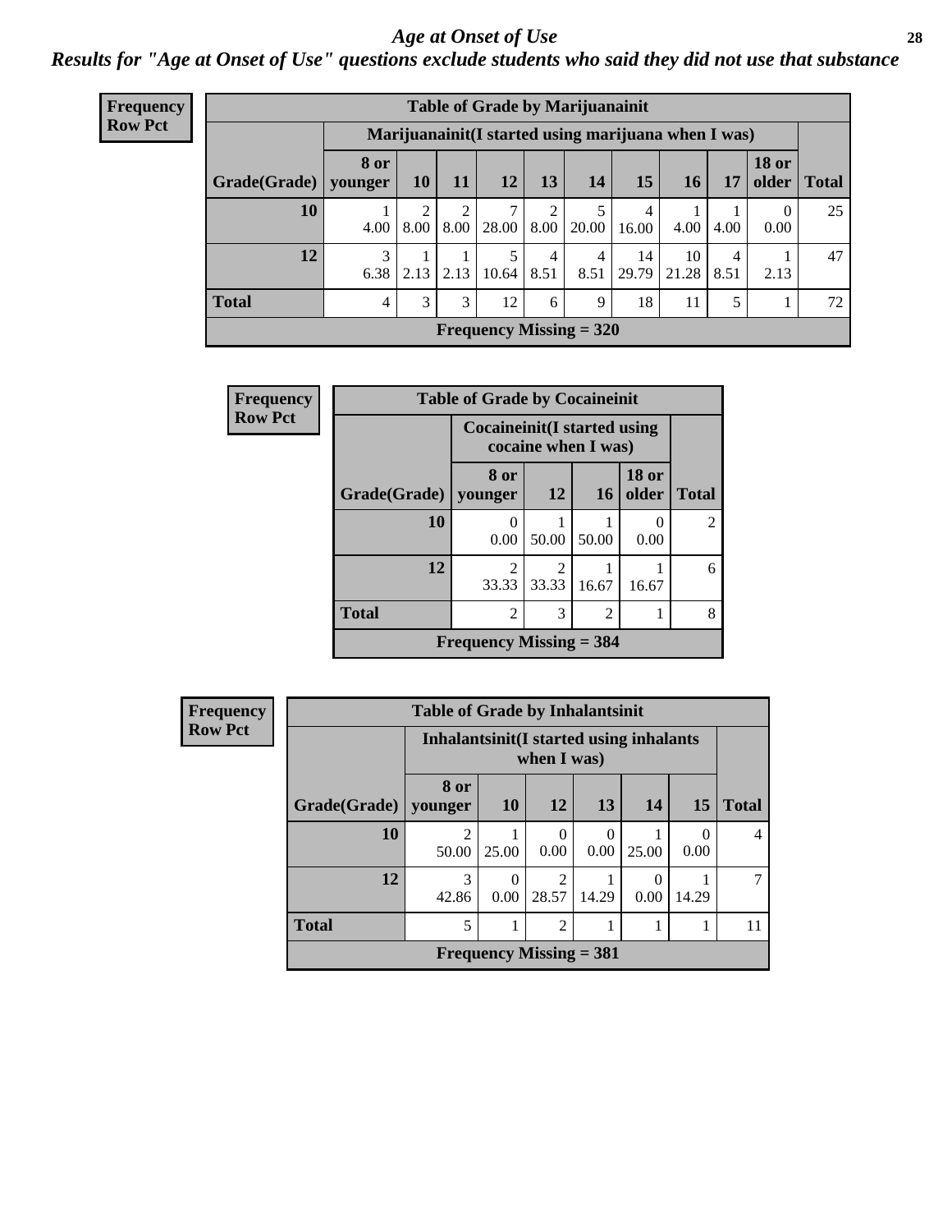# *Age at Onset of Use*

## *Results for "Age at Onset of Use" questions exclude students who said they did not use that substance*

**Frequency Row Pct**

| Table of Grade by Marijuanainit | | | | | | | | | | | |
|---|---|---|---|---|---|---|---|---|---|---|---|
| | Marijuanainit(I started using marijuana when I was) | | | | | | | | | | |
| Grade(Grade) | 8 or younger | 10 | 11 | 12 | 13 | 14 | 15 | 16 | 17 | 18 or older | Total |
| 10 | 1<br>4.00 | 2<br>8.00 | 2<br>8.00 | 7<br>28.00 | 2<br>8.00 | 5<br>20.00 | 4<br>16.00 | 1<br>4.00 | 1<br>4.00 | 0<br>0.00 | 25 |
| 12 | 3<br>6.38 | 1<br>2.13 | 1<br>2.13 | 5<br>10.64 | 4<br>8.51 | 4<br>8.51 | 14<br>29.79 | 10<br>21.28 | 4<br>8.51 | 1<br>2.13 | 47 |
| Total | 4 | 3 | 3 | 12 | 6 | 9 | 18 | 11 | 5 | 1 | 72 |
| Frequency Missing = 320 | | | | | | | | | | | |

**Frequency Row Pct**

| Table of Grade by Cocaineinit | | | | | |
|---|---|---|---|---|---|
| | Cocaineinit(I started using cocaine when I was) | | | | |
| Grade(Grade) | 8 or younger | 12 | 16 | 18 or older | Total |
| 10 | 0<br>0.00 | 1<br>50.00 | 1<br>50.00 | 0<br>0.00 | 2 |
| 12 | 2<br>33.33 | 2<br>33.33 | 1<br>16.67 | 1<br>16.67 | 6 |
| Total | 2 | 3 | 2 | 1 | 8 |
| Frequency Missing = 384 | | | | | |

**Frequency Row Pct**

| Table of Grade by Inhalantsinit | | | | | | | |
|---|---|---|---|---|---|---|---|
| | Inhalantsinit(I started using inhalants when I was) | | | | | | |
| Grade(Grade) | 8 or younger | 10 | 12 | 13 | 14 | 15 | Total |
| 10 | 2<br>50.00 | 1<br>25.00 | 0<br>0.00 | 0<br>0.00 | 1<br>25.00 | 0<br>0.00 | 4 |
| 12 | 3<br>42.86 | 0<br>0.00 | 2<br>28.57 | 1<br>14.29 | 0<br>0.00 | 1<br>14.29 | 7 |
| Total | 5 | 1 | 2 | 1 | 1 | 1 | 11 |
| Frequency Missing = 381 | | | | | | | |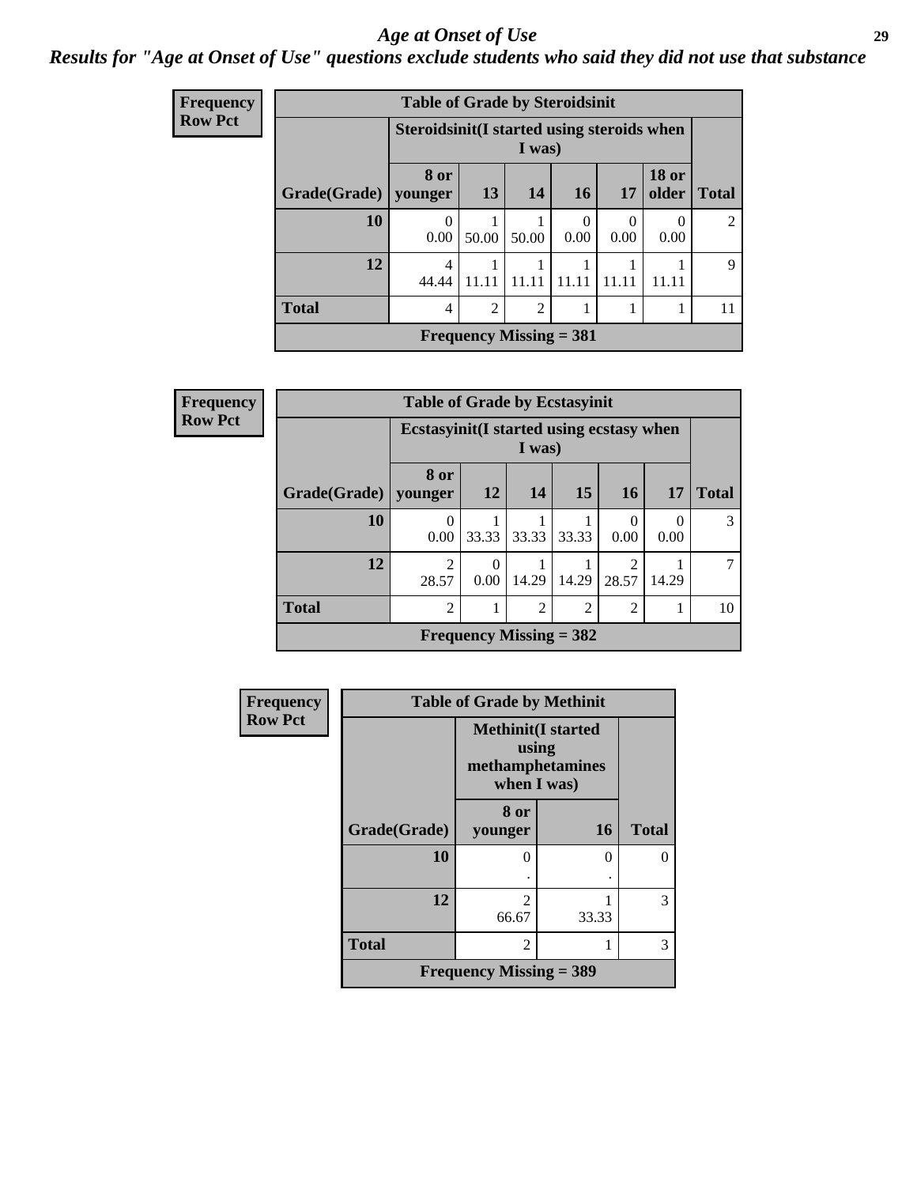# *Age at Onset of Use*

***Results for "Age at Onset of Use" questions exclude students who said they did not use that substance***

**Frequency**
**Row Pct**

**Table of Grade by Steroidsinit**

| Grade(Grade) | Steroidsinit(I started using steroids when I was) 8 or younger | 13 | 14 | 16 | 17 | 18 or older | Total |
|---|---|---|---|---|---|---|---|
| 10 | 0<br>0.00 | 1<br>50.00 | 1<br>50.00 | 0<br>0.00 | 0<br>0.00 | 0<br>0.00 | 2 |
| 12 | 4<br>44.44 | 1<br>11.11 | 1<br>11.11 | 1<br>11.11 | 1<br>11.11 | 1<br>11.11 | 9 |
| Total | 4 | 2 | 2 | 1 | 1 | 1 | 11 |

**Frequency Missing = 381**

**Frequency**
**Row Pct**

**Table of Grade by Ecstasyinit**

| Grade(Grade) | Ecstasyinit(I started using ecstasy when I was) 8 or younger | 12 | 14 | 15 | 16 | 17 | Total |
|---|---|---|---|---|---|---|---|
| 10 | 0<br>0.00 | 1<br>33.33 | 1<br>33.33 | 1<br>33.33 | 0<br>0.00 | 0<br>0.00 | 3 |
| 12 | 2<br>28.57 | 0<br>0.00 | 1<br>14.29 | 1<br>14.29 | 2<br>28.57 | 1<br>14.29 | 7 |
| Total | 2 | 1 | 2 | 2 | 2 | 1 | 10 |

**Frequency Missing = 382**

**Frequency**
**Row Pct**

**Table of Grade by Methinit**

| Grade(Grade) | Methinit(I started using methamphetamines when I was) 8 or younger | 16 | Total |
|---|---|---|---|
| 10 | 0<br>. | 0<br>. | 0 |
| 12 | 2<br>66.67 | 1<br>33.33 | 3 |
| Total | 2 | 1 | 3 |

**Frequency Missing = 389**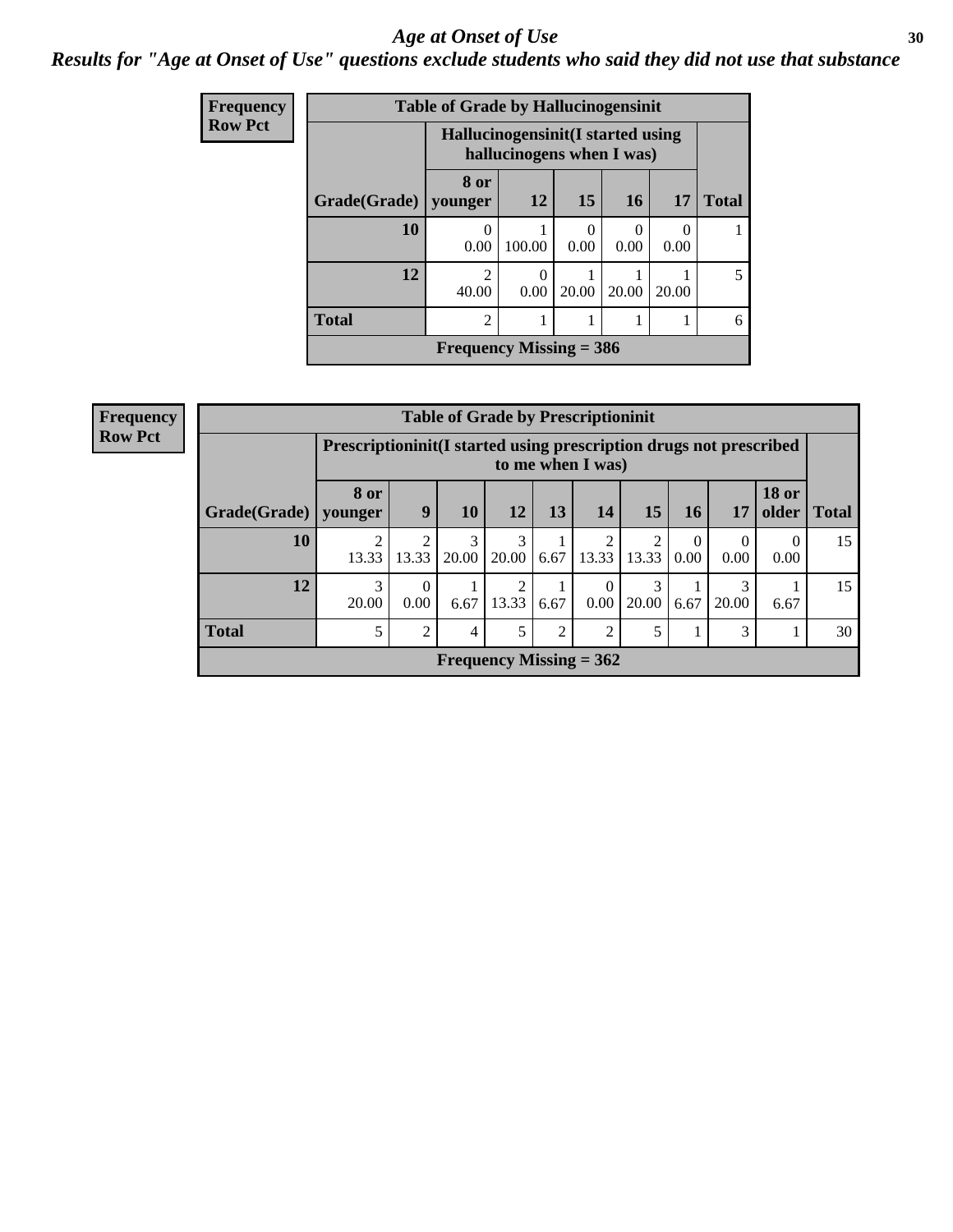# Age at Onset of Use

## Results for "Age at Onset of Use" questions exclude students who said they did not use that substance

**Frequency**
**Row Pct**

**Table of Grade by Hallucinogensinit**

| | Hallucinogensinit(I started using hallucinogens when I was) | | | | | |
|---|---|---|---|---|---|---|
| Grade(Grade) | 8 or younger | 12 | 15 | 16 | 17 | Total |
| 10 | 0<br>0.00 | 1<br>100.00 | 0<br>0.00 | 0<br>0.00 | 0<br>0.00 | 1 |
| 12 | 2<br>40.00 | 0<br>0.00 | 1<br>20.00 | 1<br>20.00 | 1<br>20.00 | 5 |
| Total | 2 | 1 | 1 | 1 | 1 | 6 |

**Frequency Missing = 386**

**Frequency**
**Row Pct**

**Table of Grade by Prescriptioninit**

| | Prescriptioninit(I started using prescription drugs not prescribed to me when I was) | | | | | | | | | | |
|---|---|---|---|---|---|---|---|---|---|---|---|
| Grade(Grade) | 8 or younger | 9 | 10 | 12 | 13 | 14 | 15 | 16 | 17 | 18 or older | Total |
| 10 | 2<br>13.33 | 2<br>13.33 | 3<br>20.00 | 3<br>20.00 | 1<br>6.67 | 2<br>13.33 | 2<br>13.33 | 0<br>0.00 | 0<br>0.00 | 0<br>0.00 | 15 |
| 12 | 3<br>20.00 | 0<br>0.00 | 1<br>6.67 | 2<br>13.33 | 1<br>6.67 | 0<br>0.00 | 3<br>20.00 | 1<br>6.67 | 3<br>20.00 | 1<br>6.67 | 15 |
| Total | 5 | 2 | 4 | 5 | 2 | 2 | 5 | 1 | 3 | 1 | 30 |

**Frequency Missing = 362**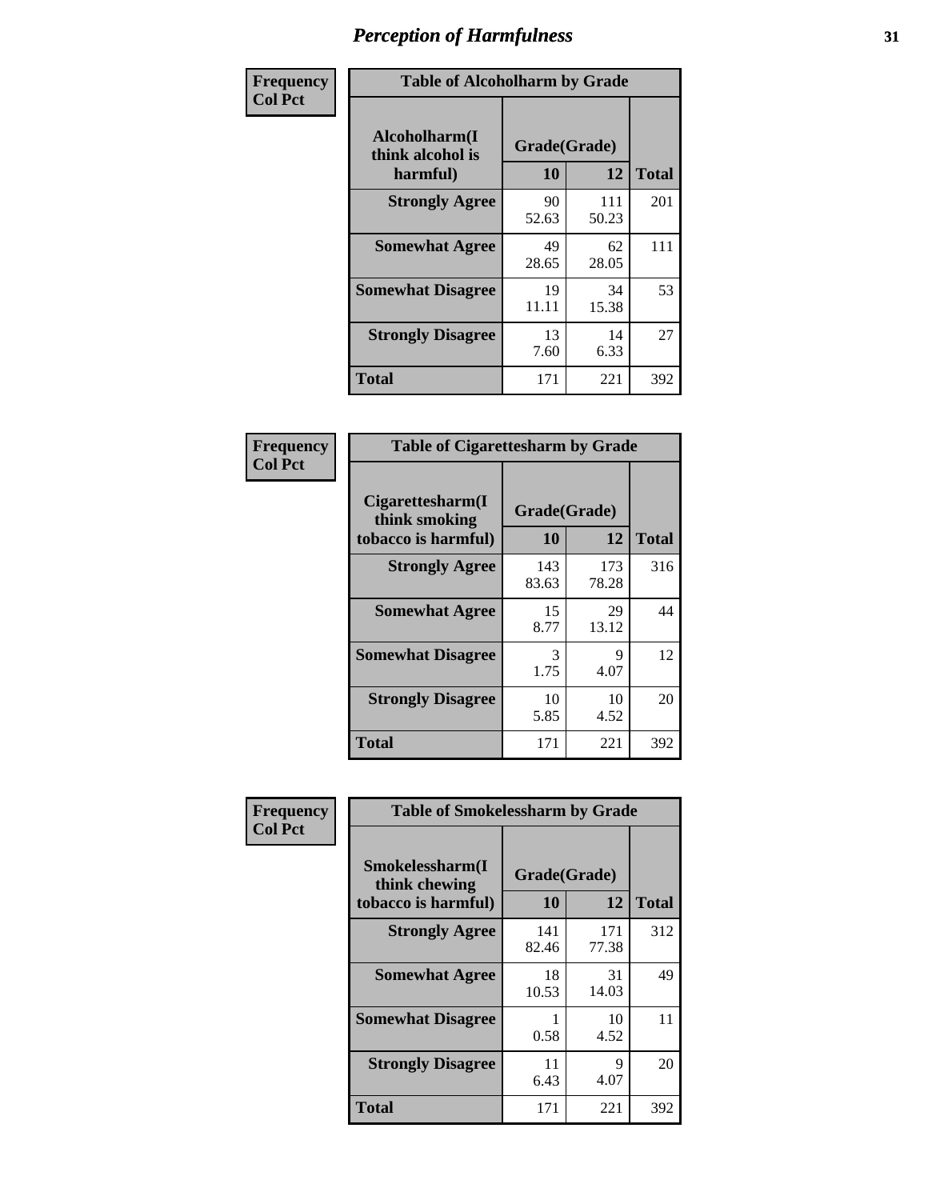# Perception of Harmfulness

**Frequency**
**Col Pct**

| Table of Alcoholharm by Grade | | | |
|---|---|---|---|
| **Alcoholharm(I think alcohol is harmful)** | **Grade(Grade)** | | **Total** |
| | **10** | **12** | |
| **Strongly Agree** | 90<br>52.63 | 111<br>50.23 | 201 |
| **Somewhat Agree** | 49<br>28.65 | 62<br>28.05 | 111 |
| **Somewhat Disagree** | 19<br>11.11 | 34<br>15.38 | 53 |
| **Strongly Disagree** | 13<br>7.60 | 14<br>6.33 | 27 |
| **Total** | 171 | 221 | 392 |

**Frequency**
**Col Pct**

| Table of Cigarettesharm by Grade | | | |
|---|---|---|---|
| **Cigarettesharm(I think smoking tobacco is harmful)** | **Grade(Grade)** | | **Total** |
| | **10** | **12** | |
| **Strongly Agree** | 143<br>83.63 | 173<br>78.28 | 316 |
| **Somewhat Agree** | 15<br>8.77 | 29<br>13.12 | 44 |
| **Somewhat Disagree** | 3<br>1.75 | 9<br>4.07 | 12 |
| **Strongly Disagree** | 10<br>5.85 | 10<br>4.52 | 20 |
| **Total** | 171 | 221 | 392 |

**Frequency**
**Col Pct**

| Table of Smokelessharm by Grade | | | |
|---|---|---|---|
| **Smokelessharm(I think chewing tobacco is harmful)** | **Grade(Grade)** | | **Total** |
| | **10** | **12** | |
| **Strongly Agree** | 141<br>82.46 | 171<br>77.38 | 312 |
| **Somewhat Agree** | 18<br>10.53 | 31<br>14.03 | 49 |
| **Somewhat Disagree** | 1<br>0.58 | 10<br>4.52 | 11 |
| **Strongly Disagree** | 11<br>6.43 | 9<br>4.07 | 20 |
| **Total** | 171 | 221 | 392 |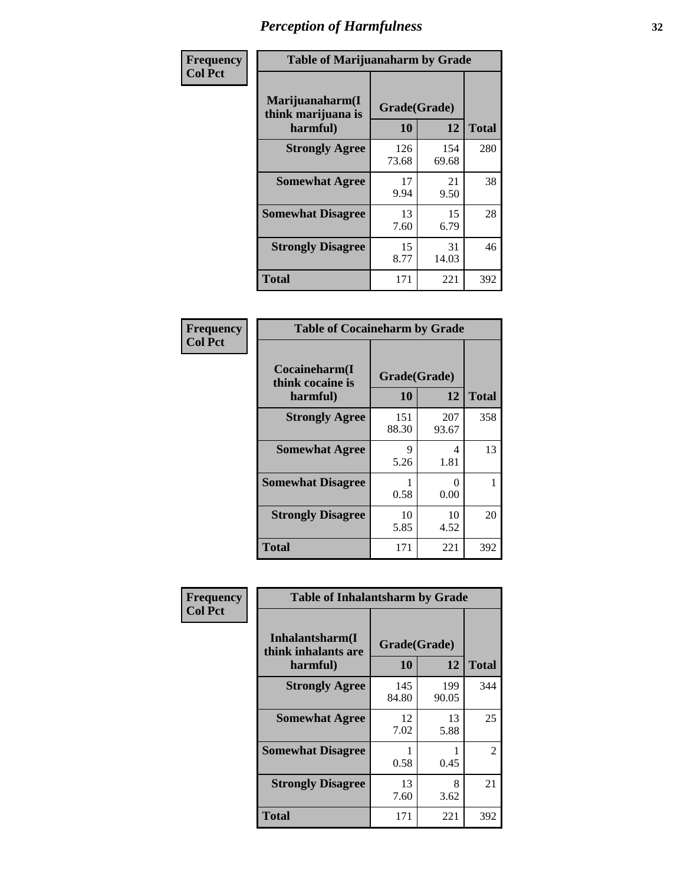# Perception of Harmfulness

**Frequency**
**Col Pct**

| Table of Marijuanaharm by Grade | | | |
|---|---|---|---|
| Marijuanaharm(I think marijuana is harmful) | Grade(Grade) | | Total |
| | 10 | 12 | |
| **Strongly Agree** | 126<br>73.68 | 154<br>69.68 | 280 |
| **Somewhat Agree** | 17<br>9.94 | 21<br>9.50 | 38 |
| **Somewhat Disagree** | 13<br>7.60 | 15<br>6.79 | 28 |
| **Strongly Disagree** | 15<br>8.77 | 31<br>14.03 | 46 |
| **Total** | 171 | 221 | 392 |

**Frequency**
**Col Pct**

| Table of Cocaineharm by Grade | | | |
|---|---|---|---|
| Cocaineharm(I think cocaine is harmful) | Grade(Grade) | | Total |
| | 10 | 12 | |
| **Strongly Agree** | 151<br>88.30 | 207<br>93.67 | 358 |
| **Somewhat Agree** | 9<br>5.26 | 4<br>1.81 | 13 |
| **Somewhat Disagree** | 1<br>0.58 | 0<br>0.00 | 1 |
| **Strongly Disagree** | 10<br>5.85 | 10<br>4.52 | 20 |
| **Total** | 171 | 221 | 392 |

**Frequency**
**Col Pct**

| Table of Inhalantsharm by Grade | | | |
|---|---|---|---|
| Inhalantsharm(I think inhalants are harmful) | Grade(Grade) | | Total |
| | 10 | 12 | |
| **Strongly Agree** | 145<br>84.80 | 199<br>90.05 | 344 |
| **Somewhat Agree** | 12<br>7.02 | 13<br>5.88 | 25 |
| **Somewhat Disagree** | 1<br>0.58 | 1<br>0.45 | 2 |
| **Strongly Disagree** | 13<br>7.60 | 8<br>3.62 | 21 |
| **Total** | 171 | 221 | 392 |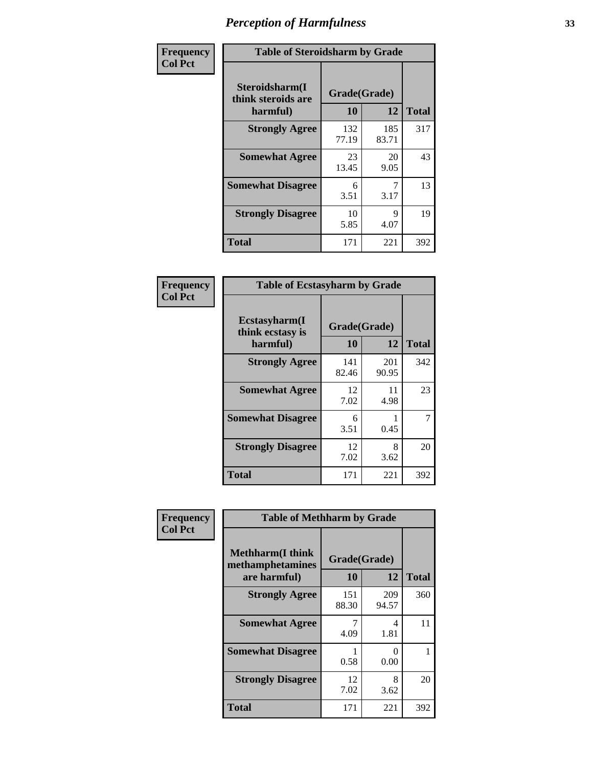# Perception of Harmfulness

**Frequency**
**Col Pct**

| Table of Steroidsharm by Grade | | | |
|---|---|---|---|
| **Steroidsharm(I think steroids are harmful)** | **Grade(Grade)** | | **Total** |
| | **10** | **12** | |
| **Strongly Agree** | 132<br>77.19 | 185<br>83.71 | 317 |
| **Somewhat Agree** | 23<br>13.45 | 20<br>9.05 | 43 |
| **Somewhat Disagree** | 6<br>3.51 | 7<br>3.17 | 13 |
| **Strongly Disagree** | 10<br>5.85 | 9<br>4.07 | 19 |
| **Total** | 171 | 221 | 392 |

**Frequency**
**Col Pct**

| Table of Ecstasyharm by Grade | | | |
|---|---|---|---|
| **Ecstasyharm(I think ecstasy is harmful)** | **Grade(Grade)** | | **Total** |
| | **10** | **12** | |
| **Strongly Agree** | 141<br>82.46 | 201<br>90.95 | 342 |
| **Somewhat Agree** | 12<br>7.02 | 11<br>4.98 | 23 |
| **Somewhat Disagree** | 6<br>3.51 | 1<br>0.45 | 7 |
| **Strongly Disagree** | 12<br>7.02 | 8<br>3.62 | 20 |
| **Total** | 171 | 221 | 392 |

**Frequency**
**Col Pct**

| Table of Methharm by Grade | | | |
|---|---|---|---|
| **Methharm(I think methamphetamines are harmful)** | **Grade(Grade)** | | **Total** |
| | **10** | **12** | |
| **Strongly Agree** | 151<br>88.30 | 209<br>94.57 | 360 |
| **Somewhat Agree** | 7<br>4.09 | 4<br>1.81 | 11 |
| **Somewhat Disagree** | 1<br>0.58 | 0<br>0.00 | 1 |
| **Strongly Disagree** | 12<br>7.02 | 8<br>3.62 | 20 |
| **Total** | 171 | 221 | 392 |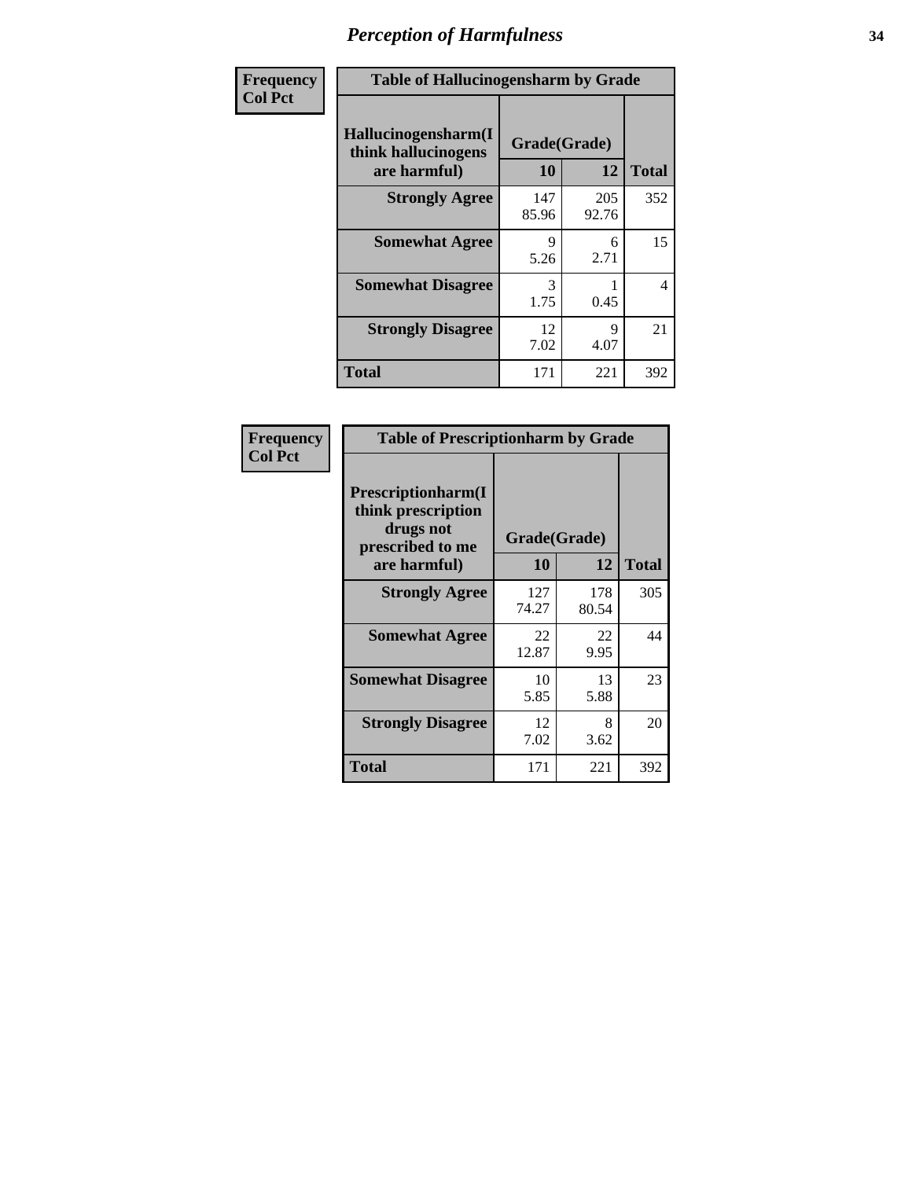# Perception of Harmfulness

| Frequency Col Pct |
|---|

**Table of Hallucinogensharm by Grade**

| Hallucinogensharm(I think hallucinogens are harmful) | Grade(Grade) 10 | 12 | Total |
|---|---|---|---|
| Strongly Agree | 147<br>85.96 | 205<br>92.76 | 352 |
| Somewhat Agree | 9<br>5.26 | 6<br>2.71 | 15 |
| Somewhat Disagree | 3<br>1.75 | 1<br>0.45 | 4 |
| Strongly Disagree | 12<br>7.02 | 9<br>4.07 | 21 |
| Total | 171 | 221 | 392 |

| Frequency Col Pct |
|---|

**Table of Prescriptionharm by Grade**

| Prescriptionharm(I think prescription drugs not prescribed to me are harmful) | Grade(Grade) 10 | 12 | Total |
|---|---|---|---|
| Strongly Agree | 127<br>74.27 | 178<br>80.54 | 305 |
| Somewhat Agree | 22<br>12.87 | 22<br>9.95 | 44 |
| Somewhat Disagree | 10<br>5.85 | 13<br>5.88 | 23 |
| Strongly Disagree | 12<br>7.02 | 8<br>3.62 | 20 |
| Total | 171 | 221 | 392 |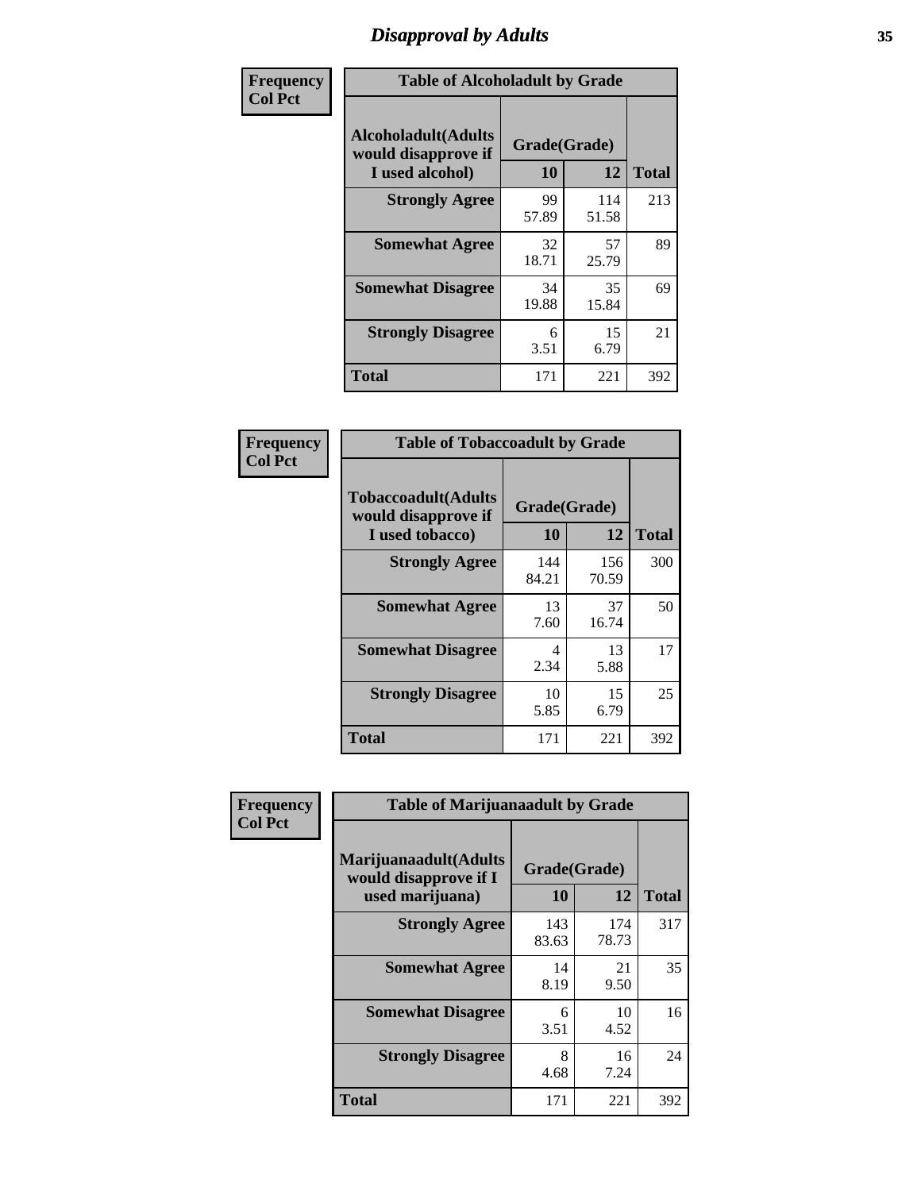# Disapproval by Adults

| Frequency Col Pct | Table of Alcoholadult by Grade | | |
|---|---|---|---|
| Alcoholadult(Adults would disapprove if I used alcohol) | Grade(Grade) | | |
| | 10 | 12 | Total |
| Strongly Agree | 99<br>57.89 | 114<br>51.58 | 213 |
| Somewhat Agree | 32<br>18.71 | 57<br>25.79 | 89 |
| Somewhat Disagree | 34<br>19.88 | 35<br>15.84 | 69 |
| Strongly Disagree | 6<br>3.51 | 15<br>6.79 | 21 |
| Total | 171 | 221 | 392 |

| Frequency Col Pct | Table of Tobaccoadult by Grade | | |
|---|---|---|---|
| Tobaccoadult(Adults would disapprove if I used tobacco) | Grade(Grade) | | |
| | 10 | 12 | Total |
| Strongly Agree | 144<br>84.21 | 156<br>70.59 | 300 |
| Somewhat Agree | 13<br>7.60 | 37<br>16.74 | 50 |
| Somewhat Disagree | 4<br>2.34 | 13<br>5.88 | 17 |
| Strongly Disagree | 10<br>5.85 | 15<br>6.79 | 25 |
| Total | 171 | 221 | 392 |

| Frequency Col Pct | Table of Marijuanaadult by Grade | | |
|---|---|---|---|
| Marijuanaadult(Adults would disapprove if I used marijuana) | Grade(Grade) | | |
| | 10 | 12 | Total |
| Strongly Agree | 143<br>83.63 | 174<br>78.73 | 317 |
| Somewhat Agree | 14<br>8.19 | 21<br>9.50 | 35 |
| Somewhat Disagree | 6<br>3.51 | 10<br>4.52 | 16 |
| Strongly Disagree | 8<br>4.68 | 16<br>7.24 | 24 |
| Total | 171 | 221 | 392 |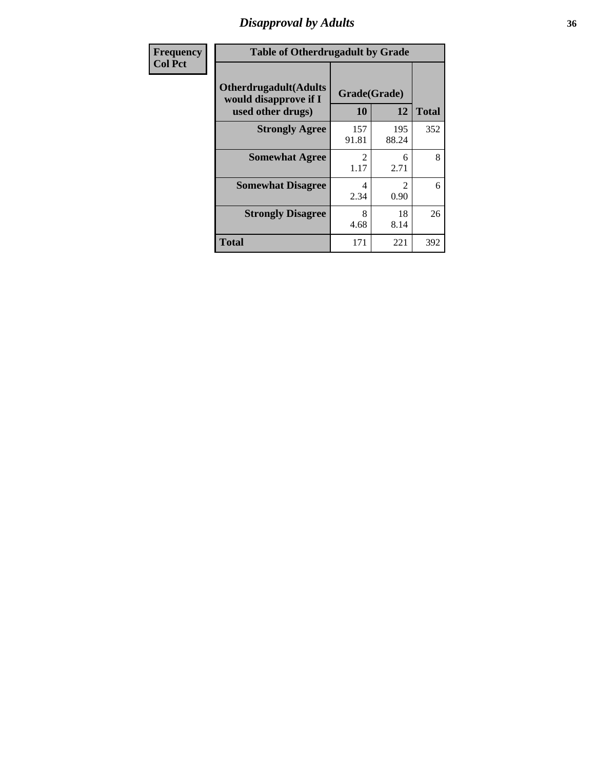# Disapproval by Adults

| Frequency Col Pct |
|---|

**Table of Otherdrugadult by Grade**

| Otherdrugadult(Adults would disapprove if I used other drugs) | Grade(Grade) | | |
|---|---|---|---|
| | 10 | 12 | Total |
| Strongly Agree | 157<br>91.81 | 195<br>88.24 | 352 |
| Somewhat Agree | 2<br>1.17 | 6<br>2.71 | 8 |
| Somewhat Disagree | 4<br>2.34 | 2<br>0.90 | 6 |
| Strongly Disagree | 8<br>4.68 | 18<br>8.14 | 26 |
| Total | 171 | 221 | 392 |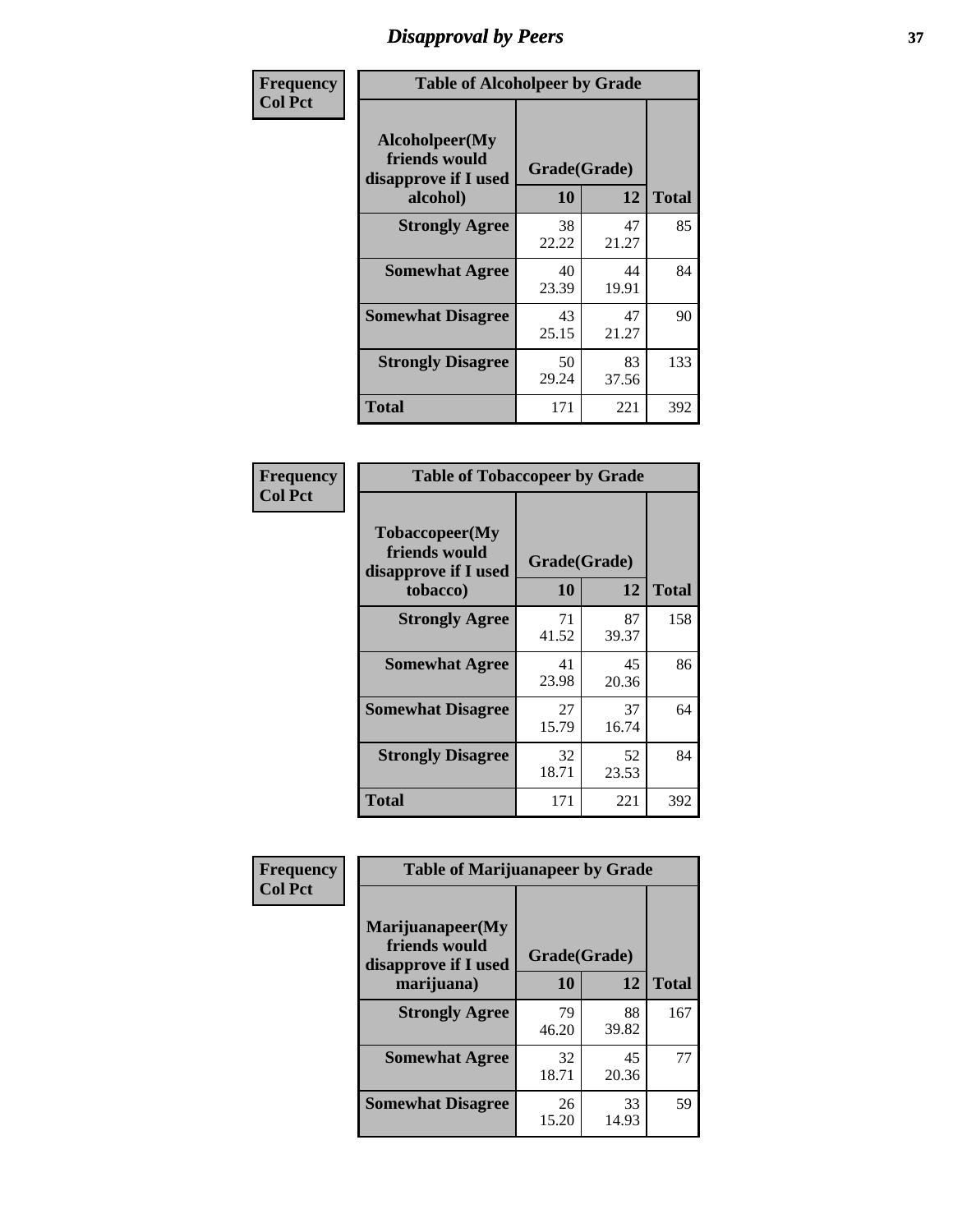# Disapproval by Peers

| Frequency Col Pct | Table of Alcoholpeer by Grade | | |
|---|---|---|---|
| Alcoholpeer(My friends would disapprove if I used alcohol) | Grade(Grade) | | |
| | 10 | 12 | Total |
| Strongly Agree | 38<br>22.22 | 47<br>21.27 | 85 |
| Somewhat Agree | 40<br>23.39 | 44<br>19.91 | 84 |
| Somewhat Disagree | 43<br>25.15 | 47<br>21.27 | 90 |
| Strongly Disagree | 50<br>29.24 | 83<br>37.56 | 133 |
| Total | 171 | 221 | 392 |

| Frequency Col Pct | Table of Tobaccopeer by Grade | | |
|---|---|---|---|
| Tobaccopeer(My friends would disapprove if I used tobacco) | Grade(Grade) | | |
| | 10 | 12 | Total |
| Strongly Agree | 71<br>41.52 | 87<br>39.37 | 158 |
| Somewhat Agree | 41<br>23.98 | 45<br>20.36 | 86 |
| Somewhat Disagree | 27<br>15.79 | 37<br>16.74 | 64 |
| Strongly Disagree | 32<br>18.71 | 52<br>23.53 | 84 |
| Total | 171 | 221 | 392 |

| Frequency Col Pct | Table of Marijuanapeer by Grade | | |
|---|---|---|---|
| Marijuanapeer(My friends would disapprove if I used marijuana) | Grade(Grade) | | |
| | 10 | 12 | Total |
| Strongly Agree | 79<br>46.20 | 88<br>39.82 | 167 |
| Somewhat Agree | 32<br>18.71 | 45<br>20.36 | 77 |
| Somewhat Disagree | 26<br>15.20 | 33<br>14.93 | 59 |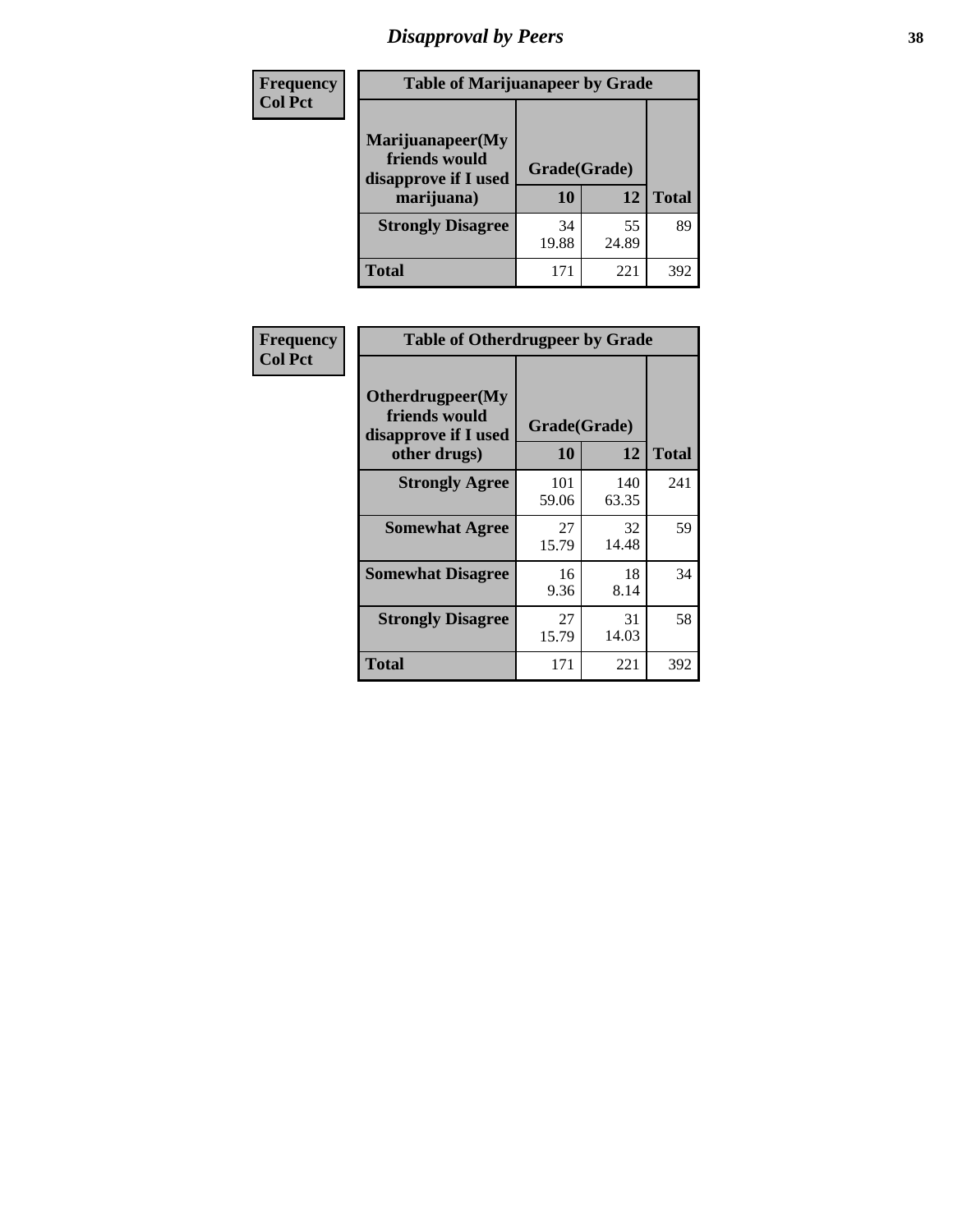# Disapproval by Peers

| Frequency Col Pct | Table of Marijuanapeer by Grade | | |
|---|---|---|---|
| Marijuanapeer(My friends would disapprove if I used marijuana) | Grade(Grade) | | |
| | 10 | 12 | Total |
| Strongly Disagree | 34<br>19.88 | 55<br>24.89 | 89 |
| Total | 171 | 221 | 392 |

| Frequency Col Pct | Table of Otherdrugpeer by Grade | | |
|---|---|---|---|
| Otherdrugpeer(My friends would disapprove if I used other drugs) | Grade(Grade) | | |
| | 10 | 12 | Total |
| Strongly Agree | 101<br>59.06 | 140<br>63.35 | 241 |
| Somewhat Agree | 27<br>15.79 | 32<br>14.48 | 59 |
| Somewhat Disagree | 16<br>9.36 | 18<br>8.14 | 34 |
| Strongly Disagree | 27<br>15.79 | 31<br>14.03 | 58 |
| Total | 171 | 221 | 392 |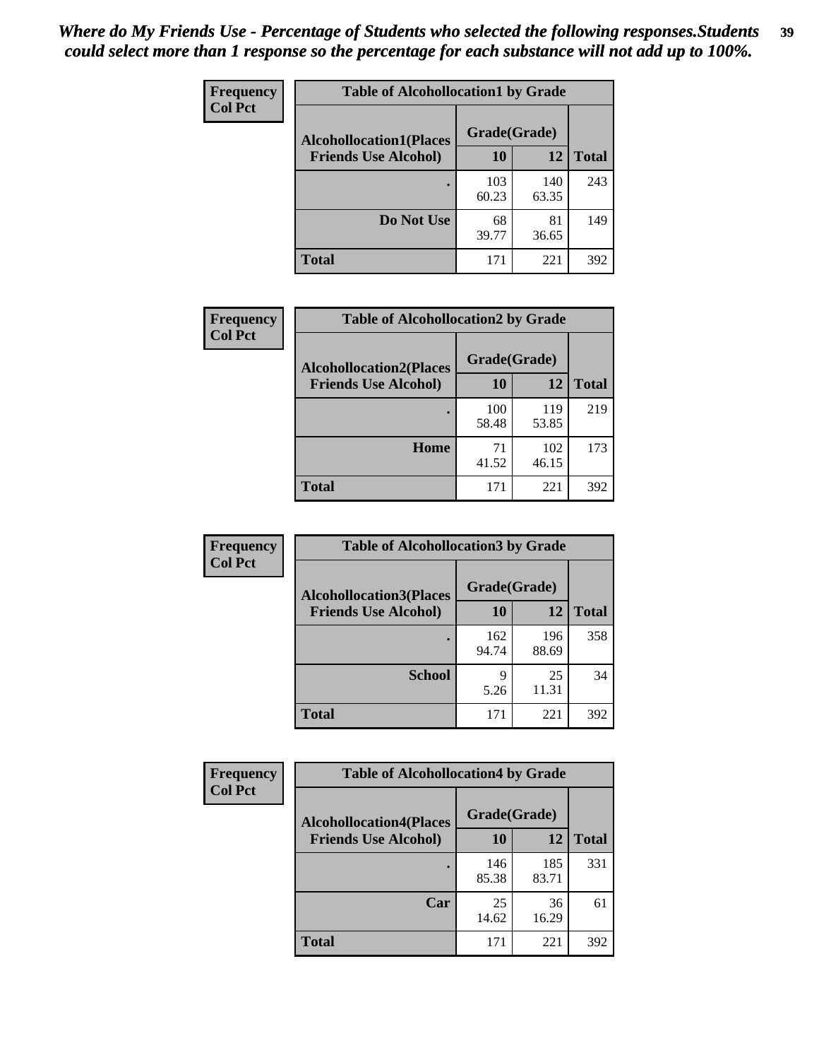*Where do My Friends Use - Percentage of Students who selected the following responses.Students could select more than 1 response so the percentage for each substance will not add up to 100%.*

**Frequency**
**Col Pct**

| Table of Alcohollocation1 by Grade | | | |
|---|---|---|---|
| **Alcohollocation1(Places Friends Use Alcohol)** | **Grade(Grade)** | | **Total** |
| | **10** | **12** | |
| **.** | 103<br>60.23 | 140<br>63.35 | 243 |
| **Do Not Use** | 68<br>39.77 | 81<br>36.65 | 149 |
| **Total** | 171 | 221 | 392 |

**Frequency**
**Col Pct**

| Table of Alcohollocation2 by Grade | | | |
|---|---|---|---|
| **Alcohollocation2(Places Friends Use Alcohol)** | **Grade(Grade)** | | **Total** |
| | **10** | **12** | |
| **.** | 100<br>58.48 | 119<br>53.85 | 219 |
| **Home** | 71<br>41.52 | 102<br>46.15 | 173 |
| **Total** | 171 | 221 | 392 |

**Frequency**
**Col Pct**

| Table of Alcohollocation3 by Grade | | | |
|---|---|---|---|
| **Alcohollocation3(Places Friends Use Alcohol)** | **Grade(Grade)** | | **Total** |
| | **10** | **12** | |
| **.** | 162<br>94.74 | 196<br>88.69 | 358 |
| **School** | 9<br>5.26 | 25<br>11.31 | 34 |
| **Total** | 171 | 221 | 392 |

**Frequency**
**Col Pct**

| Table of Alcohollocation4 by Grade | | | |
|---|---|---|---|
| **Alcohollocation4(Places Friends Use Alcohol)** | **Grade(Grade)** | | **Total** |
| | **10** | **12** | |
| **.** | 146<br>85.38 | 185<br>83.71 | 331 |
| **Car** | 25<br>14.62 | 36<br>16.29 | 61 |
| **Total** | 171 | 221 | 392 |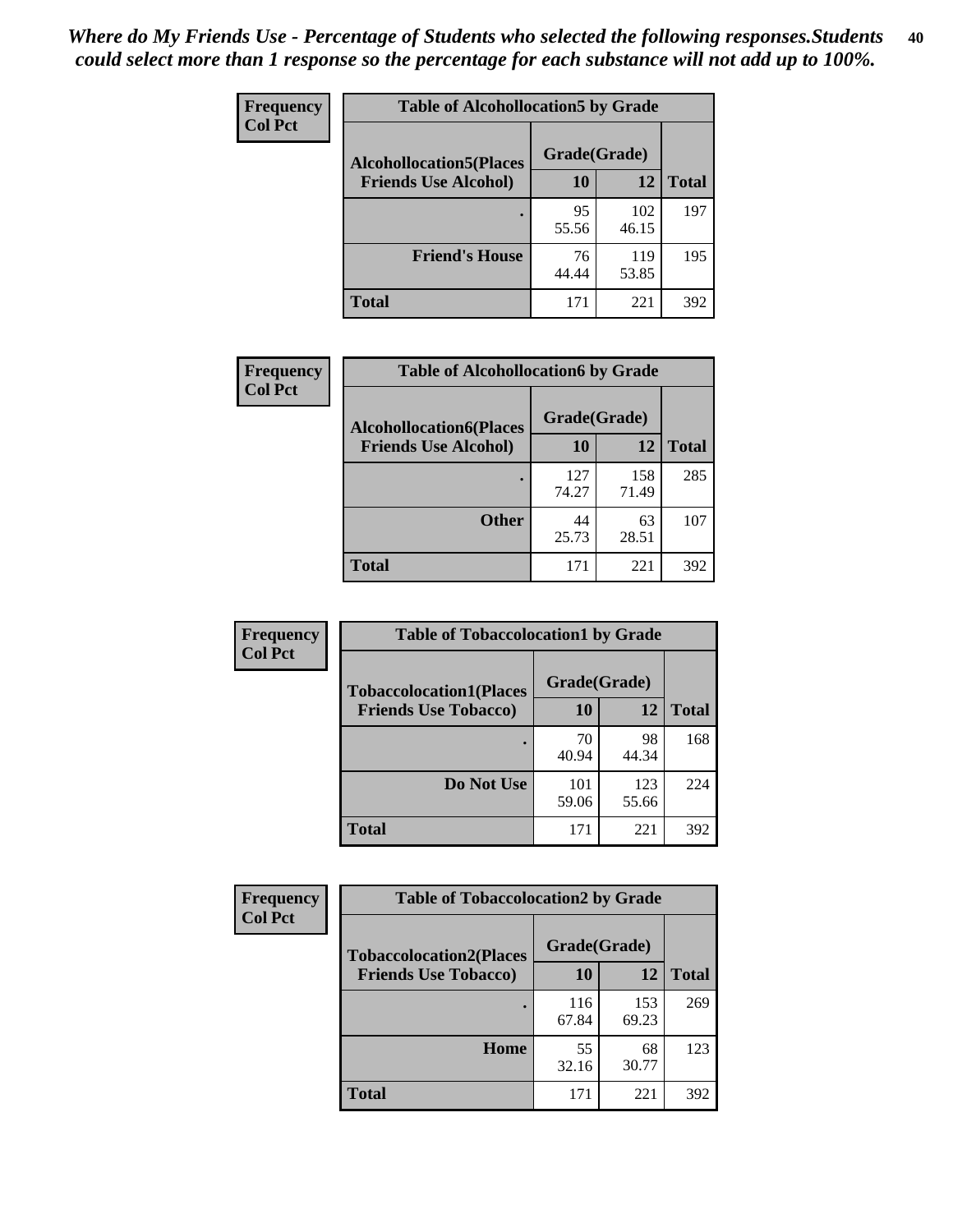*Where do My Friends Use - Percentage of Students who selected the following responses.Students could select more than 1 response so the percentage for each substance will not add up to 100%.*

**Frequency**
**Col Pct**

| Table of Alcohollocation5 by Grade | | | |
|---|---|---|---|
| **Alcohollocation5(Places Friends Use Alcohol)** | **Grade(Grade)** | | |
| | **10** | **12** | **Total** |
| . | 95<br>55.56 | 102<br>46.15 | 197 |
| **Friend's House** | 76<br>44.44 | 119<br>53.85 | 195 |
| **Total** | 171 | 221 | 392 |

**Frequency**
**Col Pct**

| Table of Alcohollocation6 by Grade | | | |
|---|---|---|---|
| **Alcohollocation6(Places Friends Use Alcohol)** | **Grade(Grade)** | | |
| | **10** | **12** | **Total** |
| . | 127<br>74.27 | 158<br>71.49 | 285 |
| **Other** | 44<br>25.73 | 63<br>28.51 | 107 |
| **Total** | 171 | 221 | 392 |

**Frequency**
**Col Pct**

| Table of Tobaccolocation1 by Grade | | | |
|---|---|---|---|
| **Tobaccolocation1(Places Friends Use Tobacco)** | **Grade(Grade)** | | |
| | **10** | **12** | **Total** |
| . | 70<br>40.94 | 98<br>44.34 | 168 |
| **Do Not Use** | 101<br>59.06 | 123<br>55.66 | 224 |
| **Total** | 171 | 221 | 392 |

**Frequency**
**Col Pct**

| Table of Tobaccolocation2 by Grade | | | |
|---|---|---|---|
| **Tobaccolocation2(Places Friends Use Tobacco)** | **Grade(Grade)** | | |
| | **10** | **12** | **Total** |
| . | 116<br>67.84 | 153<br>69.23 | 269 |
| **Home** | 55<br>32.16 | 68<br>30.77 | 123 |
| **Total** | 171 | 221 | 392 |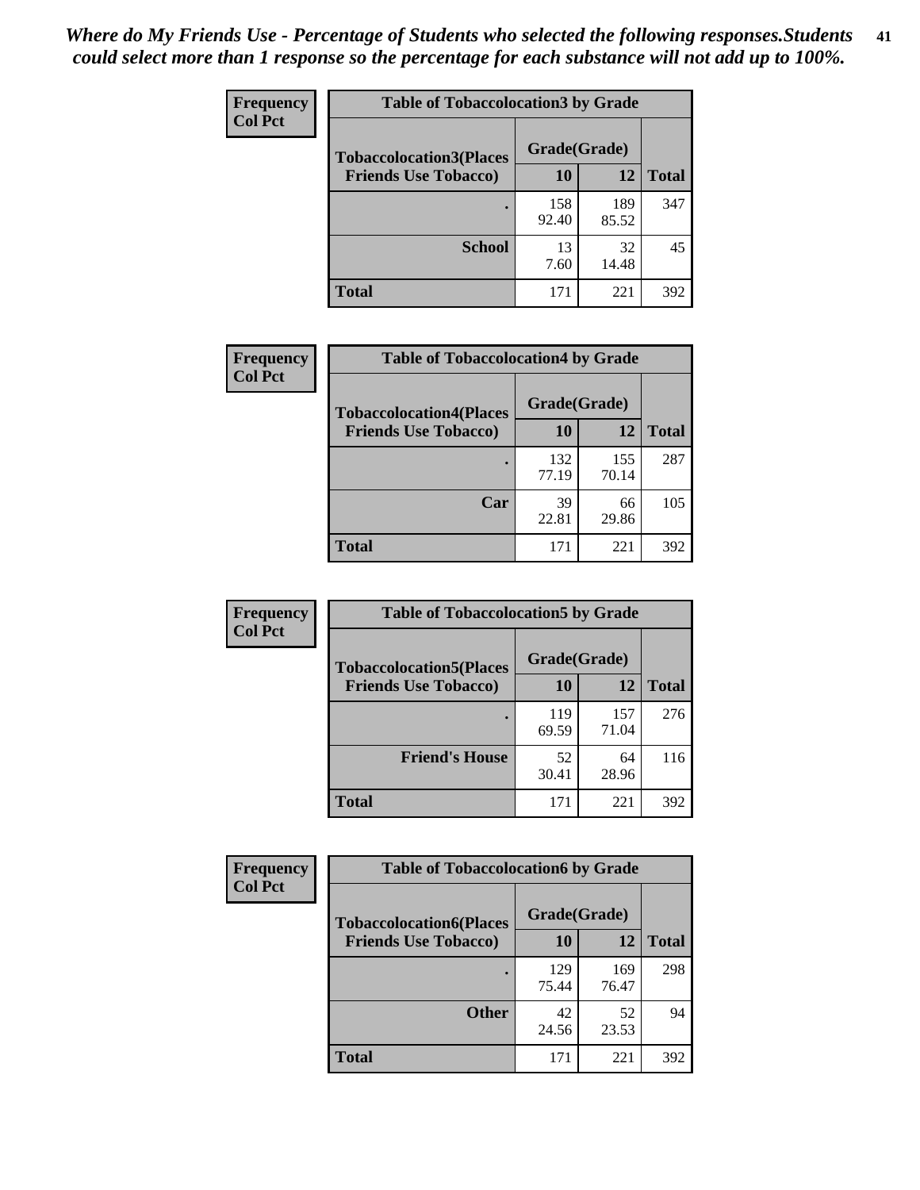*Where do My Friends Use - Percentage of Students who selected the following responses.Students could select more than 1 response so the percentage for each substance will not add up to 100%.*

**Frequency**
**Col Pct**

| Table of Tobaccolocation3 by Grade | | | |
|---|---|---|---|
| **Tobaccolocation3(Places Friends Use Tobacco)** | **Grade(Grade)** | | **Total** |
| | **10** | **12** | |
| **.** | 158<br>92.40 | 189<br>85.52 | 347 |
| **School** | 13<br>7.60 | 32<br>14.48 | 45 |
| **Total** | 171 | 221 | 392 |

**Frequency**
**Col Pct**

| Table of Tobaccolocation4 by Grade | | | |
|---|---|---|---|
| **Tobaccolocation4(Places Friends Use Tobacco)** | **Grade(Grade)** | | **Total** |
| | **10** | **12** | |
| **.** | 132<br>77.19 | 155<br>70.14 | 287 |
| **Car** | 39<br>22.81 | 66<br>29.86 | 105 |
| **Total** | 171 | 221 | 392 |

**Frequency**
**Col Pct**

| Table of Tobaccolocation5 by Grade | | | |
|---|---|---|---|
| **Tobaccolocation5(Places Friends Use Tobacco)** | **Grade(Grade)** | | **Total** |
| | **10** | **12** | |
| **.** | 119<br>69.59 | 157<br>71.04 | 276 |
| **Friend's House** | 52<br>30.41 | 64<br>28.96 | 116 |
| **Total** | 171 | 221 | 392 |

**Frequency**
**Col Pct**

| Table of Tobaccolocation6 by Grade | | | |
|---|---|---|---|
| **Tobaccolocation6(Places Friends Use Tobacco)** | **Grade(Grade)** | | **Total** |
| | **10** | **12** | |
| **.** | 129<br>75.44 | 169<br>76.47 | 298 |
| **Other** | 42<br>24.56 | 52<br>23.53 | 94 |
| **Total** | 171 | 221 | 392 |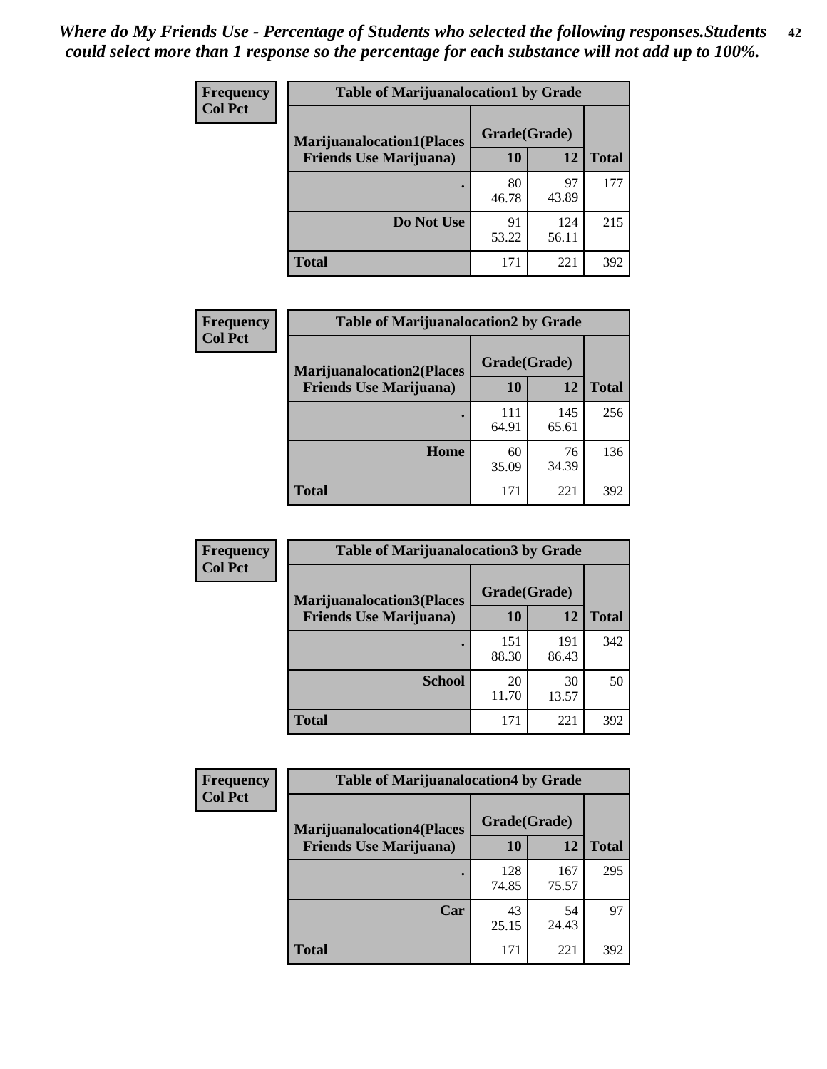*Where do My Friends Use - Percentage of Students who selected the following responses.Students could select more than 1 response so the percentage for each substance will not add up to 100%.*

**Frequency**
**Col Pct**

| Table of Marijuanalocation1 by Grade | | | |
|---|---|---|---|
| **Marijuanalocation1(Places Friends Use Marijuana)** | **Grade(Grade)** | | **Total** |
| | **10** | **12** | |
| **.** | 80<br>46.78 | 97<br>43.89 | 177 |
| **Do Not Use** | 91<br>53.22 | 124<br>56.11 | 215 |
| **Total** | 171 | 221 | 392 |

**Frequency**
**Col Pct**

| Table of Marijuanalocation2 by Grade | | | |
|---|---|---|---|
| **Marijuanalocation2(Places Friends Use Marijuana)** | **Grade(Grade)** | | **Total** |
| | **10** | **12** | |
| **.** | 111<br>64.91 | 145<br>65.61 | 256 |
| **Home** | 60<br>35.09 | 76<br>34.39 | 136 |
| **Total** | 171 | 221 | 392 |

**Frequency**
**Col Pct**

| Table of Marijuanalocation3 by Grade | | | |
|---|---|---|---|
| **Marijuanalocation3(Places Friends Use Marijuana)** | **Grade(Grade)** | | **Total** |
| | **10** | **12** | |
| **.** | 151<br>88.30 | 191<br>86.43 | 342 |
| **School** | 20<br>11.70 | 30<br>13.57 | 50 |
| **Total** | 171 | 221 | 392 |

**Frequency**
**Col Pct**

| Table of Marijuanalocation4 by Grade | | | |
|---|---|---|---|
| **Marijuanalocation4(Places Friends Use Marijuana)** | **Grade(Grade)** | | **Total** |
| | **10** | **12** | |
| **.** | 128<br>74.85 | 167<br>75.57 | 295 |
| **Car** | 43<br>25.15 | 54<br>24.43 | 97 |
| **Total** | 171 | 221 | 392 |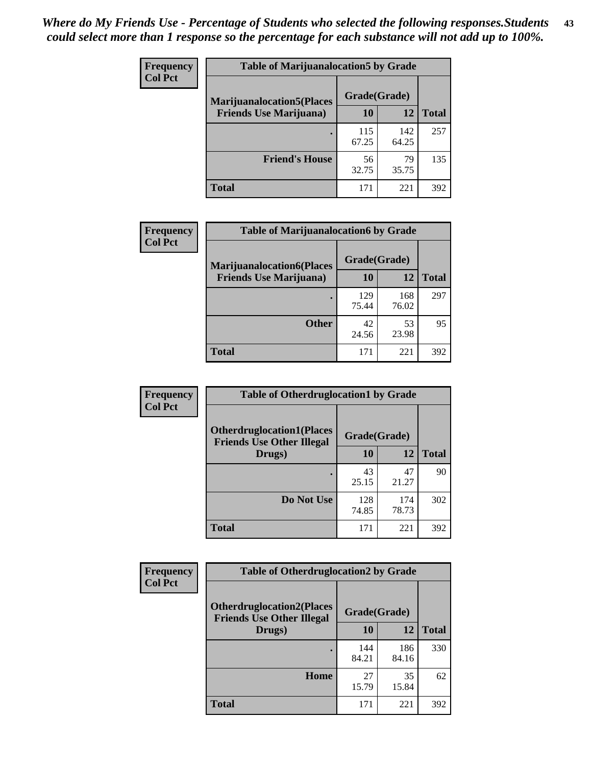*Where do My Friends Use - Percentage of Students who selected the following responses.Students could select more than 1 response so the percentage for each substance will not add up to 100%.*

| Frequency Col Pct | Table of Marijuanalocation5 by Grade | | |
|---|---|---|---|
| **Marijuanalocation5(Places Friends Use Marijuana)** | **Grade(Grade)** | | |
| | **10** | **12** | **Total** |
| **.** | 115<br>67.25 | 142<br>64.25 | 257 |
| **Friend's House** | 56<br>32.75 | 79<br>35.75 | 135 |
| **Total** | 171 | 221 | 392 |

| Frequency Col Pct | Table of Marijuanalocation6 by Grade | | |
|---|---|---|---|
| **Marijuanalocation6(Places Friends Use Marijuana)** | **Grade(Grade)** | | |
| | **10** | **12** | **Total** |
| **.** | 129<br>75.44 | 168<br>76.02 | 297 |
| **Other** | 42<br>24.56 | 53<br>23.98 | 95 |
| **Total** | 171 | 221 | 392 |

| Frequency Col Pct | Table of Otherdruglocation1 by Grade | | |
|---|---|---|---|
| **Otherdruglocation1(Places Friends Use Other Illegal Drugs)** | **Grade(Grade)** | | |
| | **10** | **12** | **Total** |
| **.** | 43<br>25.15 | 47<br>21.27 | 90 |
| **Do Not Use** | 128<br>74.85 | 174<br>78.73 | 302 |
| **Total** | 171 | 221 | 392 |

| Frequency Col Pct | Table of Otherdruglocation2 by Grade | | |
|---|---|---|---|
| **Otherdruglocation2(Places Friends Use Other Illegal Drugs)** | **Grade(Grade)** | | |
| | **10** | **12** | **Total** |
| **.** | 144<br>84.21 | 186<br>84.16 | 330 |
| **Home** | 27<br>15.79 | 35<br>15.84 | 62 |
| **Total** | 171 | 221 | 392 |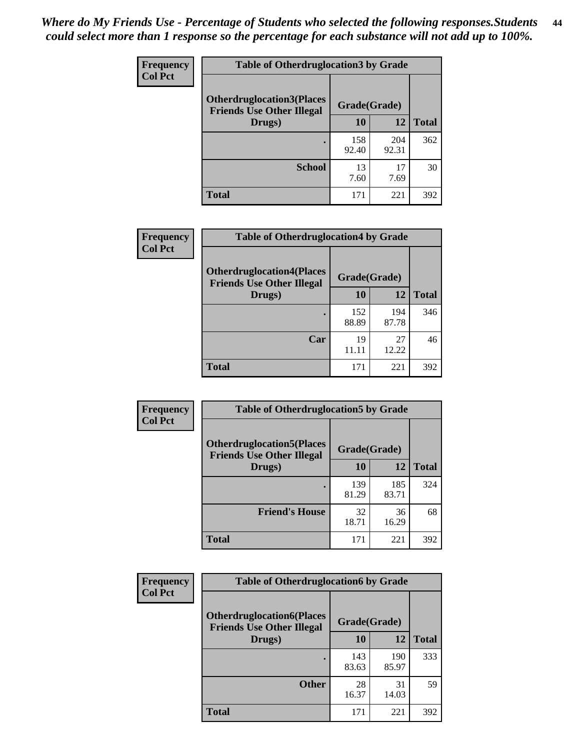*Where do My Friends Use - Percentage of Students who selected the following responses.Students could select more than 1 response so the percentage for each substance will not add up to 100%.*

**Frequency**
**Col Pct**

| Table of Otherdruglocation3 by Grade | | | |
|---|---|---|---|
| Otherdruglocation3(Places Friends Use Other Illegal Drugs) | Grade(Grade) | | |
| | 10 | 12 | Total |
| . | 158<br>92.40 | 204<br>92.31 | 362 |
| School | 13<br>7.60 | 17<br>7.69 | 30 |
| Total | 171 | 221 | 392 |

**Frequency**
**Col Pct**

| Table of Otherdruglocation4 by Grade | | | |
|---|---|---|---|
| Otherdruglocation4(Places Friends Use Other Illegal Drugs) | Grade(Grade) | | |
| | 10 | 12 | Total |
| . | 152<br>88.89 | 194<br>87.78 | 346 |
| Car | 19<br>11.11 | 27<br>12.22 | 46 |
| Total | 171 | 221 | 392 |

**Frequency**
**Col Pct**

| Table of Otherdruglocation5 by Grade | | | |
|---|---|---|---|
| Otherdruglocation5(Places Friends Use Other Illegal Drugs) | Grade(Grade) | | |
| | 10 | 12 | Total |
| . | 139<br>81.29 | 185<br>83.71 | 324 |
| Friend's House | 32<br>18.71 | 36<br>16.29 | 68 |
| Total | 171 | 221 | 392 |

**Frequency**
**Col Pct**

| Table of Otherdruglocation6 by Grade | | | |
|---|---|---|---|
| Otherdruglocation6(Places Friends Use Other Illegal Drugs) | Grade(Grade) | | |
| | 10 | 12 | Total |
| . | 143<br>83.63 | 190<br>85.97 | 333 |
| Other | 28<br>16.37 | 31<br>14.03 | 59 |
| Total | 171 | 221 | 392 |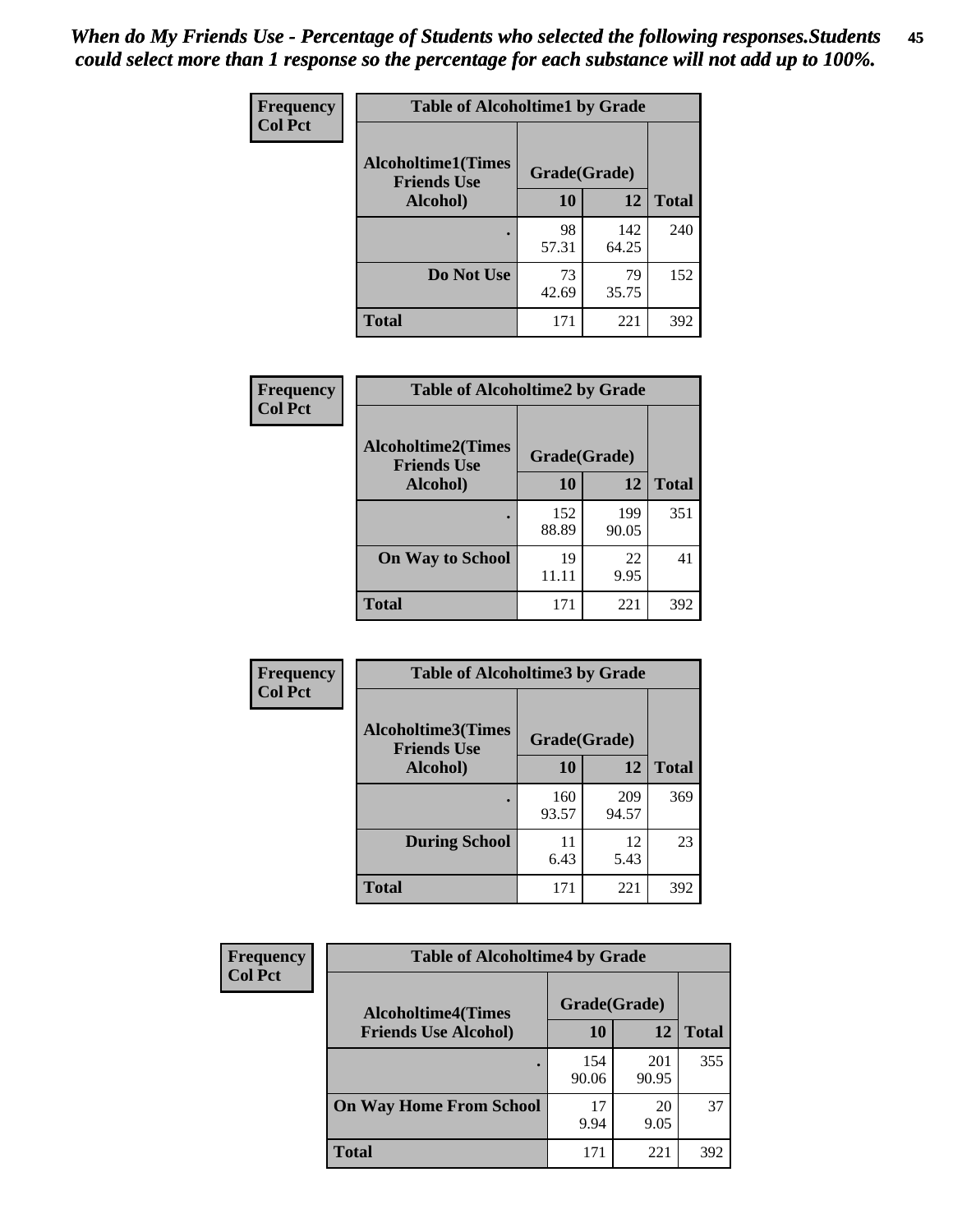*When do My Friends Use - Percentage of Students who selected the following responses.Students could select more than 1 response so the percentage for each substance will not add up to 100%.*

**Frequency**
**Col Pct**

| Table of Alcoholtime1 by Grade | | | |
|---|---|---|---|
| **Alcoholtime1(Times Friends Use Alcohol)** | **Grade(Grade)** | | **Total** |
| | **10** | **12** | |
| . | 98<br>57.31 | 142<br>64.25 | 240 |
| **Do Not Use** | 73<br>42.69 | 79<br>35.75 | 152 |
| **Total** | 171 | 221 | 392 |

**Frequency**
**Col Pct**

| Table of Alcoholtime2 by Grade | | | |
|---|---|---|---|
| **Alcoholtime2(Times Friends Use Alcohol)** | **Grade(Grade)** | | **Total** |
| | **10** | **12** | |
| . | 152<br>88.89 | 199<br>90.05 | 351 |
| **On Way to School** | 19<br>11.11 | 22<br>9.95 | 41 |
| **Total** | 171 | 221 | 392 |

**Frequency**
**Col Pct**

| Table of Alcoholtime3 by Grade | | | |
|---|---|---|---|
| **Alcoholtime3(Times Friends Use Alcohol)** | **Grade(Grade)** | | **Total** |
| | **10** | **12** | |
| . | 160<br>93.57 | 209<br>94.57 | 369 |
| **During School** | 11<br>6.43 | 12<br>5.43 | 23 |
| **Total** | 171 | 221 | 392 |

**Frequency**
**Col Pct**

| Table of Alcoholtime4 by Grade | | | |
|---|---|---|---|
| **Alcoholtime4(Times Friends Use Alcohol)** | **Grade(Grade)** | | **Total** |
| | **10** | **12** | |
| . | 154<br>90.06 | 201<br>90.95 | 355 |
| **On Way Home From School** | 17<br>9.94 | 20<br>9.05 | 37 |
| **Total** | 171 | 221 | 392 |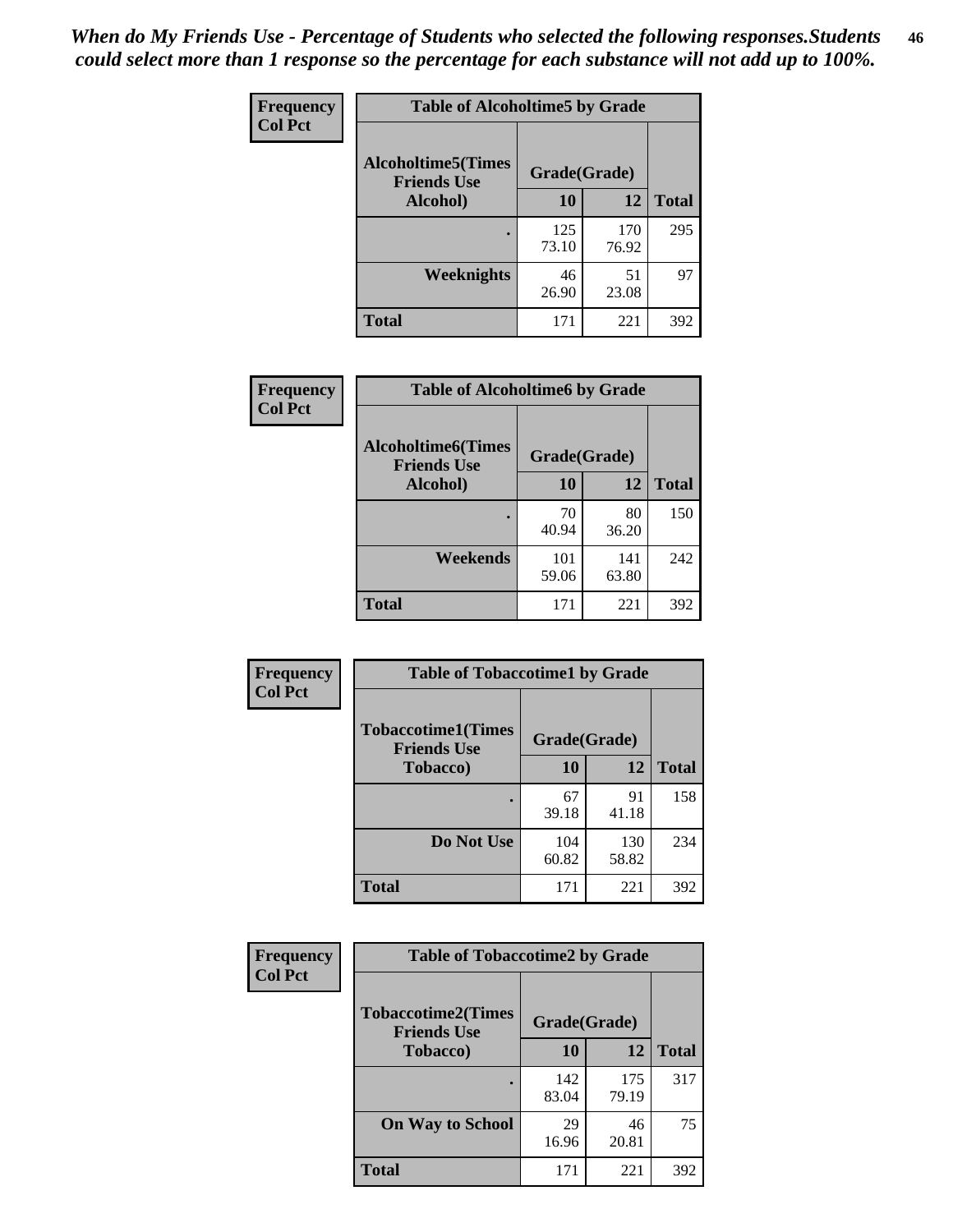*When do My Friends Use - Percentage of Students who selected the following responses.Students could select more than 1 response so the percentage for each substance will not add up to 100%.*

**Frequency**
**Col Pct**

| Table of Alcoholtime5 by Grade | | | |
|---|---|---|---|
| **Alcoholtime5(Times Friends Use Alcohol)** | **Grade(Grade)** | | **Total** |
| | **10** | **12** | |
| **.** | 125<br>73.10 | 170<br>76.92 | 295 |
| **Weeknights** | 46<br>26.90 | 51<br>23.08 | 97 |
| **Total** | 171 | 221 | 392 |

**Frequency**
**Col Pct**

| Table of Alcoholtime6 by Grade | | | |
|---|---|---|---|
| **Alcoholtime6(Times Friends Use Alcohol)** | **Grade(Grade)** | | **Total** |
| | **10** | **12** | |
| **.** | 70<br>40.94 | 80<br>36.20 | 150 |
| **Weekends** | 101<br>59.06 | 141<br>63.80 | 242 |
| **Total** | 171 | 221 | 392 |

**Frequency**
**Col Pct**

| Table of Tobaccotime1 by Grade | | | |
|---|---|---|---|
| **Tobaccotime1(Times Friends Use Tobacco)** | **Grade(Grade)** | | **Total** |
| | **10** | **12** | |
| **.** | 67<br>39.18 | 91<br>41.18 | 158 |
| **Do Not Use** | 104<br>60.82 | 130<br>58.82 | 234 |
| **Total** | 171 | 221 | 392 |

**Frequency**
**Col Pct**

| Table of Tobaccotime2 by Grade | | | |
|---|---|---|---|
| **Tobaccotime2(Times Friends Use Tobacco)** | **Grade(Grade)** | | **Total** |
| | **10** | **12** | |
| **.** | 142<br>83.04 | 175<br>79.19 | 317 |
| **On Way to School** | 29<br>16.96 | 46<br>20.81 | 75 |
| **Total** | 171 | 221 | 392 |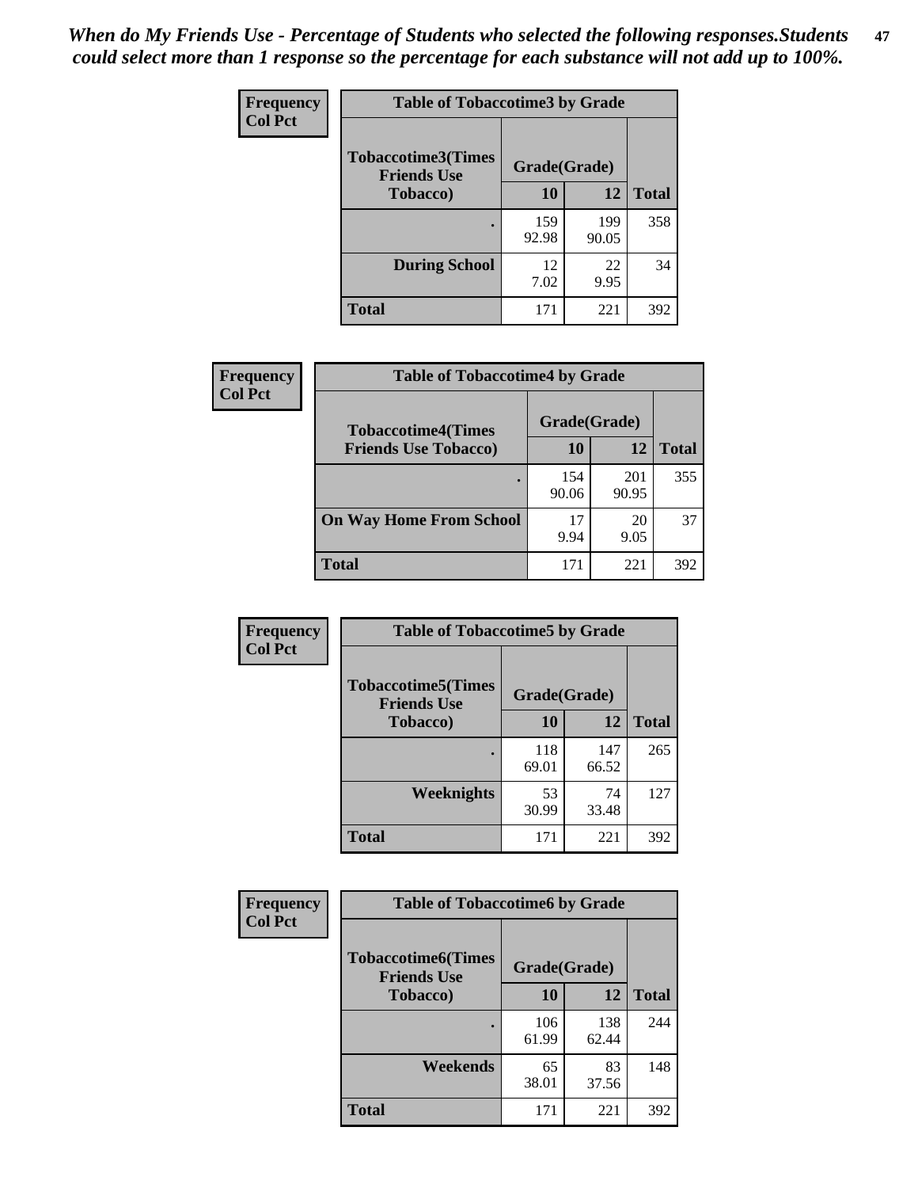*When do My Friends Use - Percentage of Students who selected the following responses.Students could select more than 1 response so the percentage for each substance will not add up to 100%.*

**Frequency**
**Col Pct**

| Table of Tobaccotime3 by Grade | | | |
|---|---|---|---|
| Tobaccotime3(Times Friends Use Tobacco) | Grade(Grade) | | |
| | 10 | 12 | Total |
| . | 159<br>92.98 | 199<br>90.05 | 358 |
| During School | 12<br>7.02 | 22<br>9.95 | 34 |
| Total | 171 | 221 | 392 |

**Frequency**
**Col Pct**

| Table of Tobaccotime4 by Grade | | | |
|---|---|---|---|
| Tobaccotime4(Times Friends Use Tobacco) | Grade(Grade) | | |
| | 10 | 12 | Total |
| . | 154<br>90.06 | 201<br>90.95 | 355 |
| On Way Home From School | 17<br>9.94 | 20<br>9.05 | 37 |
| Total | 171 | 221 | 392 |

**Frequency**
**Col Pct**

| Table of Tobaccotime5 by Grade | | | |
|---|---|---|---|
| Tobaccotime5(Times Friends Use Tobacco) | Grade(Grade) | | |
| | 10 | 12 | Total |
| . | 118<br>69.01 | 147<br>66.52 | 265 |
| Weeknights | 53<br>30.99 | 74<br>33.48 | 127 |
| Total | 171 | 221 | 392 |

**Frequency**
**Col Pct**

| Table of Tobaccotime6 by Grade | | | |
|---|---|---|---|
| Tobaccotime6(Times Friends Use Tobacco) | Grade(Grade) | | |
| | 10 | 12 | Total |
| . | 106<br>61.99 | 138<br>62.44 | 244 |
| Weekends | 65<br>38.01 | 83<br>37.56 | 148 |
| Total | 171 | 221 | 392 |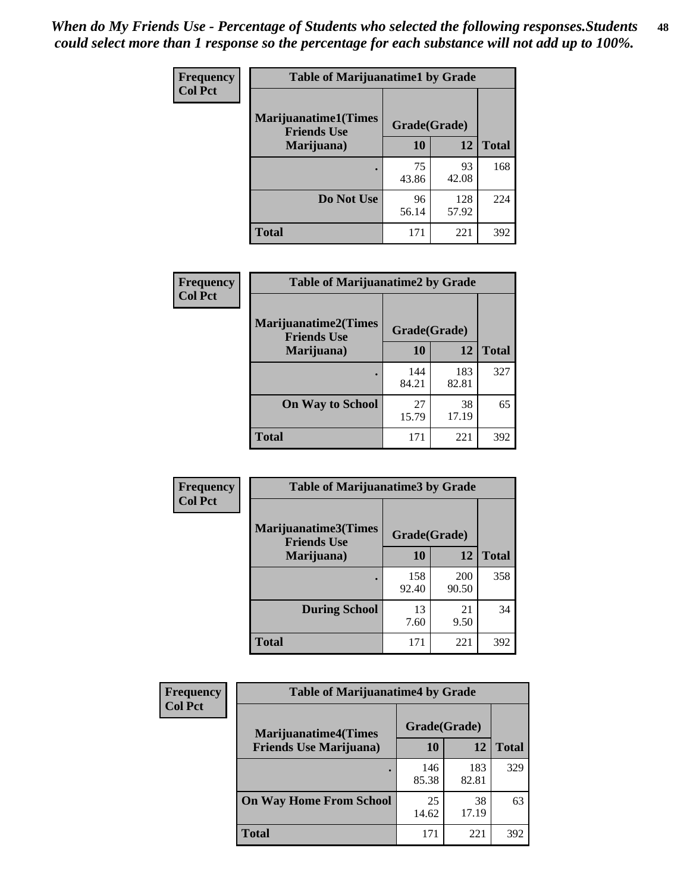*When do My Friends Use - Percentage of Students who selected the following responses.Students could select more than 1 response so the percentage for each substance will not add up to 100%.*

**Frequency**
**Col Pct**

| Table of Marijuanatime1 by Grade | | | |
|---|---|---|---|
| Marijuanatime1(Times Friends Use Marijuana) | Grade(Grade) | | Total |
| | 10 | 12 | |
| . | 75<br>43.86 | 93<br>42.08 | 168 |
| Do Not Use | 96<br>56.14 | 128<br>57.92 | 224 |
| Total | 171 | 221 | 392 |

**Frequency**
**Col Pct**

| Table of Marijuanatime2 by Grade | | | |
|---|---|---|---|
| Marijuanatime2(Times Friends Use Marijuana) | Grade(Grade) | | Total |
| | 10 | 12 | |
| . | 144<br>84.21 | 183<br>82.81 | 327 |
| On Way to School | 27<br>15.79 | 38<br>17.19 | 65 |
| Total | 171 | 221 | 392 |

**Frequency**
**Col Pct**

| Table of Marijuanatime3 by Grade | | | |
|---|---|---|---|
| Marijuanatime3(Times Friends Use Marijuana) | Grade(Grade) | | Total |
| | 10 | 12 | |
| . | 158<br>92.40 | 200<br>90.50 | 358 |
| During School | 13<br>7.60 | 21<br>9.50 | 34 |
| Total | 171 | 221 | 392 |

**Frequency**
**Col Pct**

| Table of Marijuanatime4 by Grade | | | |
|---|---|---|---|
| Marijuanatime4(Times Friends Use Marijuana) | Grade(Grade) | | Total |
| | 10 | 12 | |
| . | 146<br>85.38 | 183<br>82.81 | 329 |
| On Way Home From School | 25<br>14.62 | 38<br>17.19 | 63 |
| Total | 171 | 221 | 392 |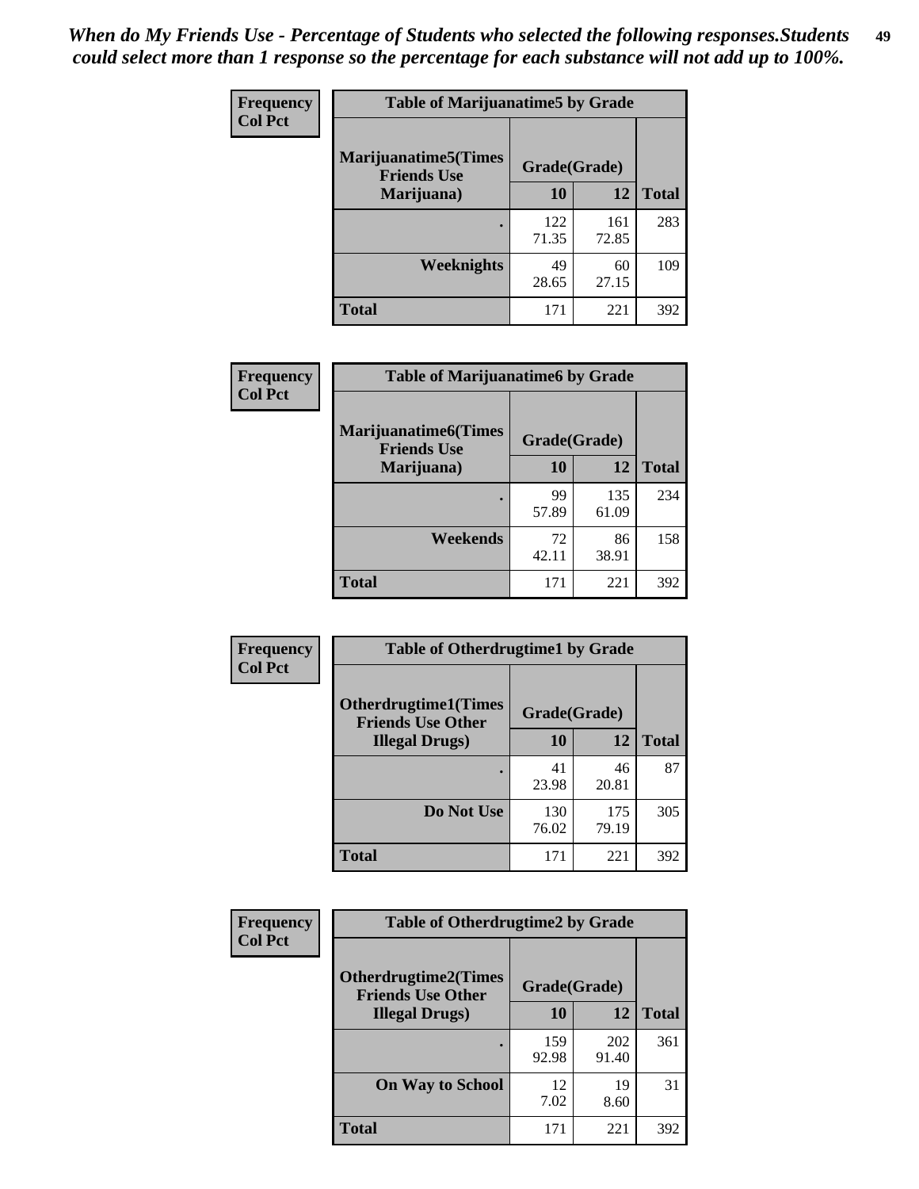*When do My Friends Use - Percentage of Students who selected the following responses.Students could select more than 1 response so the percentage for each substance will not add up to 100%.*

**Frequency**
**Col Pct**

| Table of Marijuanatime5 by Grade | | | |
|---|---|---|---|
| Marijuanatime5(Times Friends Use Marijuana) | Grade(Grade) | | Total |
| | 10 | 12 | |
| . | 122<br>71.35 | 161<br>72.85 | 283 |
| Weeknights | 49<br>28.65 | 60<br>27.15 | 109 |
| Total | 171 | 221 | 392 |

**Frequency**
**Col Pct**

| Table of Marijuanatime6 by Grade | | | |
|---|---|---|---|
| Marijuanatime6(Times Friends Use Marijuana) | Grade(Grade) | | Total |
| | 10 | 12 | |
| . | 99<br>57.89 | 135<br>61.09 | 234 |
| Weekends | 72<br>42.11 | 86<br>38.91 | 158 |
| Total | 171 | 221 | 392 |

**Frequency**
**Col Pct**

| Table of Otherdrugtime1 by Grade | | | |
|---|---|---|---|
| Otherdrugtime1(Times Friends Use Other Illegal Drugs) | Grade(Grade) | | Total |
| | 10 | 12 | |
| . | 41<br>23.98 | 46<br>20.81 | 87 |
| Do Not Use | 130<br>76.02 | 175<br>79.19 | 305 |
| Total | 171 | 221 | 392 |

**Frequency**
**Col Pct**

| Table of Otherdrugtime2 by Grade | | | |
|---|---|---|---|
| Otherdrugtime2(Times Friends Use Other Illegal Drugs) | Grade(Grade) | | Total |
| | 10 | 12 | |
| . | 159<br>92.98 | 202<br>91.40 | 361 |
| On Way to School | 12<br>7.02 | 19<br>8.60 | 31 |
| Total | 171 | 221 | 392 |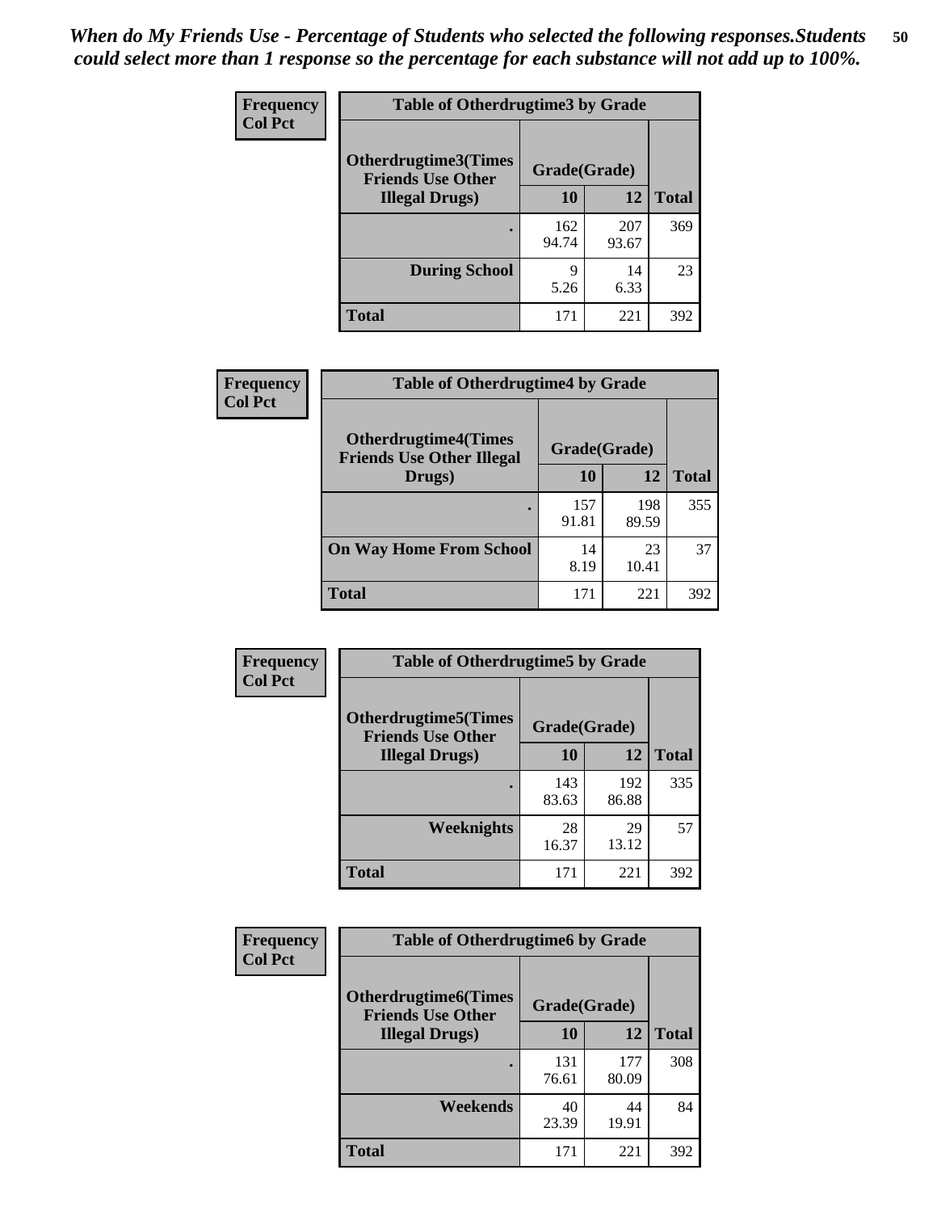*When do My Friends Use - Percentage of Students who selected the following responses.Students could select more than 1 response so the percentage for each substance will not add up to 100%.*

**Frequency**
**Col Pct**

| Table of Otherdrugtime3 by Grade | | | |
|---|---|---|---|
| Otherdrugtime3(Times Friends Use Other Illegal Drugs) | Grade(Grade) | | |
| | 10 | 12 | Total |
| . | 162<br>94.74 | 207<br>93.67 | 369 |
| During School | 9<br>5.26 | 14<br>6.33 | 23 |
| Total | 171 | 221 | 392 |

**Frequency**
**Col Pct**

| Table of Otherdrugtime4 by Grade | | | |
|---|---|---|---|
| Otherdrugtime4(Times Friends Use Other Illegal Drugs) | Grade(Grade) | | |
| | 10 | 12 | Total |
| . | 157<br>91.81 | 198<br>89.59 | 355 |
| On Way Home From School | 14<br>8.19 | 23<br>10.41 | 37 |
| Total | 171 | 221 | 392 |

**Frequency**
**Col Pct**

| Table of Otherdrugtime5 by Grade | | | |
|---|---|---|---|
| Otherdrugtime5(Times Friends Use Other Illegal Drugs) | Grade(Grade) | | |
| | 10 | 12 | Total |
| . | 143<br>83.63 | 192<br>86.88 | 335 |
| Weeknights | 28<br>16.37 | 29<br>13.12 | 57 |
| Total | 171 | 221 | 392 |

**Frequency**
**Col Pct**

| Table of Otherdrugtime6 by Grade | | | |
|---|---|---|---|
| Otherdrugtime6(Times Friends Use Other Illegal Drugs) | Grade(Grade) | | |
| | 10 | 12 | Total |
| . | 131<br>76.61 | 177<br>80.09 | 308 |
| Weekends | 40<br>23.39 | 44<br>19.91 | 84 |
| Total | 171 | 221 | 392 |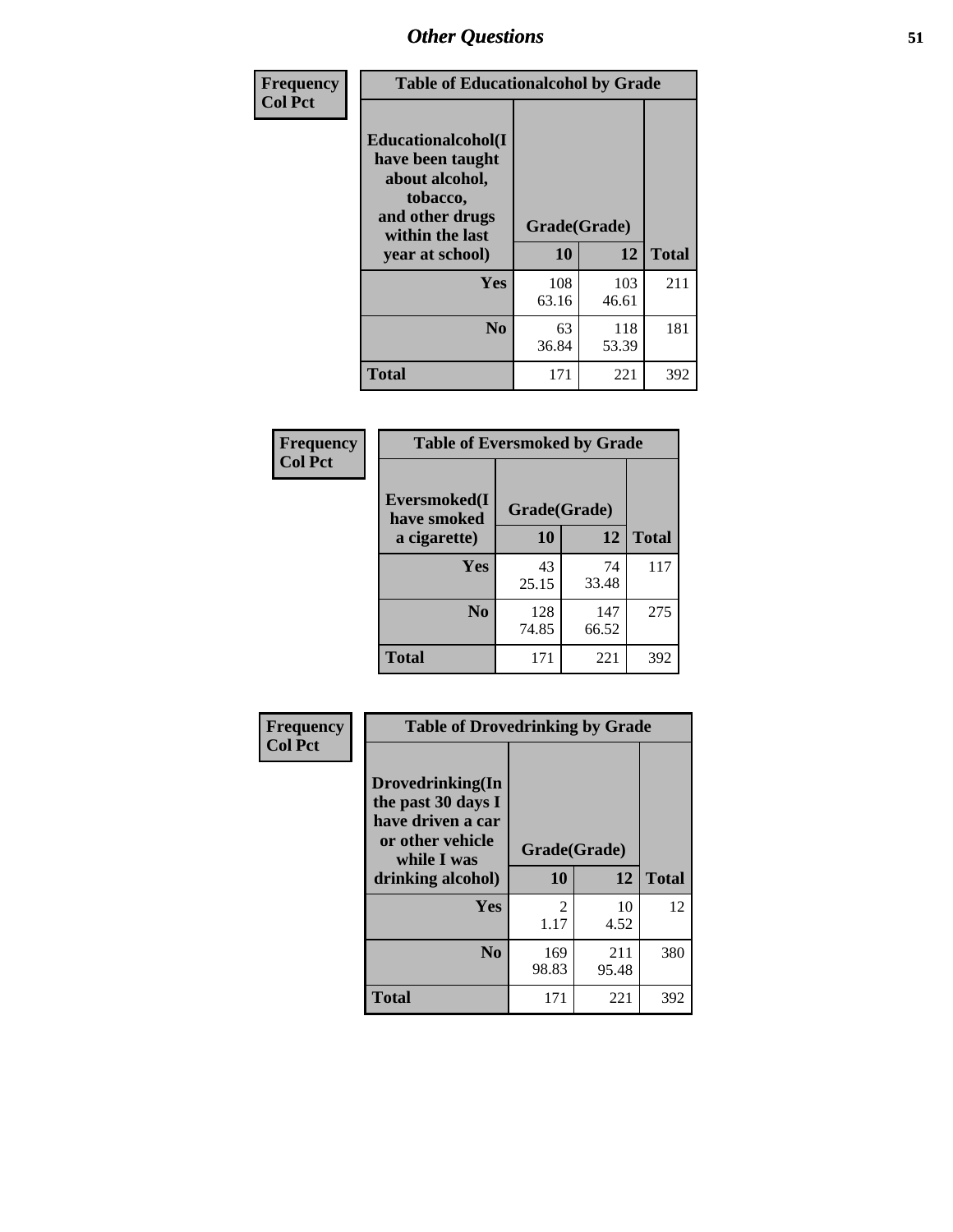| Frequency<br>Col Pct | Table of Educationalalcohol by Grade | | |
|---|---|---|---|
| Educationalalcohol(I have been taught about alcohol, tobacco, and other drugs within the last year at school) | Grade(Grade) | | |
| | 10 | 12 | Total |
| Yes | 108<br>63.16 | 103<br>46.61 | 211 |
| No | 63<br>36.84 | 118<br>53.39 | 181 |
| Total | 171 | 221 | 392 |

| Frequency<br>Col Pct | Table of Eversmoked by Grade | | |
|---|---|---|---|
| Eversmoked(I have smoked a cigarette) | Grade(Grade) | | |
| | 10 | 12 | Total |
| Yes | 43<br>25.15 | 74<br>33.48 | 117 |
| No | 128<br>74.85 | 147<br>66.52 | 275 |
| Total | 171 | 221 | 392 |

| Frequency<br>Col Pct | Table of Drovedrinking by Grade | | |
|---|---|---|---|
| Drovedrinking(In the past 30 days I have driven a car or other vehicle while I was drinking alcohol) | Grade(Grade) | | |
| | 10 | 12 | Total |
| Yes | 2<br>1.17 | 10<br>4.52 | 12 |
| No | 169<br>98.83 | 211<br>95.48 | 380 |
| Total | 171 | 221 | 392 |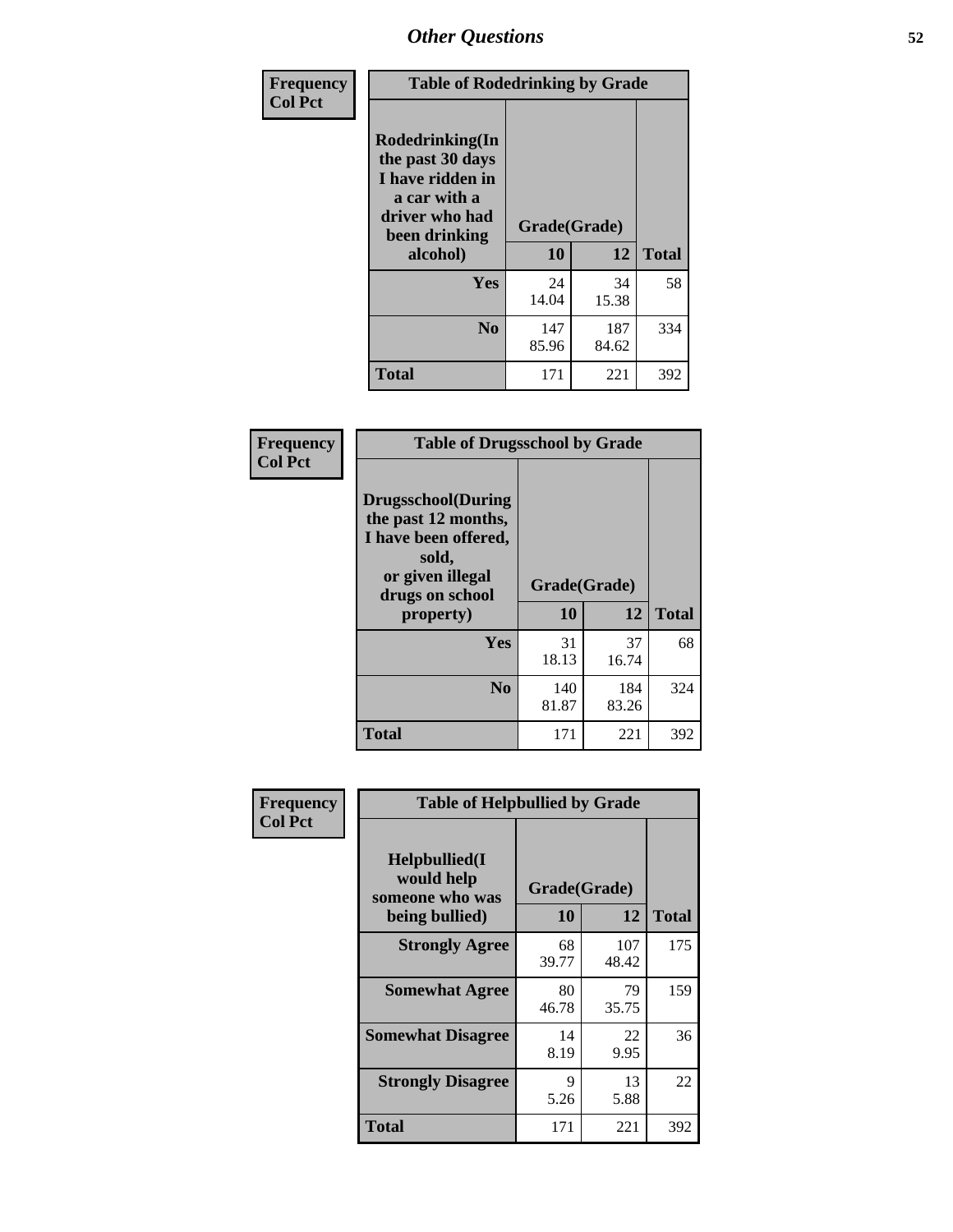# Other Questions

Frequency
Col Pct

| Table of Rodedrinking by Grade | | | |
|---|---|---|---|
| Rodedrinking(In the past 30 days I have ridden in a car with a driver who had been drinking alcohol) | Grade(Grade) | | |
| | 10 | 12 | Total |
| Yes | 24<br>14.04 | 34<br>15.38 | 58 |
| No | 147<br>85.96 | 187<br>84.62 | 334 |
| Total | 171 | 221 | 392 |

Frequency
Col Pct

| Table of Drugsschool by Grade | | | |
|---|---|---|---|
| Drugsschool(During the past 12 months, I have been offered, sold, or given illegal drugs on school property) | Grade(Grade) | | |
| | 10 | 12 | Total |
| Yes | 31<br>18.13 | 37<br>16.74 | 68 |
| No | 140<br>81.87 | 184<br>83.26 | 324 |
| Total | 171 | 221 | 392 |

Frequency
Col Pct

| Table of Helpbullied by Grade | | | |
|---|---|---|---|
| Helpbullied(I would help someone who was being bullied) | Grade(Grade) | | |
| | 10 | 12 | Total |
| Strongly Agree | 68<br>39.77 | 107<br>48.42 | 175 |
| Somewhat Agree | 80<br>46.78 | 79<br>35.75 | 159 |
| Somewhat Disagree | 14<br>8.19 | 22<br>9.95 | 36 |
| Strongly Disagree | 9<br>5.26 | 13<br>5.88 | 22 |
| Total | 171 | 221 | 392 |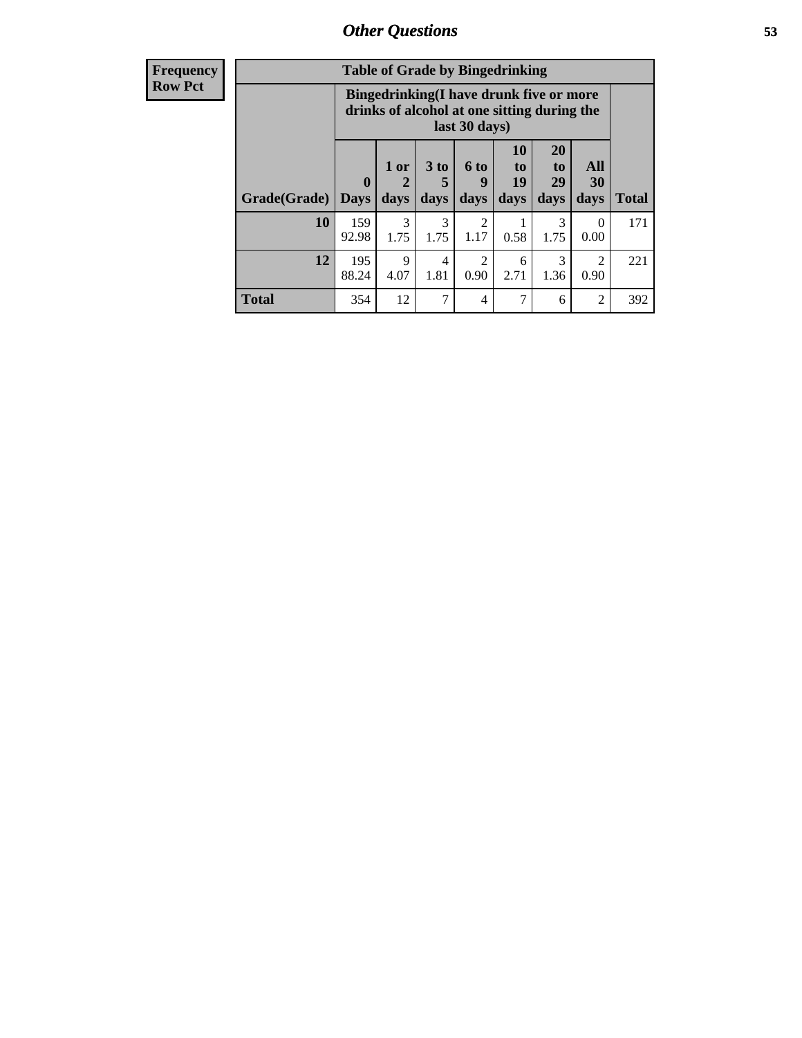## Other Questions

**Frequency**
**Row Pct**

| Table of Grade by Bingedrinking | | | | | | | | |
|---|---|---|---|---|---|---|---|---|
| | Bingedrinking(I have drunk five or more drinks of alcohol at one sitting during the last 30 days) | | | | | | | |
| Grade(Grade) | 0 Days | 1 or 2 days | 3 to 5 days | 6 to 9 days | 10 to 19 days | 20 to 29 days | All 30 days | Total |
| 10 | 159<br>92.98 | 3<br>1.75 | 3<br>1.75 | 2<br>1.17 | 1<br>0.58 | 3<br>1.75 | 0<br>0.00 | 171 |
| 12 | 195<br>88.24 | 9<br>4.07 | 4<br>1.81 | 2<br>0.90 | 6<br>2.71 | 3<br>1.36 | 2<br>0.90 | 221 |
| Total | 354 | 12 | 7 | 4 | 7 | 6 | 2 | 392 |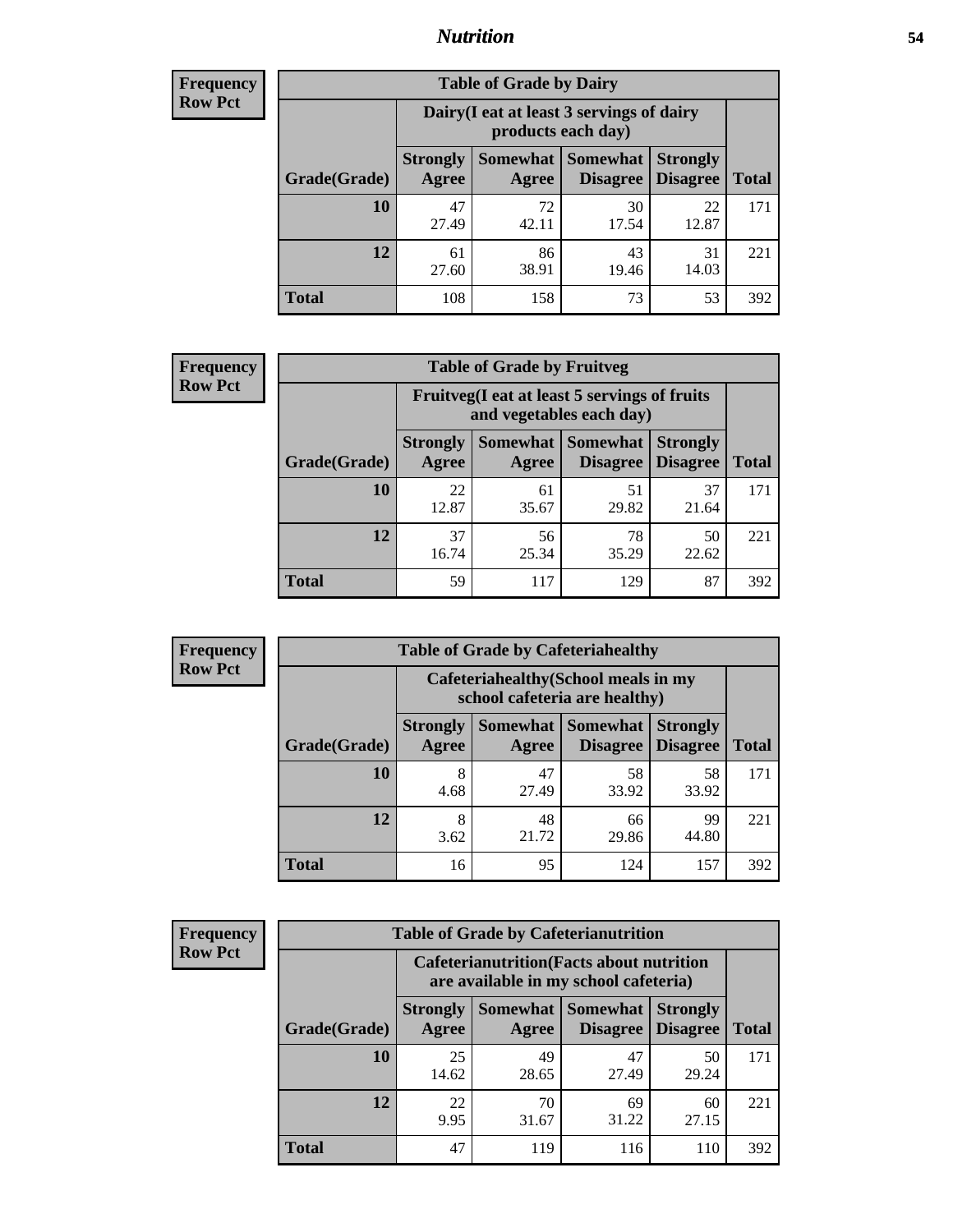# Nutrition

**Frequency Row Pct**

| Table of Grade by Dairy | | | | | |
|---|---|---|---|---|---|
| | Dairy(I eat at least 3 servings of dairy products each day) | | | | |
| Grade(Grade) | Strongly Agree | Somewhat Agree | Somewhat Disagree | Strongly Disagree | Total |
| 10 | 47<br>27.49 | 72<br>42.11 | 30<br>17.54 | 22<br>12.87 | 171 |
| 12 | 61<br>27.60 | 86<br>38.91 | 43<br>19.46 | 31<br>14.03 | 221 |
| Total | 108 | 158 | 73 | 53 | 392 |

**Frequency Row Pct**

| Table of Grade by Fruitveg | | | | | |
|---|---|---|---|---|---|
| | Fruitveg(I eat at least 5 servings of fruits and vegetables each day) | | | | |
| Grade(Grade) | Strongly Agree | Somewhat Agree | Somewhat Disagree | Strongly Disagree | Total |
| 10 | 22<br>12.87 | 61<br>35.67 | 51<br>29.82 | 37<br>21.64 | 171 |
| 12 | 37<br>16.74 | 56<br>25.34 | 78<br>35.29 | 50<br>22.62 | 221 |
| Total | 59 | 117 | 129 | 87 | 392 |

**Frequency Row Pct**

| Table of Grade by Cafeteriahealthy | | | | | |
|---|---|---|---|---|---|
| | Cafeteriahealthy(School meals in my school cafeteria are healthy) | | | | |
| Grade(Grade) | Strongly Agree | Somewhat Agree | Somewhat Disagree | Strongly Disagree | Total |
| 10 | 8<br>4.68 | 47<br>27.49 | 58<br>33.92 | 58<br>33.92 | 171 |
| 12 | 8<br>3.62 | 48<br>21.72 | 66<br>29.86 | 99<br>44.80 | 221 |
| Total | 16 | 95 | 124 | 157 | 392 |

**Frequency Row Pct**

| Table of Grade by Cafeterianutrition | | | | | |
|---|---|---|---|---|---|
| | Cafeterianutrition(Facts about nutrition are available in my school cafeteria) | | | | |
| Grade(Grade) | Strongly Agree | Somewhat Agree | Somewhat Disagree | Strongly Disagree | Total |
| 10 | 25<br>14.62 | 49<br>28.65 | 47<br>27.49 | 50<br>29.24 | 171 |
| 12 | 22<br>9.95 | 70<br>31.67 | 69<br>31.22 | 60<br>27.15 | 221 |
| Total | 47 | 119 | 116 | 110 | 392 |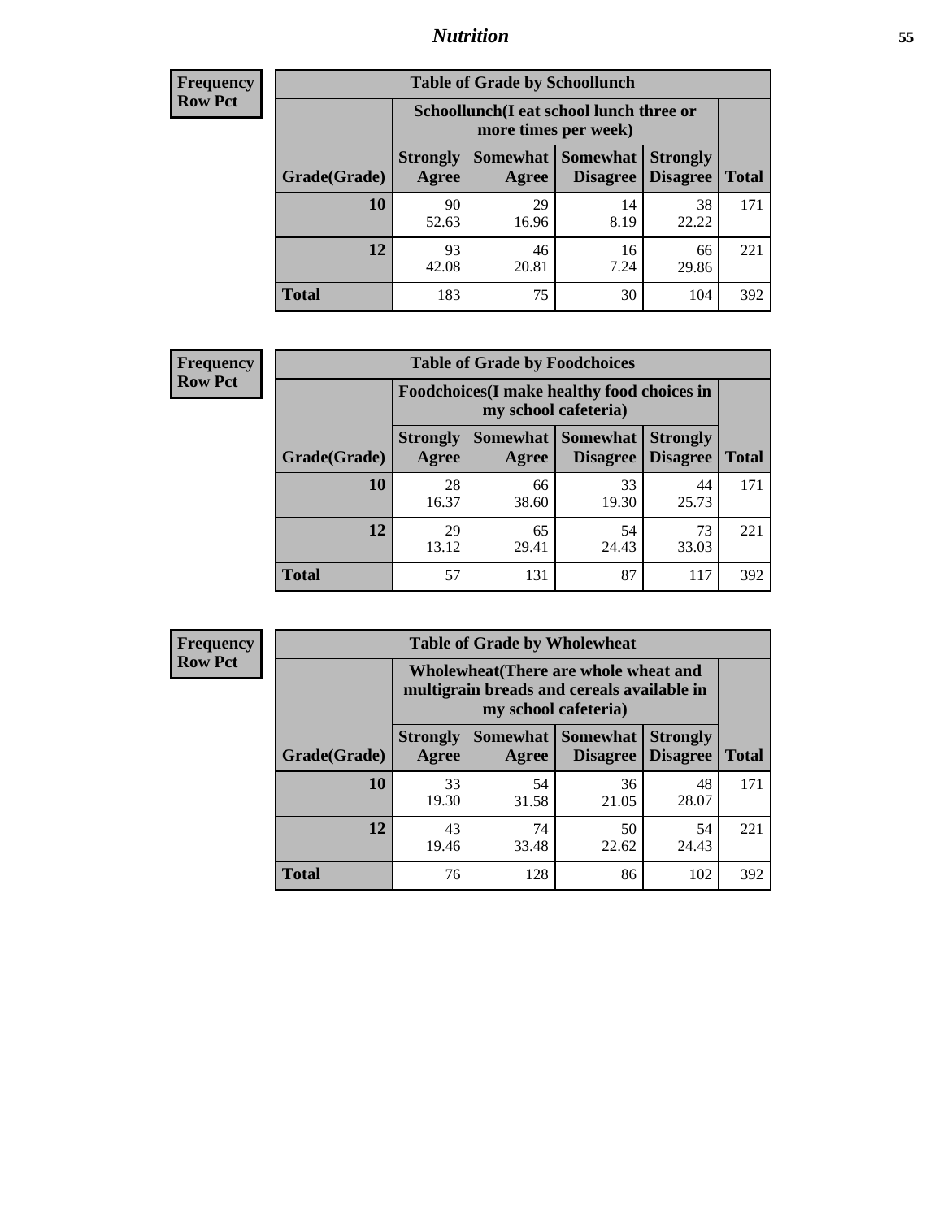## Nutrition

**Frequency**
**Row Pct**

| Table of Grade by Schoollunch | | | | | |
|---|---|---|---|---|---|
| | Schoollunch(I eat school lunch three or more times per week) | | | | |
| Grade(Grade) | Strongly Agree | Somewhat Agree | Somewhat Disagree | Strongly Disagree | Total |
| 10 | 90<br>52.63 | 29<br>16.96 | 14<br>8.19 | 38<br>22.22 | 171 |
| 12 | 93<br>42.08 | 46<br>20.81 | 16<br>7.24 | 66<br>29.86 | 221 |
| Total | 183 | 75 | 30 | 104 | 392 |

**Frequency**
**Row Pct**

| Table of Grade by Foodchoices | | | | | |
|---|---|---|---|---|---|
| | Foodchoices(I make healthy food choices in my school cafeteria) | | | | |
| Grade(Grade) | Strongly Agree | Somewhat Agree | Somewhat Disagree | Strongly Disagree | Total |
| 10 | 28<br>16.37 | 66<br>38.60 | 33<br>19.30 | 44<br>25.73 | 171 |
| 12 | 29<br>13.12 | 65<br>29.41 | 54<br>24.43 | 73<br>33.03 | 221 |
| Total | 57 | 131 | 87 | 117 | 392 |

**Frequency**
**Row Pct**

| Table of Grade by Wholewheat | | | | | |
|---|---|---|---|---|---|
| | Wholewheat(There are whole wheat and multigrain breads and cereals available in my school cafeteria) | | | | |
| Grade(Grade) | Strongly Agree | Somewhat Agree | Somewhat Disagree | Strongly Disagree | Total |
| 10 | 33<br>19.30 | 54<br>31.58 | 36<br>21.05 | 48<br>28.07 | 171 |
| 12 | 43<br>19.46 | 74<br>33.48 | 50<br>22.62 | 54<br>24.43 | 221 |
| Total | 76 | 128 | 86 | 102 | 392 |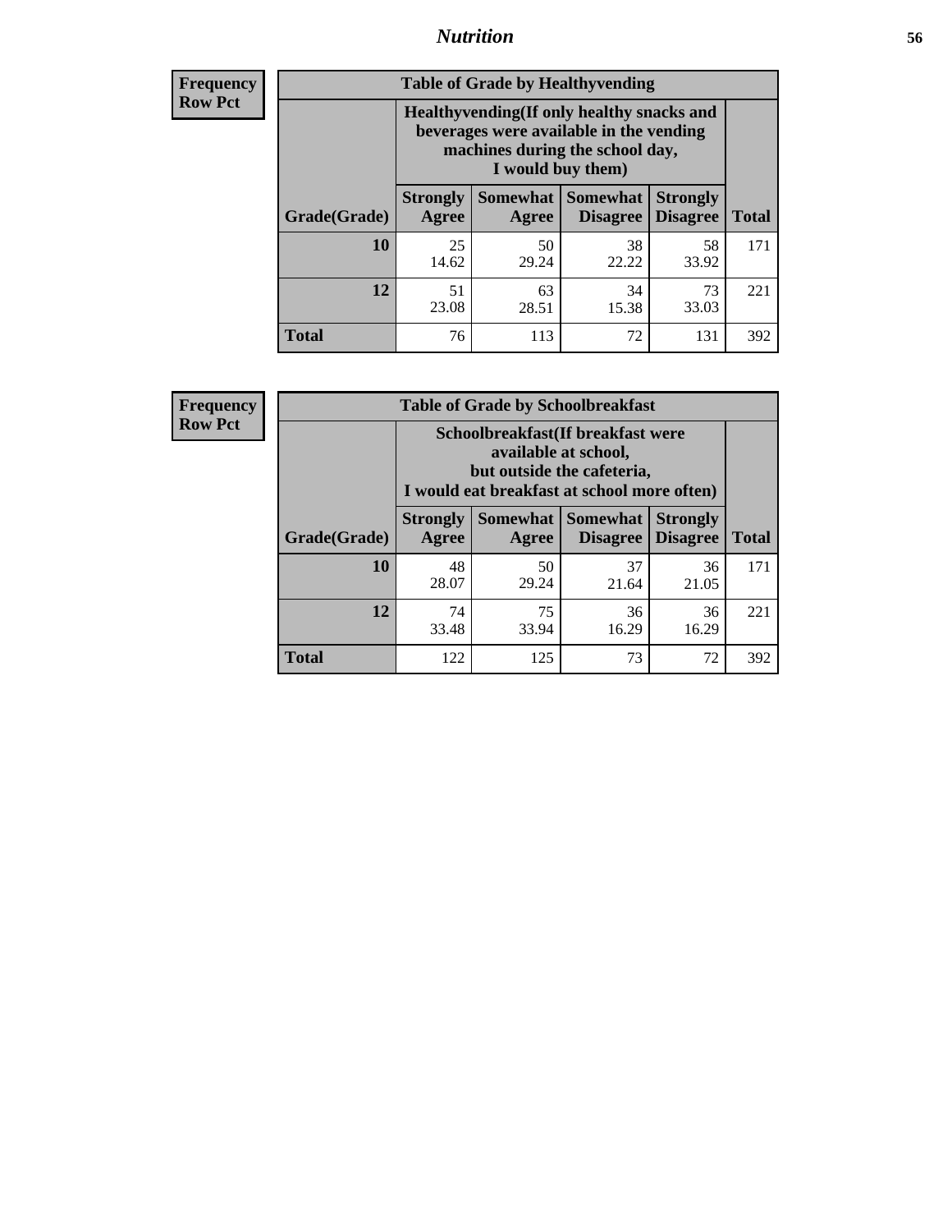**Frequency**
**Row Pct**

| Table of Grade by Healthyvending | | | | | |
|---|---|---|---|---|---|
| | Healthyvending(If only healthy snacks and beverages were available in the vending machines during the school day, I would buy them) | | | | |
| Grade(Grade) | Strongly Agree | Somewhat Agree | Somewhat Disagree | Strongly Disagree | Total |
| **10** | 25<br>14.62 | 50<br>29.24 | 38<br>22.22 | 58<br>33.92 | 171 |
| **12** | 51<br>23.08 | 63<br>28.51 | 34<br>15.38 | 73<br>33.03 | 221 |
| **Total** | 76 | 113 | 72 | 131 | 392 |

**Frequency**
**Row Pct**

| Table of Grade by Schoolbreakfast | | | | | |
|---|---|---|---|---|---|
| | Schoolbreakfast(If breakfast were available at school, but outside the cafeteria, I would eat breakfast at school more often) | | | | |
| Grade(Grade) | Strongly Agree | Somewhat Agree | Somewhat Disagree | Strongly Disagree | Total |
| **10** | 48<br>28.07 | 50<br>29.24 | 37<br>21.64 | 36<br>21.05 | 171 |
| **12** | 74<br>33.48 | 75<br>33.94 | 36<br>16.29 | 36<br>16.29 | 221 |
| **Total** | 122 | 125 | 73 | 72 | 392 |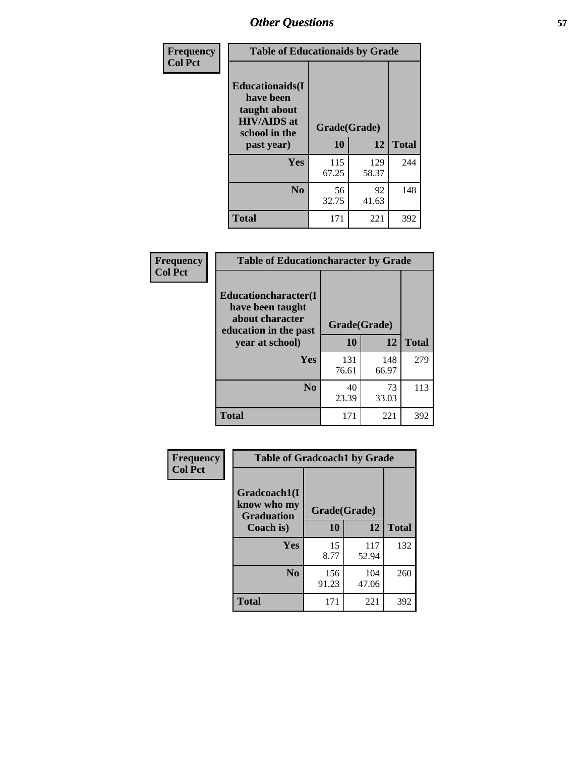| Frequency<br>Col Pct | Table of Educationaids by Grade | | |
|---|---|---|---|
| Educationaids(I have been taught about HIV/AIDS at school in the past year) | Grade(Grade) | | |
| | 10 | 12 | Total |
| Yes | 115<br>67.25 | 129<br>58.37 | 244 |
| No | 56<br>32.75 | 92<br>41.63 | 148 |
| Total | 171 | 221 | 392 |

| Frequency<br>Col Pct | Table of Educationcharacter by Grade | | |
|---|---|---|---|
| Educationcharacter(I have been taught about character education in the past year at school) | Grade(Grade) | | |
| | 10 | 12 | Total |
| Yes | 131<br>76.61 | 148<br>66.97 | 279 |
| No | 40<br>23.39 | 73<br>33.03 | 113 |
| Total | 171 | 221 | 392 |

| Frequency<br>Col Pct | Table of Gradcoach1 by Grade | | |
|---|---|---|---|
| Gradcoach1(I know who my Graduation Coach is) | Grade(Grade) | | |
| | 10 | 12 | Total |
| Yes | 15<br>8.77 | 117<br>52.94 | 132 |
| No | 156<br>91.23 | 104<br>47.06 | 260 |
| Total | 171 | 221 | 392 |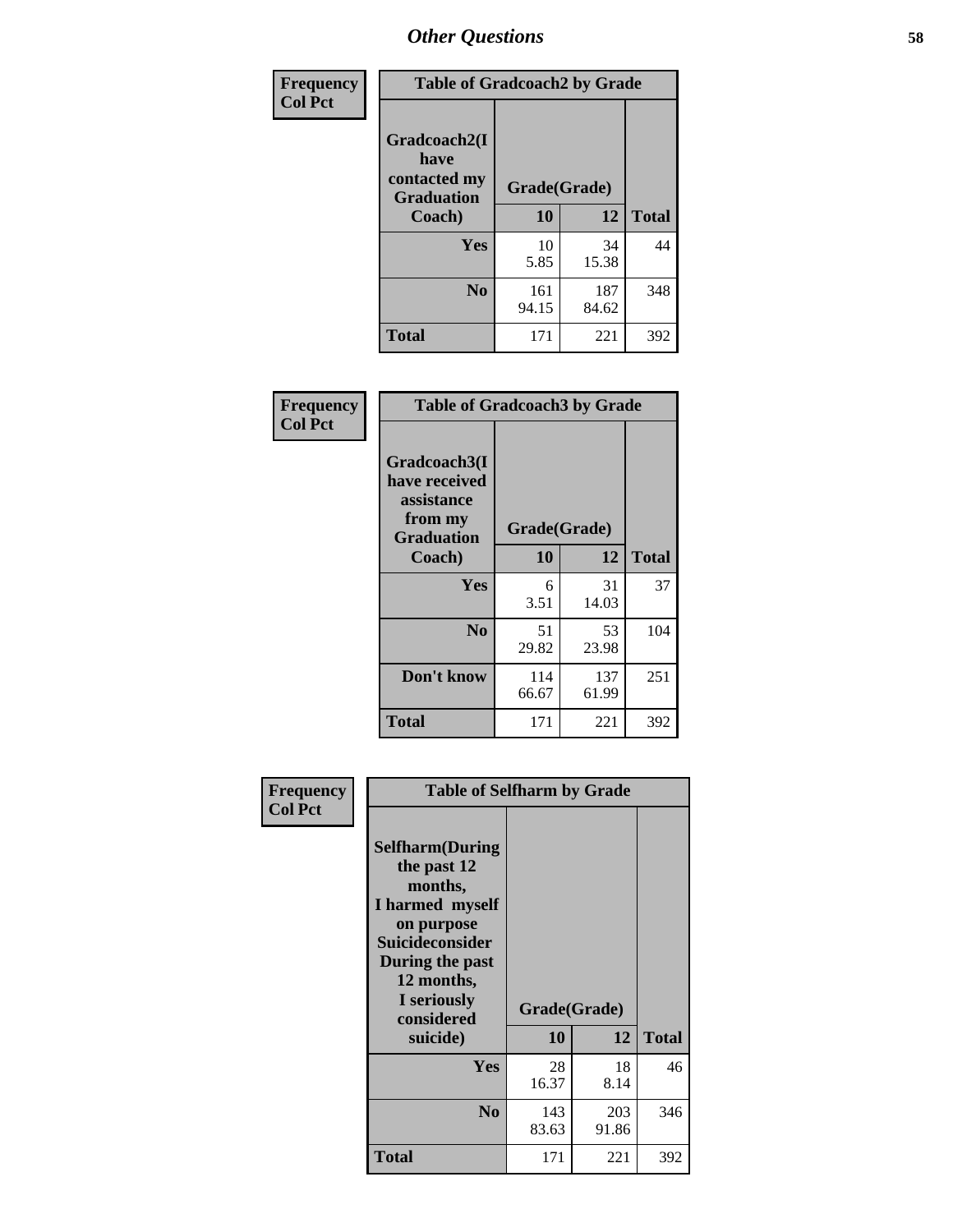## Other Questions

**Frequency / Col Pct**

**Table of Gradcoach2 by Grade**

| Gradcoach2(I have contacted my Graduation Coach) | Grade(Grade) 10 | 12 | Total |
|---|---|---|---|
| Yes | 10<br>5.85 | 34<br>15.38 | 44 |
| No | 161<br>94.15 | 187<br>84.62 | 348 |
| Total | 171 | 221 | 392 |

**Frequency / Col Pct**

**Table of Gradcoach3 by Grade**

| Gradcoach3(I have received assistance from my Graduation Coach) | Grade(Grade) 10 | 12 | Total |
|---|---|---|---|
| Yes | 6<br>3.51 | 31<br>14.03 | 37 |
| No | 51<br>29.82 | 53<br>23.98 | 104 |
| Don't know | 114<br>66.67 | 137<br>61.99 | 251 |
| Total | 171 | 221 | 392 |

**Frequency / Col Pct**

**Table of Selfharm by Grade**

| Selfharm(During the past 12 months, I harmed myself on purpose Suicideconsider During the past 12 months, I seriously considered suicide) | Grade(Grade) 10 | 12 | Total |
|---|---|---|---|
| Yes | 28<br>16.37 | 18<br>8.14 | 46 |
| No | 143<br>83.63 | 203<br>91.86 | 346 |
| Total | 171 | 221 | 392 |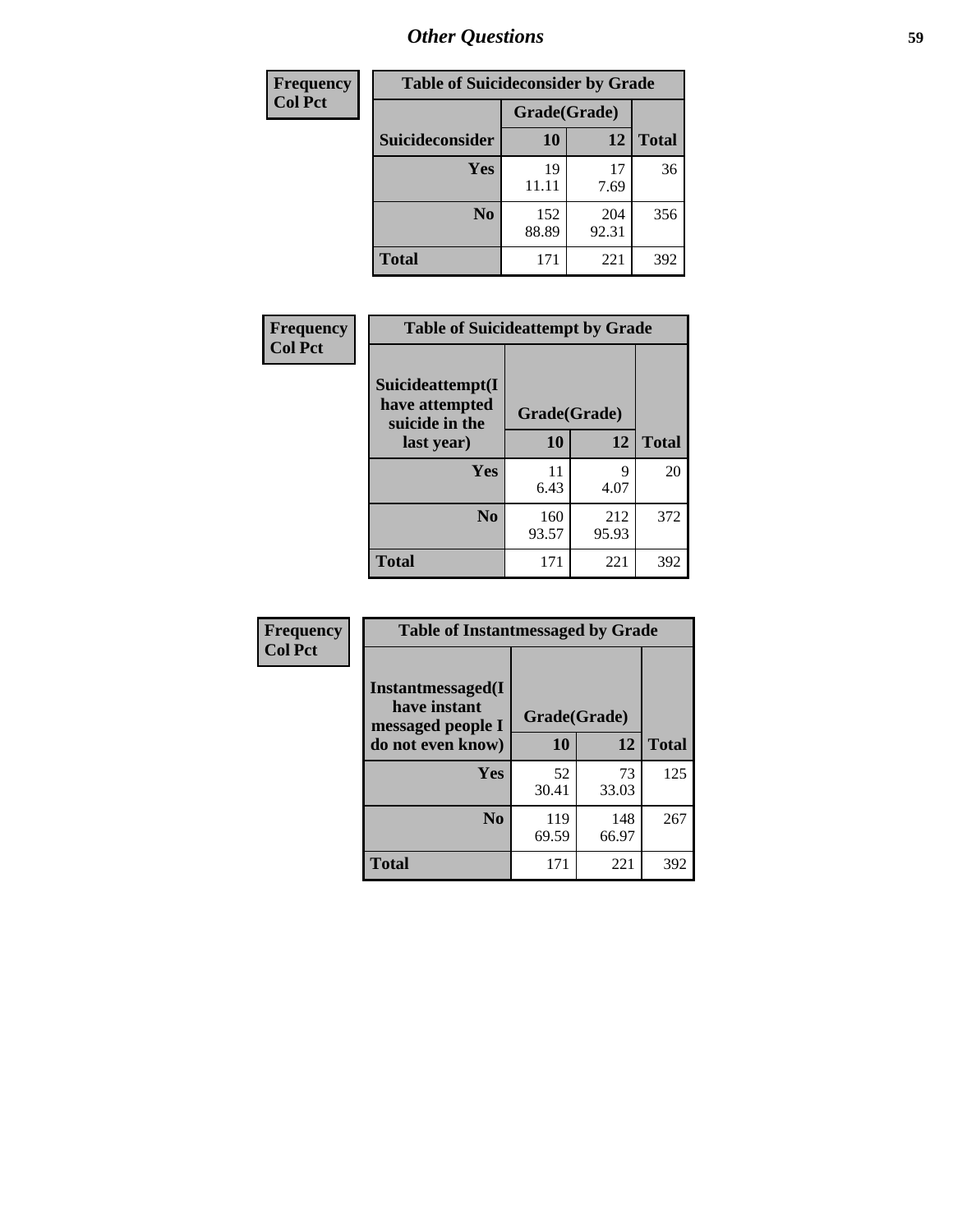# Other Questions

Frequency
Col Pct

| Table of Suicideconsider by Grade | | | |
|---|---|---|---|
| | Grade(Grade) | | |
| Suicideconsider | 10 | 12 | Total |
| Yes | 19<br>11.11 | 17<br>7.69 | 36 |
| No | 152<br>88.89 | 204<br>92.31 | 356 |
| Total | 171 | 221 | 392 |

Frequency
Col Pct

| Table of Suicideattempt by Grade | | | |
|---|---|---|---|
| Suicideattempt(I have attempted suicide in the last year) | Grade(Grade) | | |
| | 10 | 12 | Total |
| Yes | 11<br>6.43 | 9<br>4.07 | 20 |
| No | 160<br>93.57 | 212<br>95.93 | 372 |
| Total | 171 | 221 | 392 |

Frequency
Col Pct

| Table of Instantmessaged by Grade | | | |
|---|---|---|---|
| Instantmessaged(I have instant messaged people I do not even know) | Grade(Grade) | | |
| | 10 | 12 | Total |
| Yes | 52<br>30.41 | 73<br>33.03 | 125 |
| No | 119<br>69.59 | 148<br>66.97 | 267 |
| Total | 171 | 221 | 392 |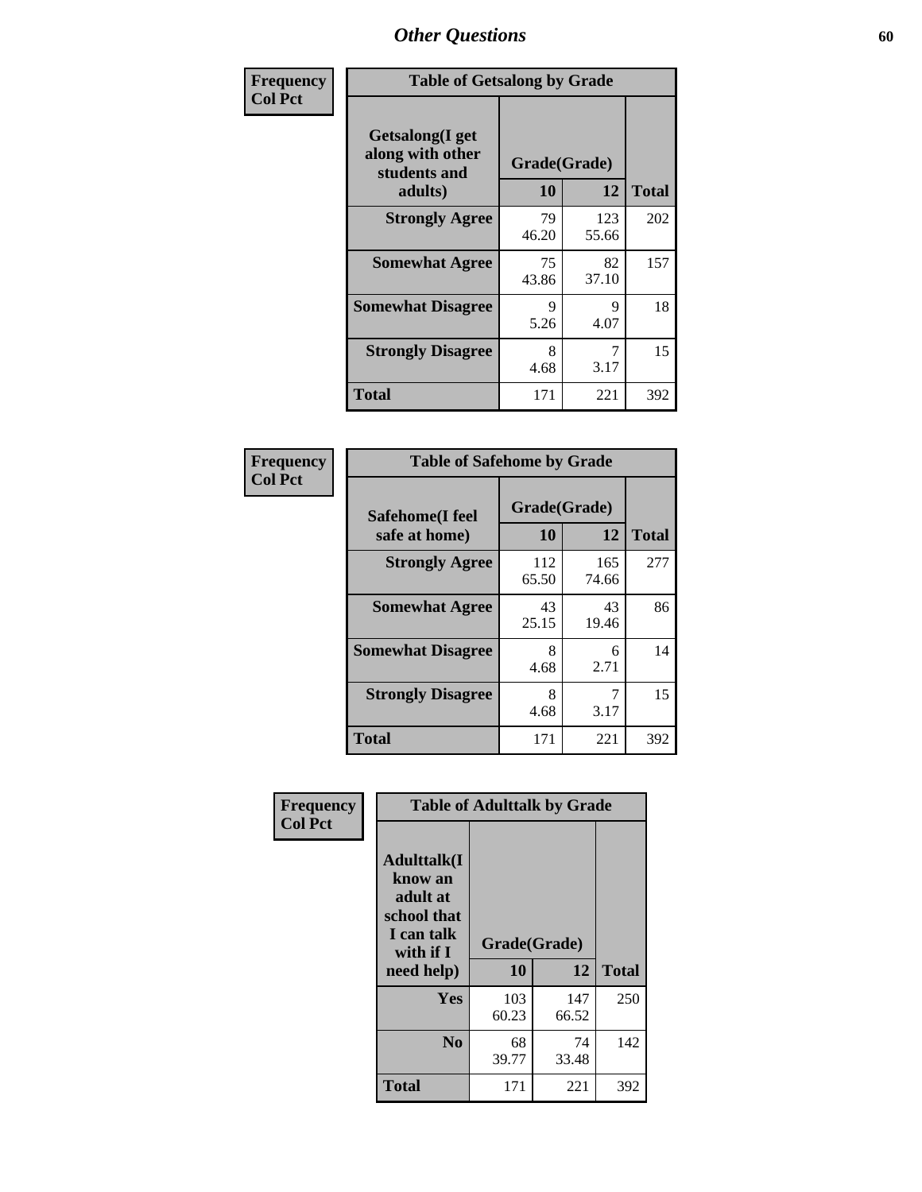# Other Questions

**Frequency**
**Col Pct**

| Getsalong(I get along with other students and adults) | Grade(Grade) 10 | 12 | Total |
|---|---|---|---|
| **Table of Getsalong by Grade** | | | |
| **Strongly Agree** | 79<br>46.20 | 123<br>55.66 | 202 |
| **Somewhat Agree** | 75<br>43.86 | 82<br>37.10 | 157 |
| **Somewhat Disagree** | 9<br>5.26 | 9<br>4.07 | 18 |
| **Strongly Disagree** | 8<br>4.68 | 7<br>3.17 | 15 |
| **Total** | 171 | 221 | 392 |

**Frequency**
**Col Pct**

| Safehome(I feel safe at home) | Grade(Grade) 10 | 12 | Total |
|---|---|---|---|
| **Table of Safehome by Grade** | | | |
| **Strongly Agree** | 112<br>65.50 | 165<br>74.66 | 277 |
| **Somewhat Agree** | 43<br>25.15 | 43<br>19.46 | 86 |
| **Somewhat Disagree** | 8<br>4.68 | 6<br>2.71 | 14 |
| **Strongly Disagree** | 8<br>4.68 | 7<br>3.17 | 15 |
| **Total** | 171 | 221 | 392 |

**Frequency**
**Col Pct**

| Adulttalk(I know an adult at school that I can talk with if I need help) | Grade(Grade) 10 | 12 | Total |
|---|---|---|---|
| **Table of Adulttalk by Grade** | | | |
| **Yes** | 103<br>60.23 | 147<br>66.52 | 250 |
| **No** | 68<br>39.77 | 74<br>33.48 | 142 |
| **Total** | 171 | 221 | 392 |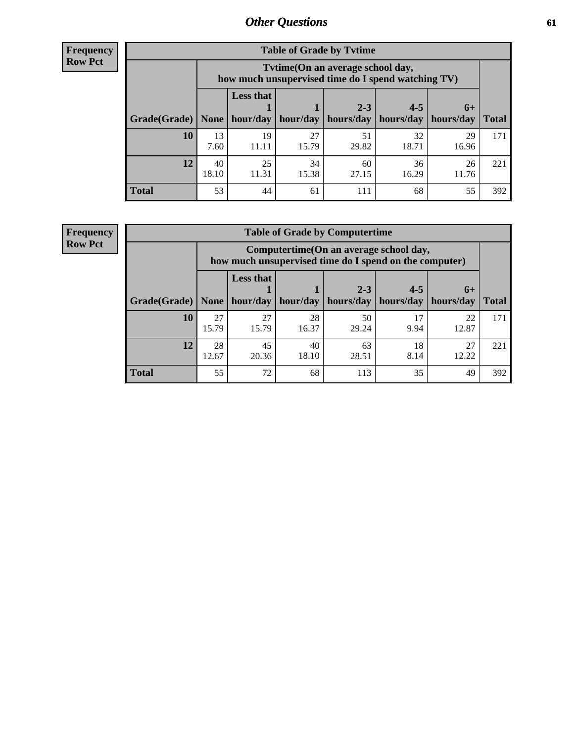## Other Questions

**Frequency**
**Row Pct**

**Table of Grade by Tvtime**

| Grade(Grade) | Tvtime(On an average school day, how much unsupervised time do I spend watching TV) | | | | | | Total |
|---|---|---|---|---|---|---|---|
| | None | Less that 1 hour/day | 1 hour/day | 2-3 hours/day | 4-5 hours/day | 6+ hours/day | |
| **10** | 13<br>7.60 | 19<br>11.11 | 27<br>15.79 | 51<br>29.82 | 32<br>18.71 | 29<br>16.96 | 171 |
| **12** | 40<br>18.10 | 25<br>11.31 | 34<br>15.38 | 60<br>27.15 | 36<br>16.29 | 26<br>11.76 | 221 |
| **Total** | 53 | 44 | 61 | 111 | 68 | 55 | 392 |

**Frequency**
**Row Pct**

**Table of Grade by Computertime**

| Grade(Grade) | Computertime(On an average school day, how much unsupervised time do I spend on the computer) | | | | | | Total |
|---|---|---|---|---|---|---|---|
| | None | Less that 1 hour/day | 1 hour/day | 2-3 hours/day | 4-5 hours/day | 6+ hours/day | |
| **10** | 27<br>15.79 | 27<br>15.79 | 28<br>16.37 | 50<br>29.24 | 17<br>9.94 | 22<br>12.87 | 171 |
| **12** | 28<br>12.67 | 45<br>20.36 | 40<br>18.10 | 63<br>28.51 | 18<br>8.14 | 27<br>12.22 | 221 |
| **Total** | 55 | 72 | 68 | 113 | 35 | 49 | 392 |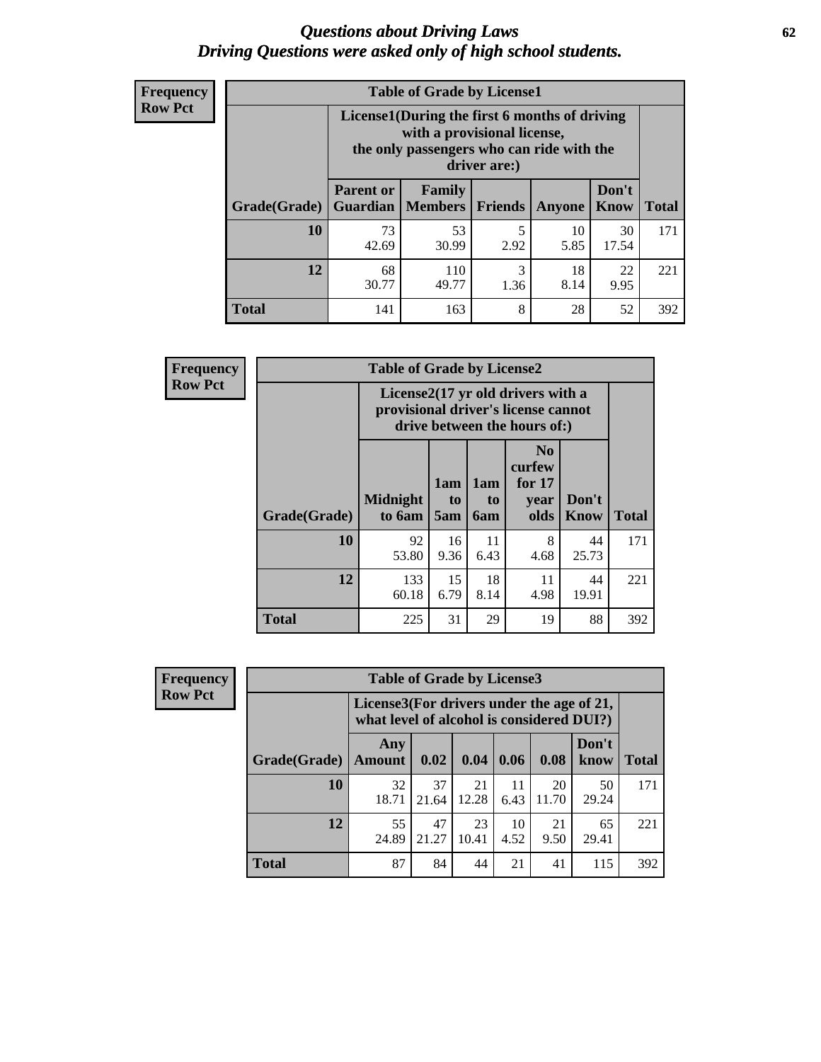# *Questions about Driving Laws*
# *Driving Questions were asked only of high school students.*

**Frequency**
**Row Pct**

| Table of Grade by License1 | | | | | | |
|---|---|---|---|---|---|---|
| | License1(During the first 6 months of driving with a provisional license, the only passengers who can ride with the driver are:) | | | | | |
| Grade(Grade) | Parent or Guardian | Family Members | Friends | Anyone | Don't Know | Total |
| 10 | 73<br>42.69 | 53<br>30.99 | 5<br>2.92 | 10<br>5.85 | 30<br>17.54 | 171 |
| 12 | 68<br>30.77 | 110<br>49.77 | 3<br>1.36 | 18<br>8.14 | 22<br>9.95 | 221 |
| Total | 141 | 163 | 8 | 28 | 52 | 392 |

**Frequency**
**Row Pct**

| Table of Grade by License2 | | | | | | |
|---|---|---|---|---|---|---|
| | License2(17 yr old drivers with a provisional driver's license cannot drive between the hours of:) | | | | | |
| Grade(Grade) | Midnight to 6am | 1am to 5am | 1am to 6am | No curfew for 17 year olds | Don't Know | Total |
| 10 | 92<br>53.80 | 16<br>9.36 | 11<br>6.43 | 8<br>4.68 | 44<br>25.73 | 171 |
| 12 | 133<br>60.18 | 15<br>6.79 | 18<br>8.14 | 11<br>4.98 | 44<br>19.91 | 221 |
| Total | 225 | 31 | 29 | 19 | 88 | 392 |

**Frequency**
**Row Pct**

| Table of Grade by License3 | | | | | | | |
|---|---|---|---|---|---|---|---|
| | License3(For drivers under the age of 21, what level of alcohol is considered DUI?) | | | | | | |
| Grade(Grade) | Any Amount | 0.02 | 0.04 | 0.06 | 0.08 | Don't know | Total |
| 10 | 32<br>18.71 | 37<br>21.64 | 21<br>12.28 | 11<br>6.43 | 20<br>11.70 | 50<br>29.24 | 171 |
| 12 | 55<br>24.89 | 47<br>21.27 | 23<br>10.41 | 10<br>4.52 | 21<br>9.50 | 65<br>29.41 | 221 |
| Total | 87 | 84 | 44 | 21 | 41 | 115 | 392 |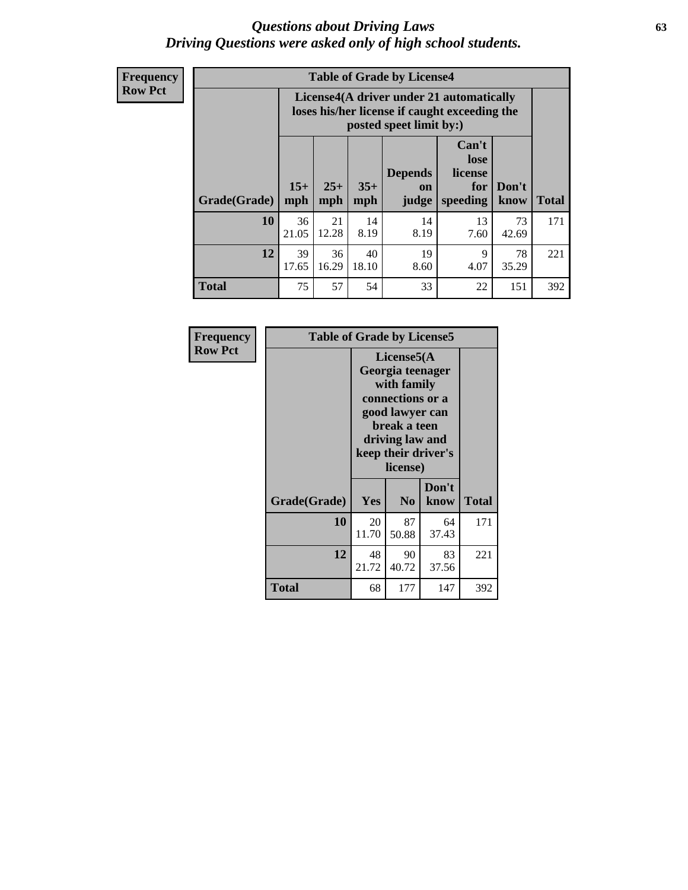# Questions about Driving Laws
## Driving Questions were asked only of high school students.

**Frequency**
**Row Pct**

**Table of Grade by License4**

| Grade(Grade) | License4(A driver under 21 automatically loses his/her license if caught exceeding the posted speet limit by:) | | | | | | Total |
|---|---|---|---|---|---|---|---|
| | 15+ mph | 25+ mph | 35+ mph | Depends on judge | Can't lose license for speeding | Don't know | |
| **10** | 36<br>21.05 | 21<br>12.28 | 14<br>8.19 | 14<br>8.19 | 13<br>7.60 | 73<br>42.69 | 171 |
| **12** | 39<br>17.65 | 36<br>16.29 | 40<br>18.10 | 19<br>8.60 | 9<br>4.07 | 78<br>35.29 | 221 |
| **Total** | 75 | 57 | 54 | 33 | 22 | 151 | 392 |

**Frequency**
**Row Pct**

**Table of Grade by License5**

| Grade(Grade) | License5(A Georgia teenager with family connections or a good lawyer can break a teen driving law and keep their driver's license) | | | Total |
|---|---|---|---|---|
| | Yes | No | Don't know | |
| **10** | 20<br>11.70 | 87<br>50.88 | 64<br>37.43 | 171 |
| **12** | 48<br>21.72 | 90<br>40.72 | 83<br>37.56 | 221 |
| **Total** | 68 | 177 | 147 | 392 |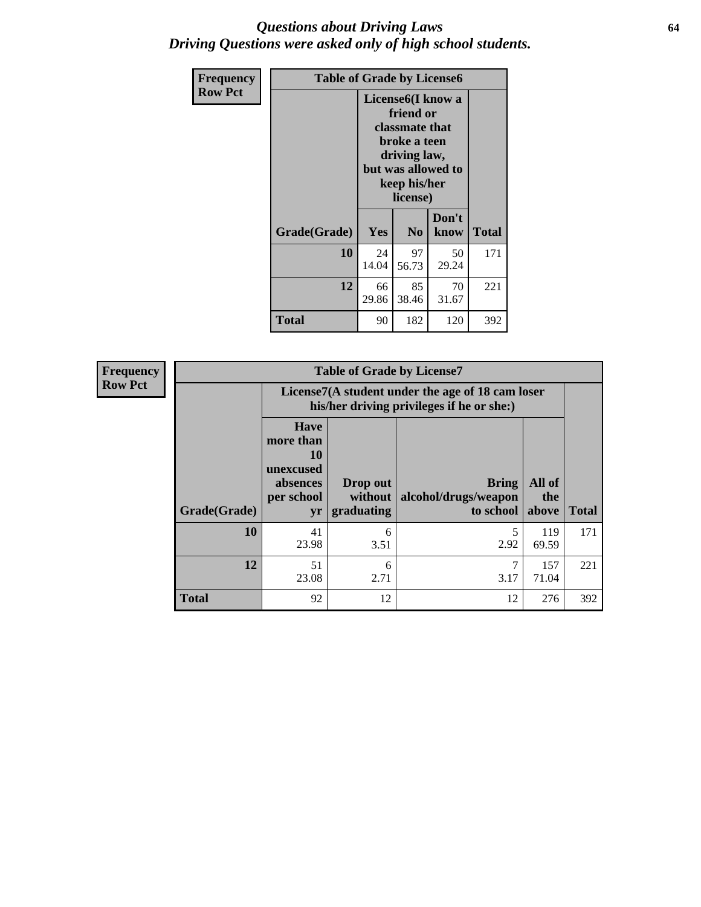# *Questions about Driving Laws*
# *Driving Questions were asked only of high school students.*

**Frequency**
**Row Pct**

**Table of Grade by License6**

| Grade(Grade) | License6(I know a friend or classmate that broke a teen driving law, but was allowed to keep his/her license) Yes | No | Don't know | Total |
|---|---|---|---|---|
| **10** | 24<br>14.04 | 97<br>56.73 | 50<br>29.24 | 171 |
| **12** | 66<br>29.86 | 85<br>38.46 | 70<br>31.67 | 221 |
| **Total** | 90 | 182 | 120 | 392 |

**Frequency**
**Row Pct**

**Table of Grade by License7**

| Grade(Grade) | License7(A student under the age of 18 cam loser his/her driving privileges if he or she:) Have more than 10 unexcused absences per school yr | Drop out without graduating | Bring alcohol/drugs/weapon to school | All of the above | Total |
|---|---|---|---|---|---|
| **10** | 41<br>23.98 | 6<br>3.51 | 5<br>2.92 | 119<br>69.59 | 171 |
| **12** | 51<br>23.08 | 6<br>2.71 | 7<br>3.17 | 157<br>71.04 | 221 |
| **Total** | 92 | 12 | 12 | 276 | 392 |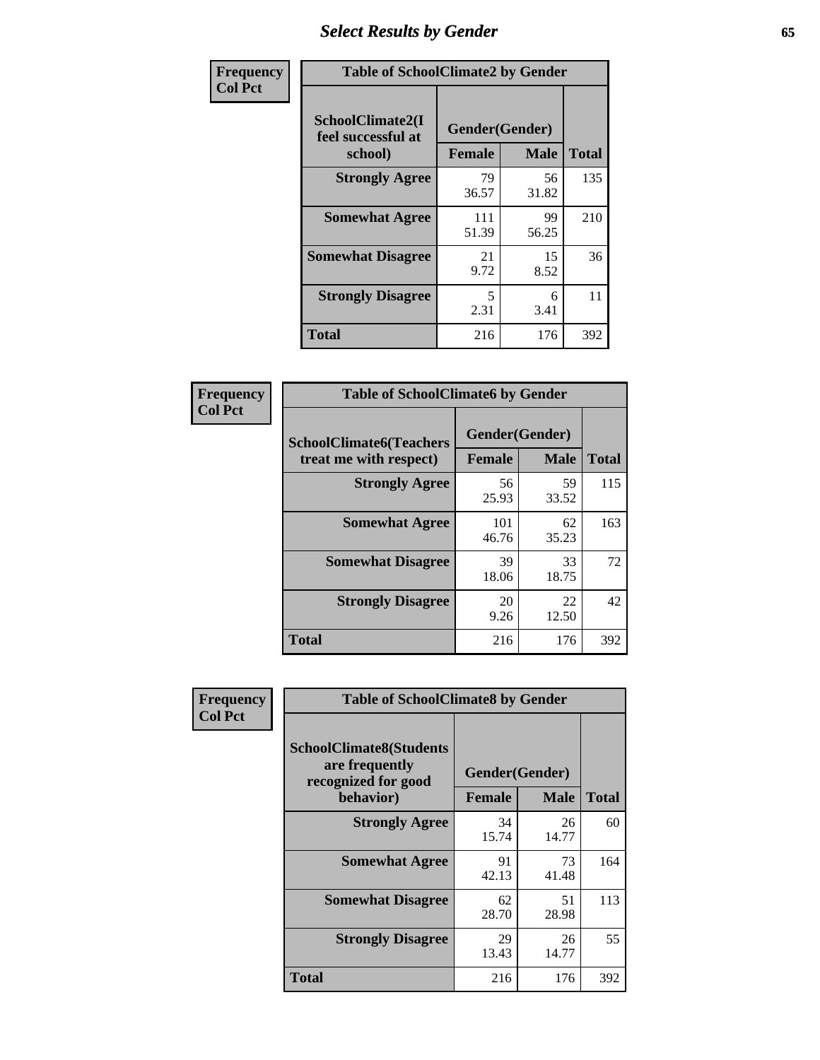# Select Results by Gender

**Frequency**
**Col Pct**

| Table of SchoolClimate2 by Gender | | | |
|---|---|---|---|
| SchoolClimate2(I feel successful at school) | Gender(Gender) | | Total |
| | Female | Male | |
| Strongly Agree | 79<br>36.57 | 56<br>31.82 | 135 |
| Somewhat Agree | 111<br>51.39 | 99<br>56.25 | 210 |
| Somewhat Disagree | 21<br>9.72 | 15<br>8.52 | 36 |
| Strongly Disagree | 5<br>2.31 | 6<br>3.41 | 11 |
| Total | 216 | 176 | 392 |

**Frequency**
**Col Pct**

| Table of SchoolClimate6 by Gender | | | |
|---|---|---|---|
| SchoolClimate6(Teachers treat me with respect) | Gender(Gender) | | Total |
| | Female | Male | |
| Strongly Agree | 56<br>25.93 | 59<br>33.52 | 115 |
| Somewhat Agree | 101<br>46.76 | 62<br>35.23 | 163 |
| Somewhat Disagree | 39<br>18.06 | 33<br>18.75 | 72 |
| Strongly Disagree | 20<br>9.26 | 22<br>12.50 | 42 |
| Total | 216 | 176 | 392 |

**Frequency**
**Col Pct**

| Table of SchoolClimate8 by Gender | | | |
|---|---|---|---|
| SchoolClimate8(Students are frequently recognized for good behavior) | Gender(Gender) | | Total |
| | Female | Male | |
| Strongly Agree | 34<br>15.74 | 26<br>14.77 | 60 |
| Somewhat Agree | 91<br>42.13 | 73<br>41.48 | 164 |
| Somewhat Disagree | 62<br>28.70 | 51<br>28.98 | 113 |
| Strongly Disagree | 29<br>13.43 | 26<br>14.77 | 55 |
| Total | 216 | 176 | 392 |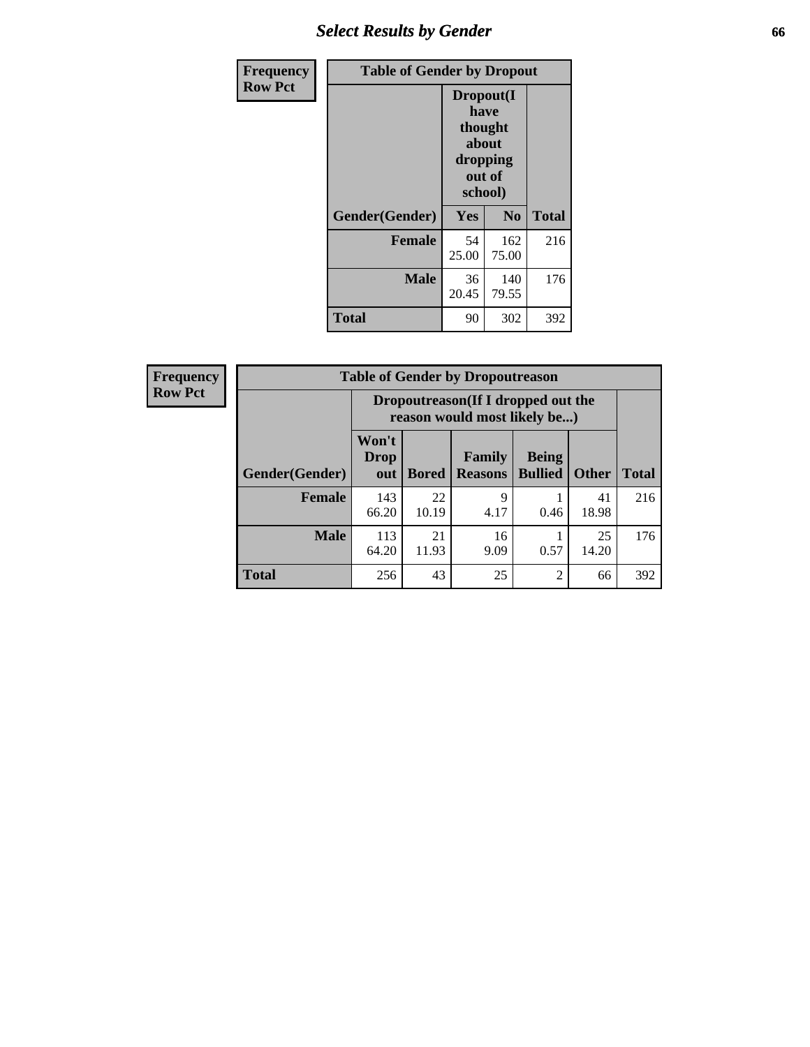## Select Results by Gender

**Frequency**
**Row Pct**

| Table of Gender by Dropout | | | |
|---|---|---|---|
| | Dropout(I have thought about dropping out of school) | | |
| Gender(Gender) | Yes | No | Total |
| **Female** | 54<br>25.00 | 162<br>75.00 | 216 |
| **Male** | 36<br>20.45 | 140<br>79.55 | 176 |
| **Total** | 90 | 302 | 392 |

**Frequency**
**Row Pct**

| Table of Gender by Dropoutreason | | | | | | |
|---|---|---|---|---|---|---|
| | Dropoutreason(If I dropped out the reason would most likely be...) | | | | | |
| Gender(Gender) | Won't Drop out | Bored | Family Reasons | Being Bullied | Other | Total |
| **Female** | 143<br>66.20 | 22<br>10.19 | 9<br>4.17 | 1<br>0.46 | 41<br>18.98 | 216 |
| **Male** | 113<br>64.20 | 21<br>11.93 | 16<br>9.09 | 1<br>0.57 | 25<br>14.20 | 176 |
| **Total** | 256 | 43 | 25 | 2 | 66 | 392 |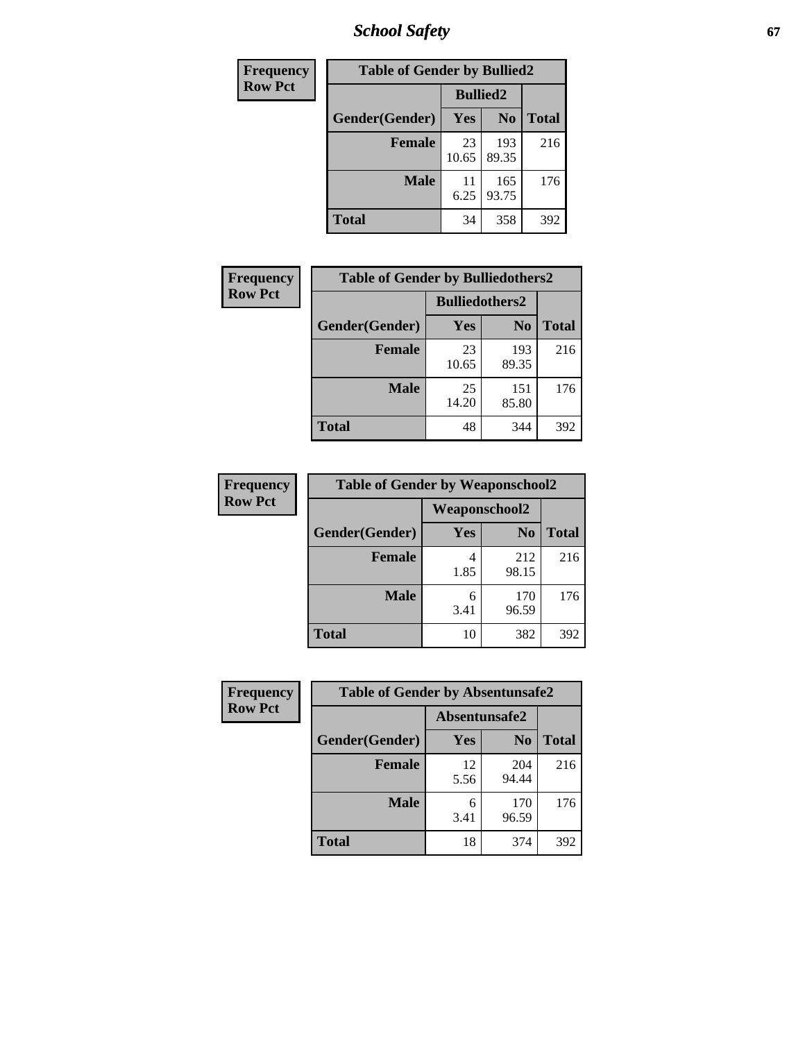| Frequency Row Pct |
|---|

| Table of Gender by Bullied2 | | | |
|---|---|---|---|
| | Bullied2 | | |
| Gender(Gender) | Yes | No | Total |
| Female | 23<br>10.65 | 193<br>89.35 | 216 |
| Male | 11<br>6.25 | 165<br>93.75 | 176 |
| Total | 34 | 358 | 392 |

| Frequency Row Pct |
|---|

| Table of Gender by Bulliedothers2 | | | |
|---|---|---|---|
| | Bulliedothers2 | | |
| Gender(Gender) | Yes | No | Total |
| Female | 23<br>10.65 | 193<br>89.35 | 216 |
| Male | 25<br>14.20 | 151<br>85.80 | 176 |
| Total | 48 | 344 | 392 |

| Frequency Row Pct |
|---|

| Table of Gender by Weaponschool2 | | | |
|---|---|---|---|
| | Weaponschool2 | | |
| Gender(Gender) | Yes | No | Total |
| Female | 4<br>1.85 | 212<br>98.15 | 216 |
| Male | 6<br>3.41 | 170<br>96.59 | 176 |
| Total | 10 | 382 | 392 |

| Frequency Row Pct |
|---|

| Table of Gender by Absentunsafe2 | | | |
|---|---|---|---|
| | Absentunsafe2 | | |
| Gender(Gender) | Yes | No | Total |
| Female | 12<br>5.56 | 204<br>94.44 | 216 |
| Male | 6<br>3.41 | 170<br>96.59 | 176 |
| Total | 18 | 374 | 392 |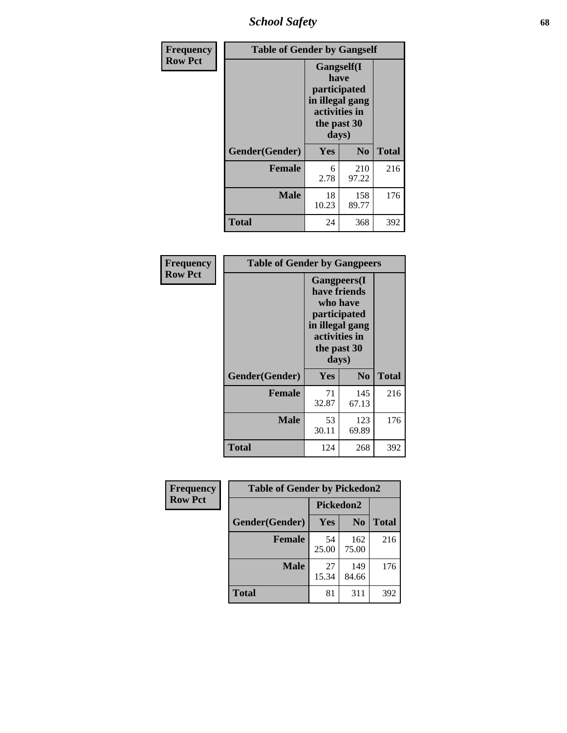| Frequency Row Pct | Table of Gender by Gangself | | |
|---|---|---|---|
| | Gangself(I have participated in illegal gang activities in the past 30 days) | | |
| Gender(Gender) | Yes | No | Total |
| Female | 6<br>2.78 | 210<br>97.22 | 216 |
| Male | 18<br>10.23 | 158<br>89.77 | 176 |
| Total | 24 | 368 | 392 |

| Frequency Row Pct | Table of Gender by Gangpeers | | |
|---|---|---|---|
| | Gangpeers(I have friends who have participated in illegal gang activities in the past 30 days) | | |
| Gender(Gender) | Yes | No | Total |
| Female | 71<br>32.87 | 145<br>67.13 | 216 |
| Male | 53<br>30.11 | 123<br>69.89 | 176 |
| Total | 124 | 268 | 392 |

| Frequency Row Pct | Table of Gender by Pickedon2 | | |
|---|---|---|---|
| | Pickedon2 | | |
| Gender(Gender) | Yes | No | Total |
| Female | 54<br>25.00 | 162<br>75.00 | 216 |
| Male | 27<br>15.34 | 149<br>84.66 | 176 |
| Total | 81 | 311 | 392 |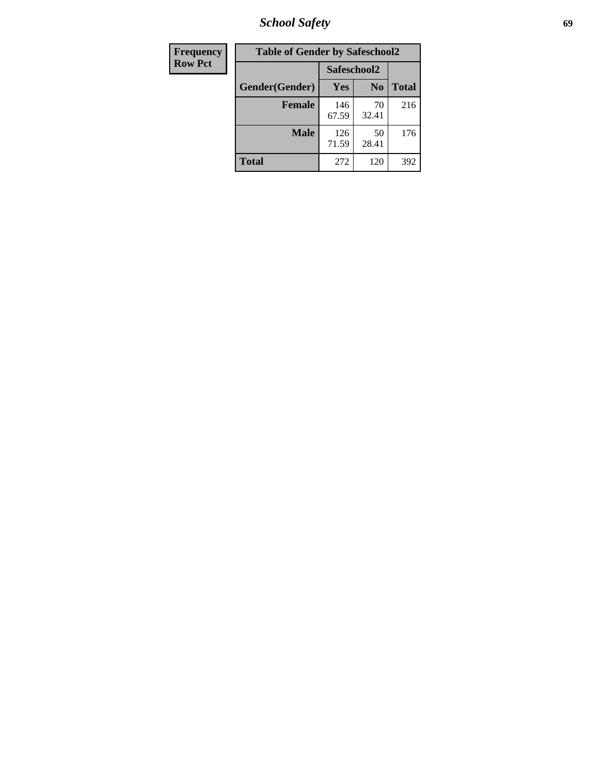| Frequency Row Pct |
|---|

| Table of Gender by Safeschool2 | | | |
|---|---|---|---|
| | Safeschool2 | | |
| Gender(Gender) | Yes | No | Total |
| Female | 146<br>67.59 | 70<br>32.41 | 216 |
| Male | 126<br>71.59 | 50<br>28.41 | 176 |
| Total | 272 | 120 | 392 |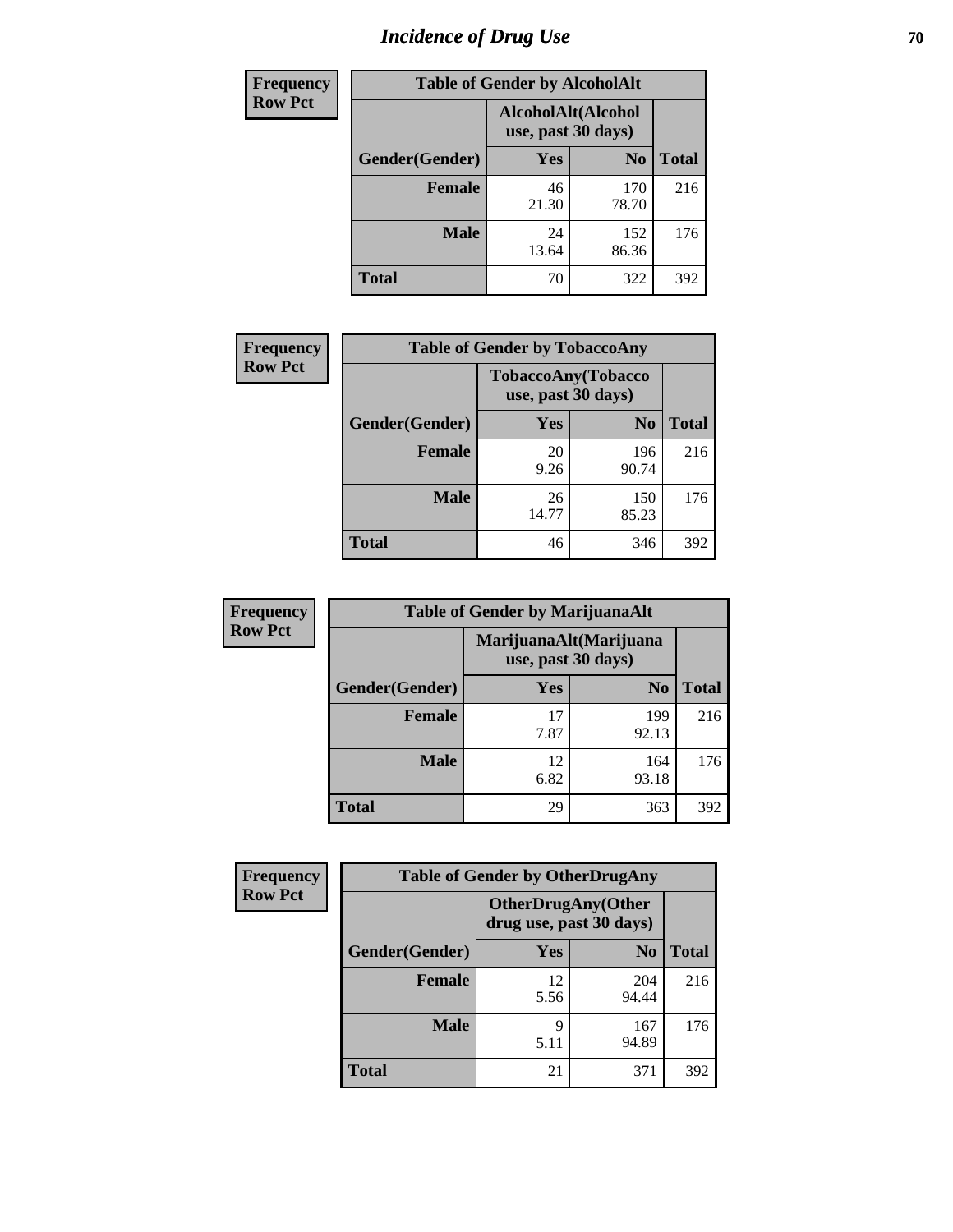# Incidence of Drug Use

**Frequency**
**Row Pct**

| Table of Gender by AlcoholAlt | | | |
|---|---|---|---|
| | AlcoholAlt(Alcohol use, past 30 days) | | |
| Gender(Gender) | Yes | No | Total |
| Female | 46<br>21.30 | 170<br>78.70 | 216 |
| Male | 24<br>13.64 | 152<br>86.36 | 176 |
| Total | 70 | 322 | 392 |

**Frequency**
**Row Pct**

| Table of Gender by TobaccoAny | | | |
|---|---|---|---|
| | TobaccoAny(Tobacco use, past 30 days) | | |
| Gender(Gender) | Yes | No | Total |
| Female | 20<br>9.26 | 196<br>90.74 | 216 |
| Male | 26<br>14.77 | 150<br>85.23 | 176 |
| Total | 46 | 346 | 392 |

**Frequency**
**Row Pct**

| Table of Gender by MarijuanaAlt | | | |
|---|---|---|---|
| | MarijuanaAlt(Marijuana use, past 30 days) | | |
| Gender(Gender) | Yes | No | Total |
| Female | 17<br>7.87 | 199<br>92.13 | 216 |
| Male | 12<br>6.82 | 164<br>93.18 | 176 |
| Total | 29 | 363 | 392 |

**Frequency**
**Row Pct**

| Table of Gender by OtherDrugAny | | | |
|---|---|---|---|
| | OtherDrugAny(Other drug use, past 30 days) | | |
| Gender(Gender) | Yes | No | Total |
| Female | 12<br>5.56 | 204<br>94.44 | 216 |
| Male | 9<br>5.11 | 167<br>94.89 | 176 |
| Total | 21 | 371 | 392 |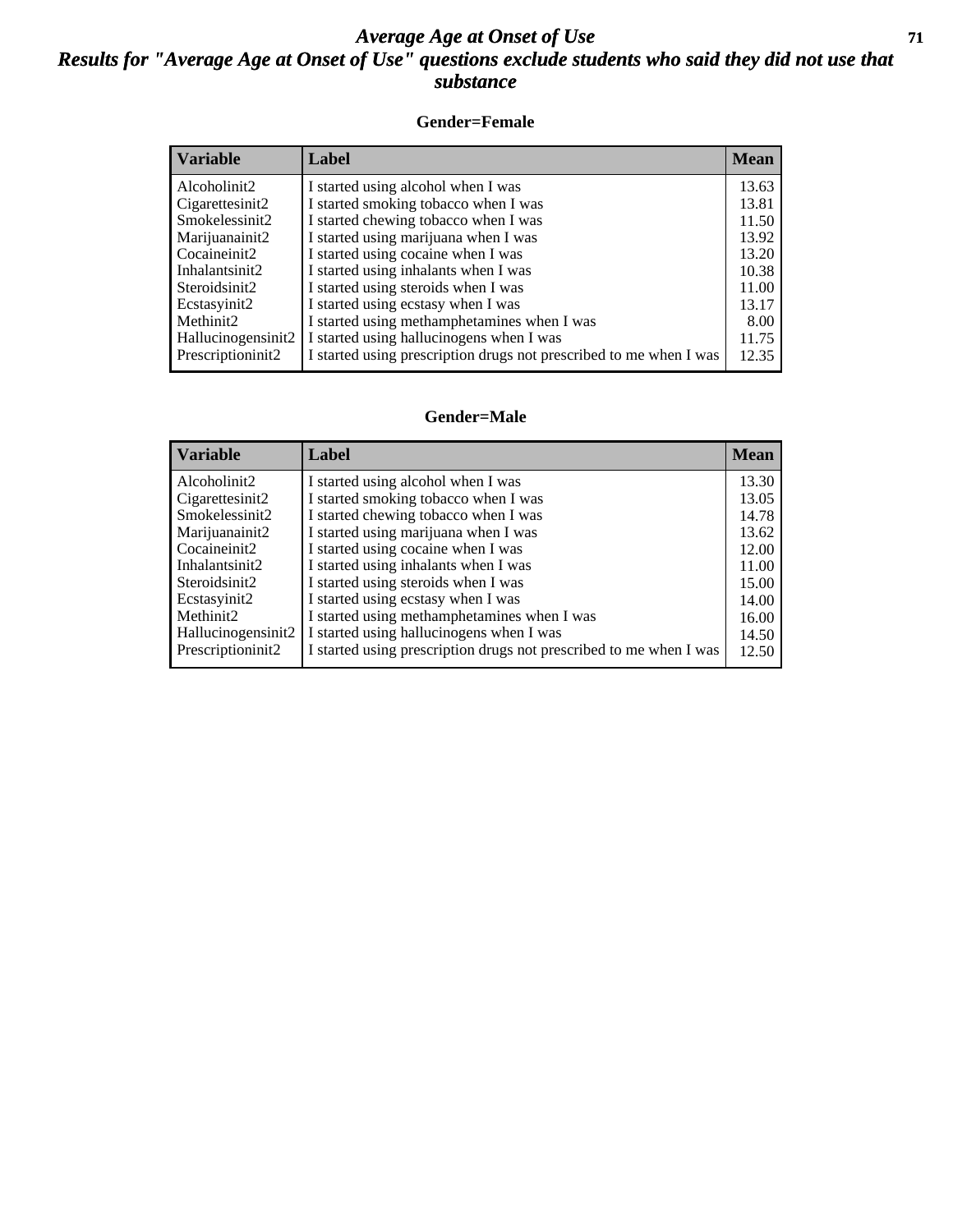# *Average Age at Onset of Use*
## *Results for "Average Age at Onset of Use" questions exclude students who said they did not use that substance*

### Gender=Female

| Variable | Label | Mean |
|---|---|---|
| Alcoholinit2 | I started using alcohol when I was | 13.63 |
| Cigarettesinit2 | I started smoking tobacco when I was | 13.81 |
| Smokelessinit2 | I started chewing tobacco when I was | 11.50 |
| Marijuanainit2 | I started using marijuana when I was | 13.92 |
| Cocaineinit2 | I started using cocaine when I was | 13.20 |
| Inhalantsinit2 | I started using inhalants when I was | 10.38 |
| Steroidsinit2 | I started using steroids when I was | 11.00 |
| Ecstasyinit2 | I started using ecstasy when I was | 13.17 |
| Methinit2 | I started using methamphetamines when I was | 8.00 |
| Hallucinogensinit2 | I started using hallucinogens when I was | 11.75 |
| Prescriptioninit2 | I started using prescription drugs not prescribed to me when I was | 12.35 |

### Gender=Male

| Variable | Label | Mean |
|---|---|---|
| Alcoholinit2 | I started using alcohol when I was | 13.30 |
| Cigarettesinit2 | I started smoking tobacco when I was | 13.05 |
| Smokelessinit2 | I started chewing tobacco when I was | 14.78 |
| Marijuanainit2 | I started using marijuana when I was | 13.62 |
| Cocaineinit2 | I started using cocaine when I was | 12.00 |
| Inhalantsinit2 | I started using inhalants when I was | 11.00 |
| Steroidsinit2 | I started using steroids when I was | 15.00 |
| Ecstasyinit2 | I started using ecstasy when I was | 14.00 |
| Methinit2 | I started using methamphetamines when I was | 16.00 |
| Hallucinogensinit2 | I started using hallucinogens when I was | 14.50 |
| Prescriptioninit2 | I started using prescription drugs not prescribed to me when I was | 12.50 |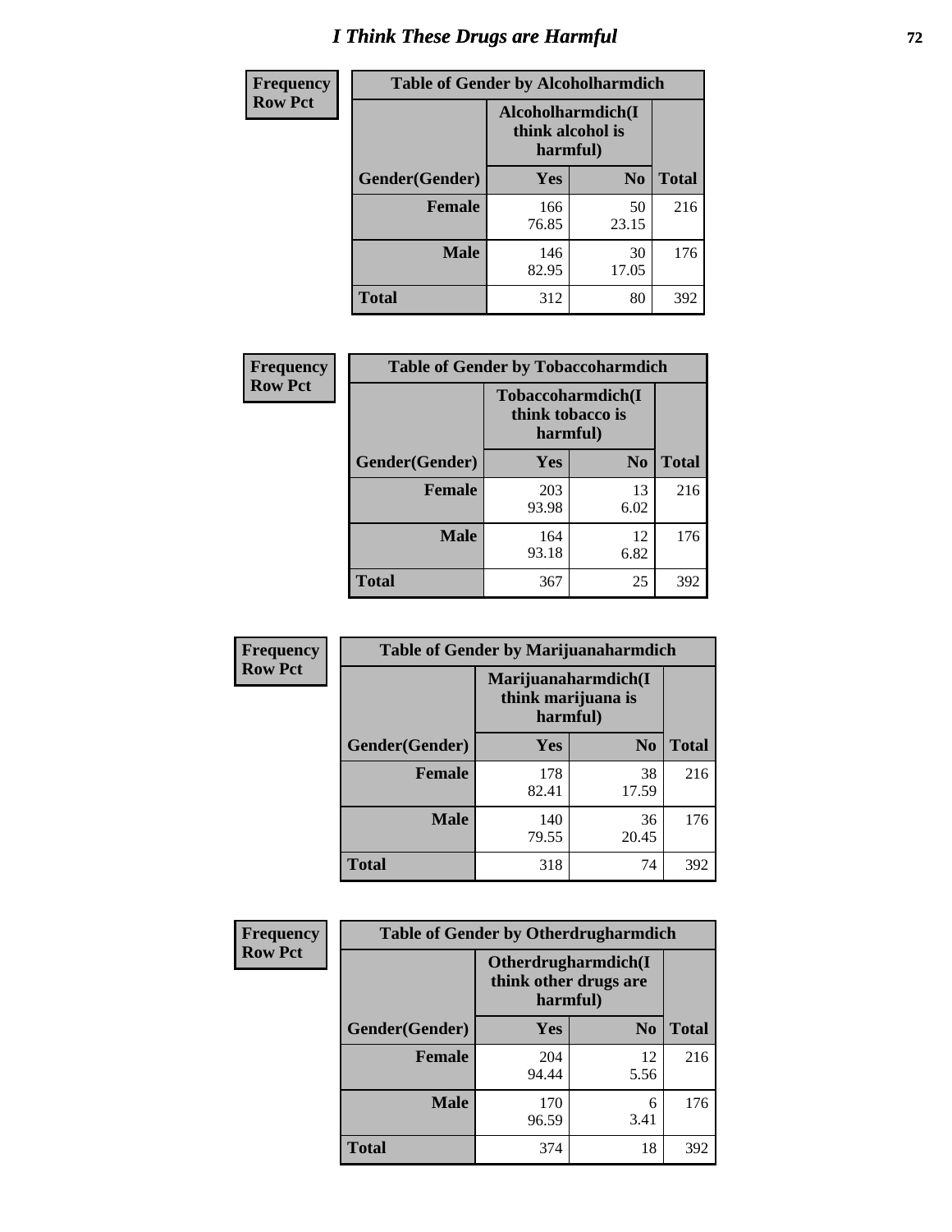# I Think These Drugs are Harmful

| Frequency<br>Row Pct | Table of Gender by Alcoholharmdich | | |
|---|---|---|---|
| | Alcoholharmdich(I think alcohol is harmful) | | |
| Gender(Gender) | Yes | No | Total |
| Female | 166<br>76.85 | 50<br>23.15 | 216 |
| Male | 146<br>82.95 | 30<br>17.05 | 176 |
| Total | 312 | 80 | 392 |

| Frequency<br>Row Pct | Table of Gender by Tobaccoharmdich | | |
|---|---|---|---|
| | Tobaccoharmdich(I think tobacco is harmful) | | |
| Gender(Gender) | Yes | No | Total |
| Female | 203<br>93.98 | 13<br>6.02 | 216 |
| Male | 164<br>93.18 | 12<br>6.82 | 176 |
| Total | 367 | 25 | 392 |

| Frequency<br>Row Pct | Table of Gender by Marijuanaharmdich | | |
|---|---|---|---|
| | Marijuanaharmdich(I think marijuana is harmful) | | |
| Gender(Gender) | Yes | No | Total |
| Female | 178<br>82.41 | 38<br>17.59 | 216 |
| Male | 140<br>79.55 | 36<br>20.45 | 176 |
| Total | 318 | 74 | 392 |

| Frequency<br>Row Pct | Table of Gender by Otherdrugharmdich | | |
|---|---|---|---|
| | Otherdrugharmdich(I think other drugs are harmful) | | |
| Gender(Gender) | Yes | No | Total |
| Female | 204<br>94.44 | 12<br>5.56 | 216 |
| Male | 170<br>96.59 | 6<br>3.41 | 176 |
| Total | 374 | 18 | 392 |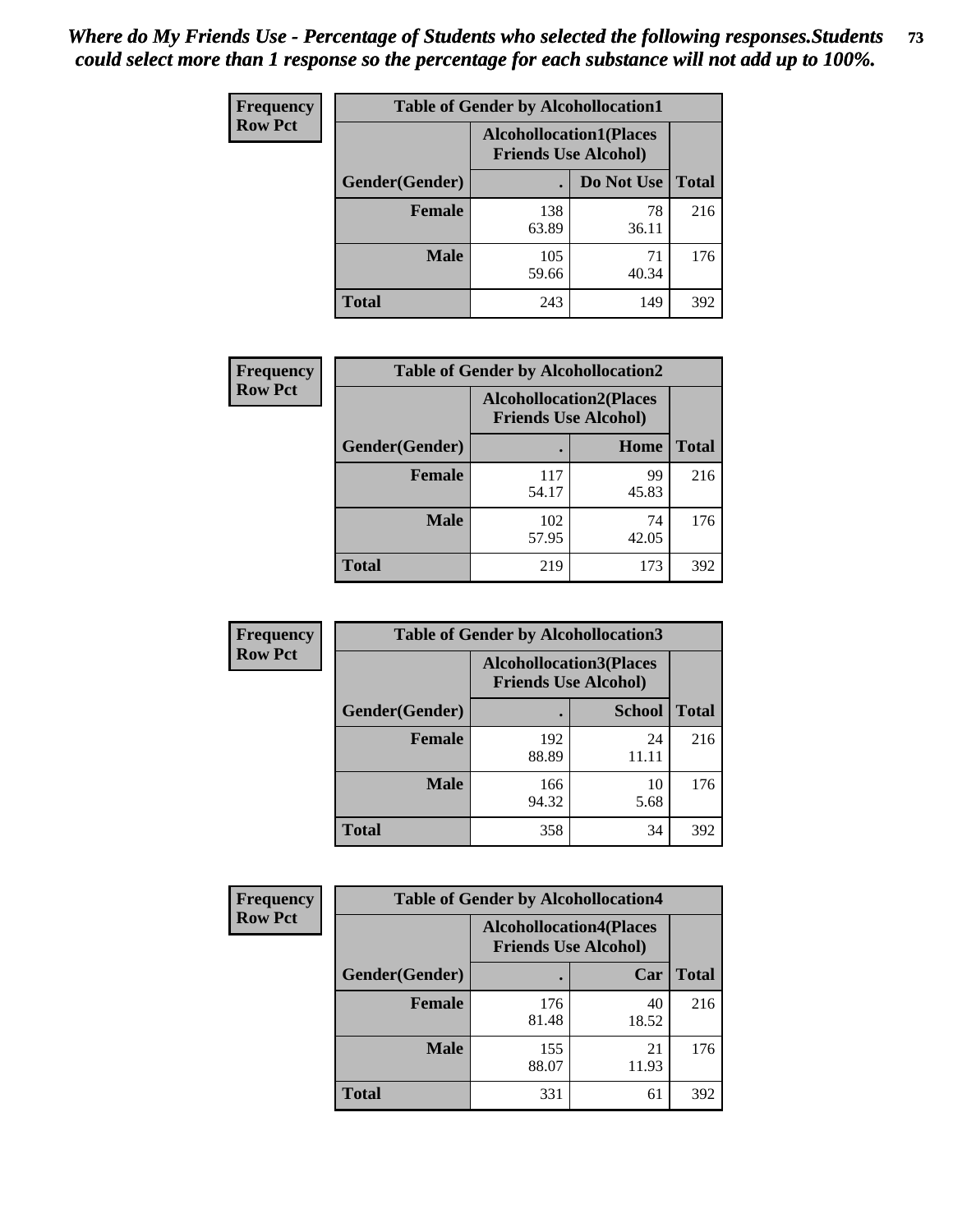*Where do My Friends Use - Percentage of Students who selected the following responses.Students could select more than 1 response so the percentage for each substance will not add up to 100%.*

**Frequency**
**Row Pct**

| Table of Gender by Alcohollocation1 | | | |
|---|---|---|---|
| | Alcohollocation1(Places Friends Use Alcohol) | | |
| Gender(Gender) | . | Do Not Use | Total |
| Female | 138<br>63.89 | 78<br>36.11 | 216 |
| Male | 105<br>59.66 | 71<br>40.34 | 176 |
| Total | 243 | 149 | 392 |

**Frequency**
**Row Pct**

| Table of Gender by Alcohollocation2 | | | |
|---|---|---|---|
| | Alcohollocation2(Places Friends Use Alcohol) | | |
| Gender(Gender) | . | Home | Total |
| Female | 117<br>54.17 | 99<br>45.83 | 216 |
| Male | 102<br>57.95 | 74<br>42.05 | 176 |
| Total | 219 | 173 | 392 |

**Frequency**
**Row Pct**

| Table of Gender by Alcohollocation3 | | | |
|---|---|---|---|
| | Alcohollocation3(Places Friends Use Alcohol) | | |
| Gender(Gender) | . | School | Total |
| Female | 192<br>88.89 | 24<br>11.11 | 216 |
| Male | 166<br>94.32 | 10<br>5.68 | 176 |
| Total | 358 | 34 | 392 |

**Frequency**
**Row Pct**

| Table of Gender by Alcohollocation4 | | | |
|---|---|---|---|
| | Alcohollocation4(Places Friends Use Alcohol) | | |
| Gender(Gender) | . | Car | Total |
| Female | 176<br>81.48 | 40<br>18.52 | 216 |
| Male | 155<br>88.07 | 21<br>11.93 | 176 |
| Total | 331 | 61 | 392 |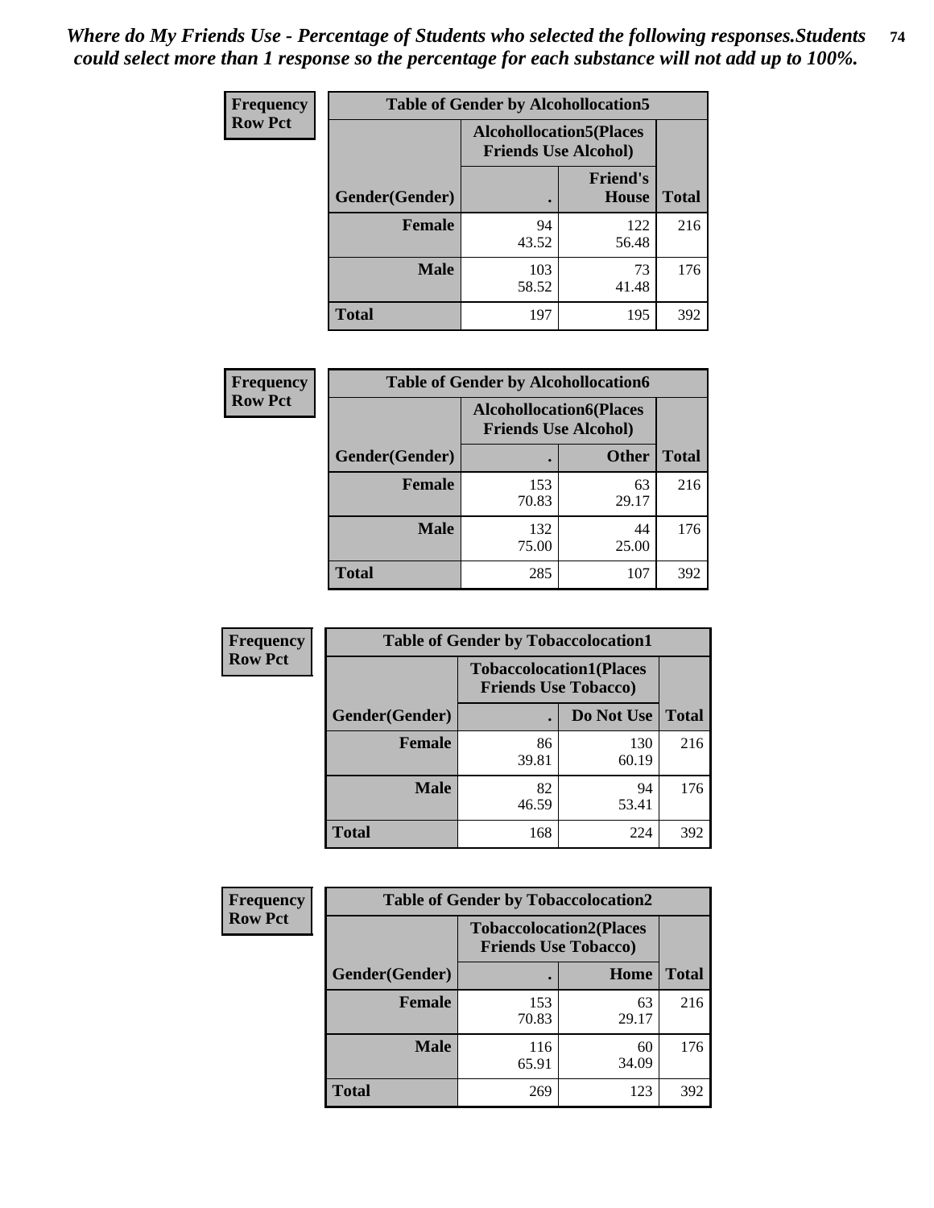*Where do My Friends Use - Percentage of Students who selected the following responses.Students could select more than 1 response so the percentage for each substance will not add up to 100%.*

**Frequency**
**Row Pct**

| Table of Gender by Alcohollocation5 | | | |
|---|---|---|---|
| | Alcohollocation5(Places Friends Use Alcohol) | | |
| Gender(Gender) | . | Friend's House | Total |
| Female | 94<br>43.52 | 122<br>56.48 | 216 |
| Male | 103<br>58.52 | 73<br>41.48 | 176 |
| Total | 197 | 195 | 392 |

**Frequency**
**Row Pct**

| Table of Gender by Alcohollocation6 | | | |
|---|---|---|---|
| | Alcohollocation6(Places Friends Use Alcohol) | | |
| Gender(Gender) | . | Other | Total |
| Female | 153<br>70.83 | 63<br>29.17 | 216 |
| Male | 132<br>75.00 | 44<br>25.00 | 176 |
| Total | 285 | 107 | 392 |

**Frequency**
**Row Pct**

| Table of Gender by Tobaccolocation1 | | | |
|---|---|---|---|
| | Tobaccolocation1(Places Friends Use Tobacco) | | |
| Gender(Gender) | . | Do Not Use | Total |
| Female | 86<br>39.81 | 130<br>60.19 | 216 |
| Male | 82<br>46.59 | 94<br>53.41 | 176 |
| Total | 168 | 224 | 392 |

**Frequency**
**Row Pct**

| Table of Gender by Tobaccolocation2 | | | |
|---|---|---|---|
| | Tobaccolocation2(Places Friends Use Tobacco) | | |
| Gender(Gender) | . | Home | Total |
| Female | 153<br>70.83 | 63<br>29.17 | 216 |
| Male | 116<br>65.91 | 60<br>34.09 | 176 |
| Total | 269 | 123 | 392 |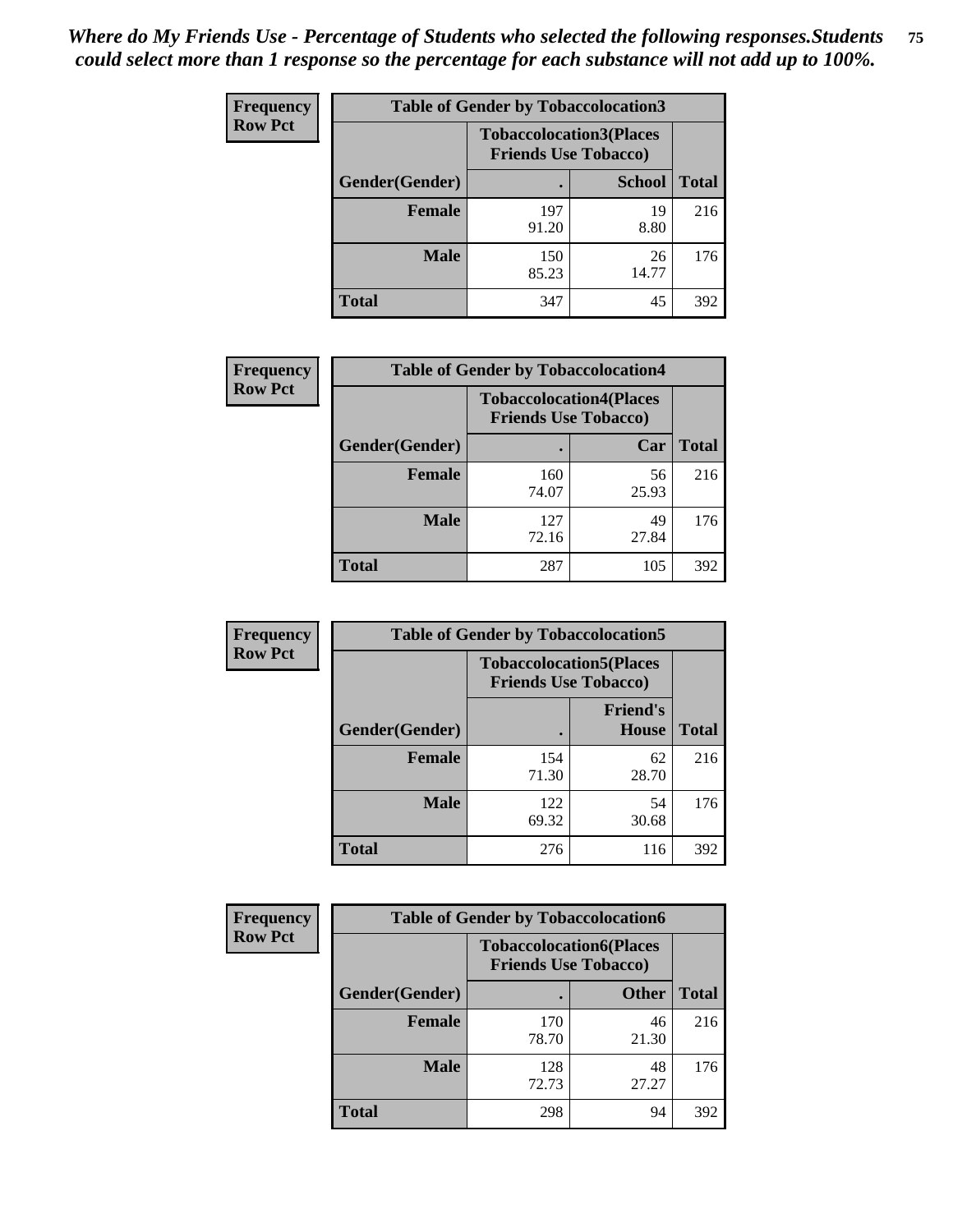*Where do My Friends Use - Percentage of Students who selected the following responses.Students could select more than 1 response so the percentage for each substance will not add up to 100%.*

**Frequency**
**Row Pct**

| Table of Gender by Tobaccolocation3 | | | |
|---|---|---|---|
| | Tobaccolocation3(Places Friends Use Tobacco) | | |
| Gender(Gender) | . | School | Total |
| Female | 197<br>91.20 | 19<br>8.80 | 216 |
| Male | 150<br>85.23 | 26<br>14.77 | 176 |
| Total | 347 | 45 | 392 |

**Frequency**
**Row Pct**

| Table of Gender by Tobaccolocation4 | | | |
|---|---|---|---|
| | Tobaccolocation4(Places Friends Use Tobacco) | | |
| Gender(Gender) | . | Car | Total |
| Female | 160<br>74.07 | 56<br>25.93 | 216 |
| Male | 127<br>72.16 | 49<br>27.84 | 176 |
| Total | 287 | 105 | 392 |

**Frequency**
**Row Pct**

| Table of Gender by Tobaccolocation5 | | | |
|---|---|---|---|
| | Tobaccolocation5(Places Friends Use Tobacco) | | |
| Gender(Gender) | . | Friend's House | Total |
| Female | 154<br>71.30 | 62<br>28.70 | 216 |
| Male | 122<br>69.32 | 54<br>30.68 | 176 |
| Total | 276 | 116 | 392 |

**Frequency**
**Row Pct**

| Table of Gender by Tobaccolocation6 | | | |
|---|---|---|---|
| | Tobaccolocation6(Places Friends Use Tobacco) | | |
| Gender(Gender) | . | Other | Total |
| Female | 170<br>78.70 | 46<br>21.30 | 216 |
| Male | 128<br>72.73 | 48<br>27.27 | 176 |
| Total | 298 | 94 | 392 |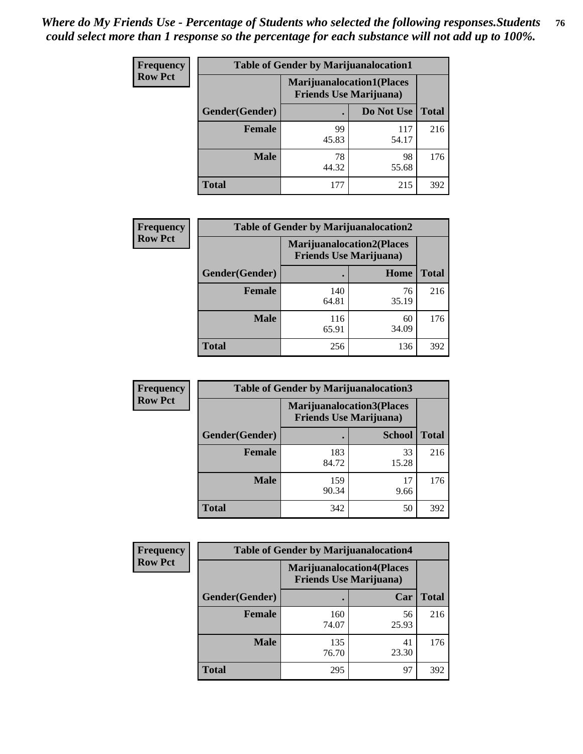*Where do My Friends Use - Percentage of Students who selected the following responses.Students could select more than 1 response so the percentage for each substance will not add up to 100%.*

**Frequency**
**Row Pct**

| Table of Gender by Marijuanalocation1 | | | |
|---|---|---|---|
| | Marijuanalocation1(Places Friends Use Marijuana) | | |
| Gender(Gender) | . | Do Not Use | Total |
| Female | 99<br>45.83 | 117<br>54.17 | 216 |
| Male | 78<br>44.32 | 98<br>55.68 | 176 |
| Total | 177 | 215 | 392 |

**Frequency**
**Row Pct**

| Table of Gender by Marijuanalocation2 | | | |
|---|---|---|---|
| | Marijuanalocation2(Places Friends Use Marijuana) | | |
| Gender(Gender) | . | Home | Total |
| Female | 140<br>64.81 | 76<br>35.19 | 216 |
| Male | 116<br>65.91 | 60<br>34.09 | 176 |
| Total | 256 | 136 | 392 |

**Frequency**
**Row Pct**

| Table of Gender by Marijuanalocation3 | | | |
|---|---|---|---|
| | Marijuanalocation3(Places Friends Use Marijuana) | | |
| Gender(Gender) | . | School | Total |
| Female | 183<br>84.72 | 33<br>15.28 | 216 |
| Male | 159<br>90.34 | 17<br>9.66 | 176 |
| Total | 342 | 50 | 392 |

**Frequency**
**Row Pct**

| Table of Gender by Marijuanalocation4 | | | |
|---|---|---|---|
| | Marijuanalocation4(Places Friends Use Marijuana) | | |
| Gender(Gender) | . | Car | Total |
| Female | 160<br>74.07 | 56<br>25.93 | 216 |
| Male | 135<br>76.70 | 41<br>23.30 | 176 |
| Total | 295 | 97 | 392 |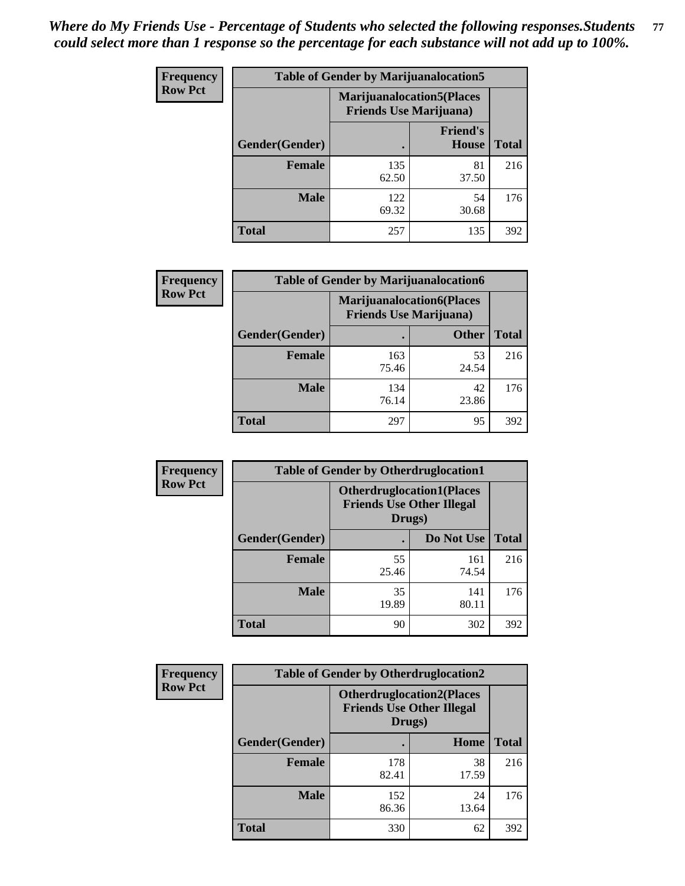*Where do My Friends Use - Percentage of Students who selected the following responses.Students could select more than 1 response so the percentage for each substance will not add up to 100%.*

**Frequency Row Pct**

| Table of Gender by Marijuanalocation5 | | | |
|---|---|---|---|
| | Marijuanalocation5(Places Friends Use Marijuana) | | |
| Gender(Gender) | . | Friend's House | Total |
| **Female** | 135<br>62.50 | 81<br>37.50 | 216 |
| **Male** | 122<br>69.32 | 54<br>30.68 | 176 |
| **Total** | 257 | 135 | 392 |

**Frequency Row Pct**

| Table of Gender by Marijuanalocation6 | | | |
|---|---|---|---|
| | Marijuanalocation6(Places Friends Use Marijuana) | | |
| Gender(Gender) | . | Other | Total |
| **Female** | 163<br>75.46 | 53<br>24.54 | 216 |
| **Male** | 134<br>76.14 | 42<br>23.86 | 176 |
| **Total** | 297 | 95 | 392 |

**Frequency Row Pct**

| Table of Gender by Otherdruglocation1 | | | |
|---|---|---|---|
| | Otherdruglocation1(Places Friends Use Other Illegal Drugs) | | |
| Gender(Gender) | . | Do Not Use | Total |
| **Female** | 55<br>25.46 | 161<br>74.54 | 216 |
| **Male** | 35<br>19.89 | 141<br>80.11 | 176 |
| **Total** | 90 | 302 | 392 |

**Frequency Row Pct**

| Table of Gender by Otherdruglocation2 | | | |
|---|---|---|---|
| | Otherdruglocation2(Places Friends Use Other Illegal Drugs) | | |
| Gender(Gender) | . | Home | Total |
| **Female** | 178<br>82.41 | 38<br>17.59 | 216 |
| **Male** | 152<br>86.36 | 24<br>13.64 | 176 |
| **Total** | 330 | 62 | 392 |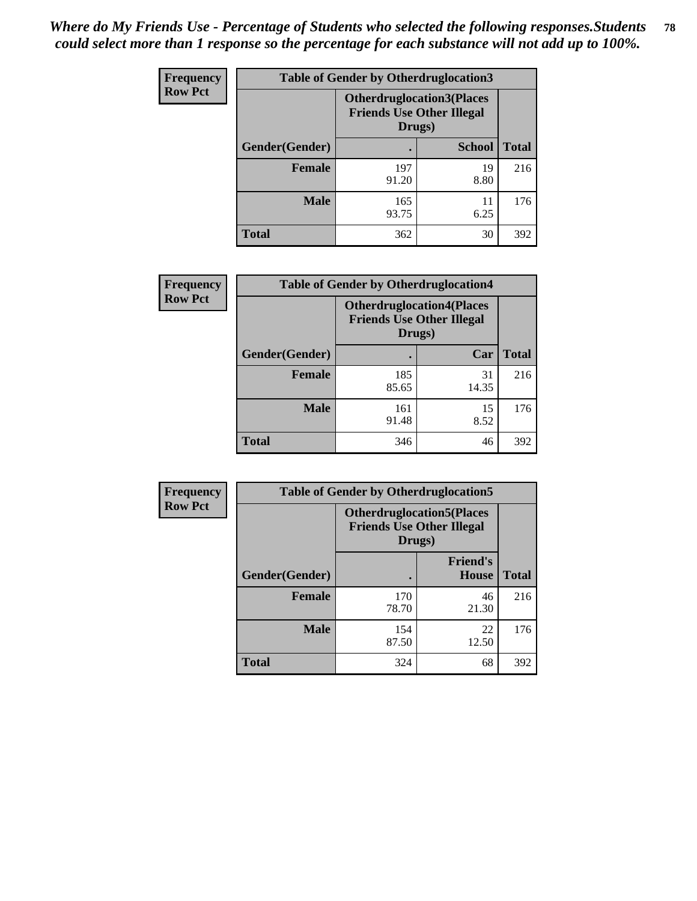*Where do My Friends Use - Percentage of Students who selected the following responses.Students could select more than 1 response so the percentage for each substance will not add up to 100%.*

**Frequency**
**Row Pct**

| Table of Gender by Otherdruglocation3 | | | |
|---|---|---|---|
| | Otherdruglocation3(Places Friends Use Other Illegal Drugs) | | |
| Gender(Gender) | . | School | Total |
| Female | 197<br>91.20 | 19<br>8.80 | 216 |
| Male | 165<br>93.75 | 11<br>6.25 | 176 |
| Total | 362 | 30 | 392 |

**Frequency**
**Row Pct**

| Table of Gender by Otherdruglocation4 | | | |
|---|---|---|---|
| | Otherdruglocation4(Places Friends Use Other Illegal Drugs) | | |
| Gender(Gender) | . | Car | Total |
| Female | 185<br>85.65 | 31<br>14.35 | 216 |
| Male | 161<br>91.48 | 15<br>8.52 | 176 |
| Total | 346 | 46 | 392 |

**Frequency**
**Row Pct**

| Table of Gender by Otherdruglocation5 | | | |
|---|---|---|---|
| | Otherdruglocation5(Places Friends Use Other Illegal Drugs) | | |
| Gender(Gender) | . | Friend's House | Total |
| Female | 170<br>78.70 | 46<br>21.30 | 216 |
| Male | 154<br>87.50 | 22<br>12.50 | 176 |
| Total | 324 | 68 | 392 |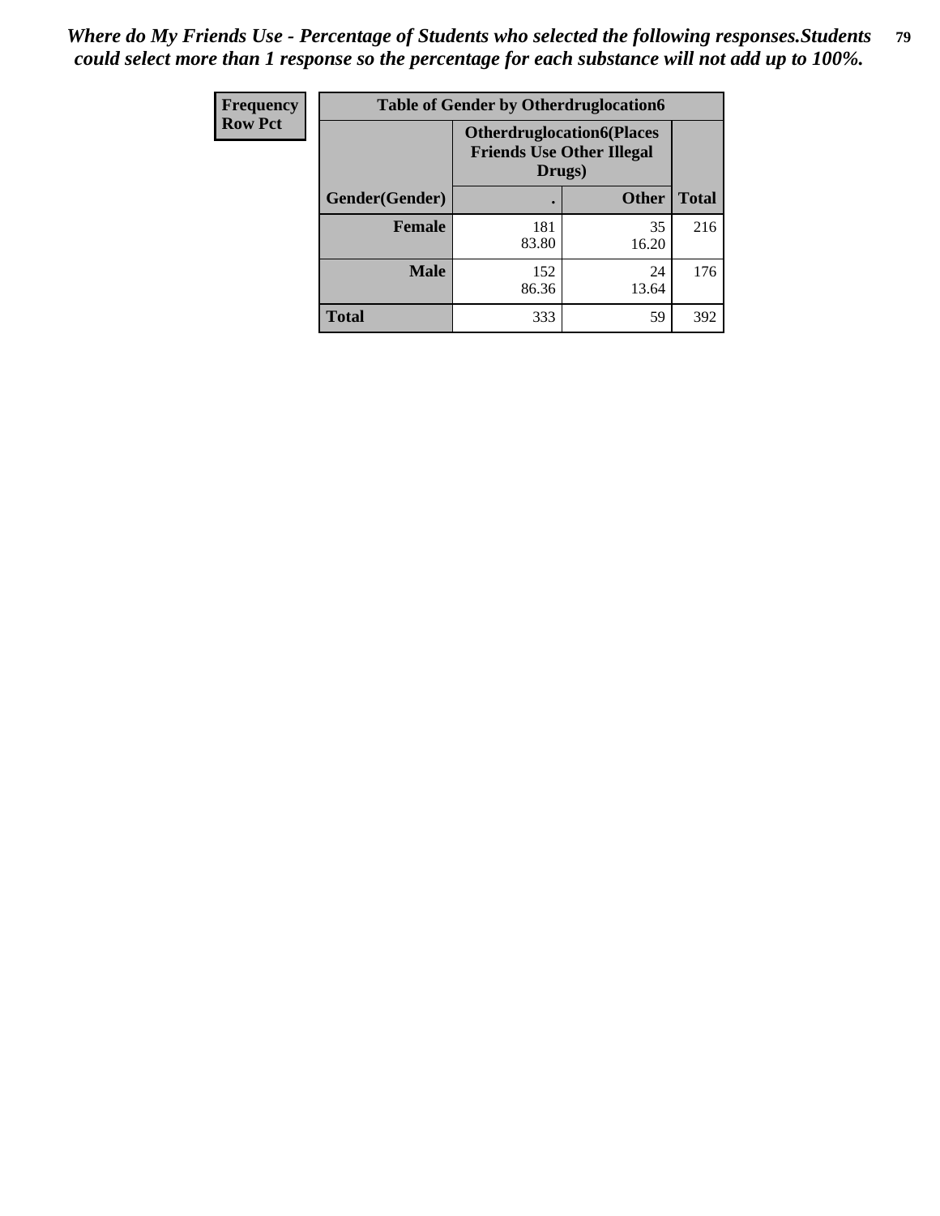*Where do My Friends Use - Percentage of Students who selected the following responses.Students could select more than 1 response so the percentage for each substance will not add up to 100%.*

| Frequency<br>Row Pct | Table of Gender by Otherdruglocation6 | | |
|---|---|---|---|
| | Otherdruglocation6(Places Friends Use Other Illegal Drugs) | | |
| Gender(Gender) | . | Other | Total |
| Female | 181<br>83.80 | 35<br>16.20 | 216 |
| Male | 152<br>86.36 | 24<br>13.64 | 176 |
| Total | 333 | 59 | 392 |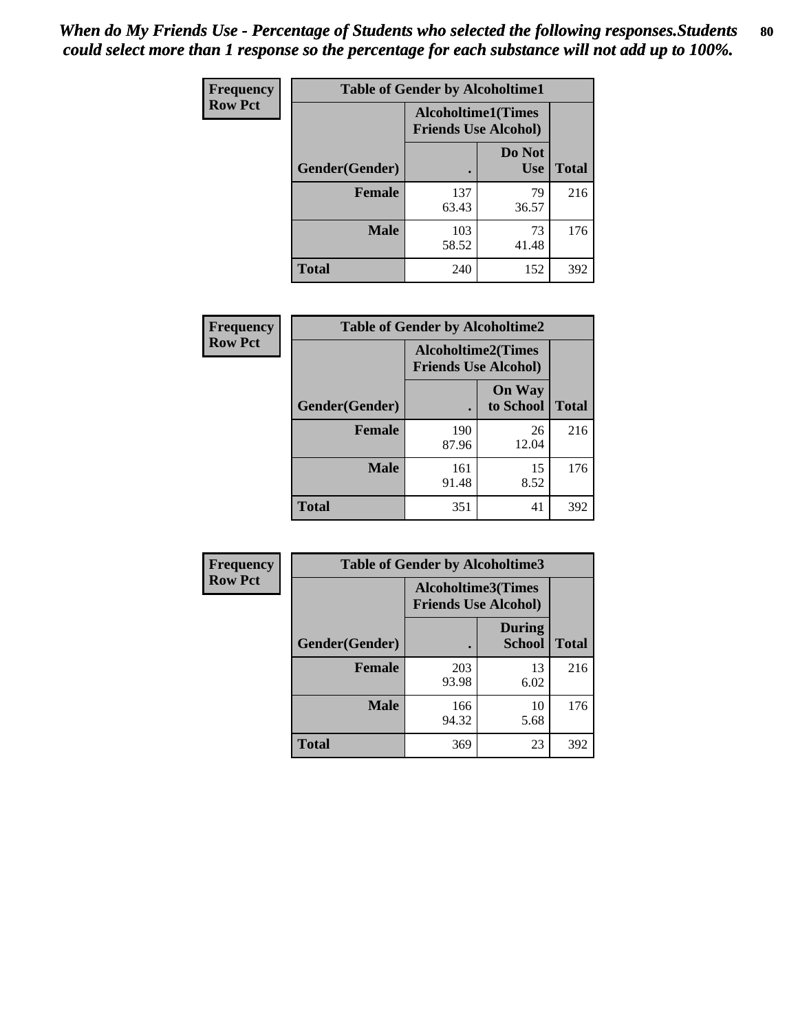*When do My Friends Use - Percentage of Students who selected the following responses.Students could select more than 1 response so the percentage for each substance will not add up to 100%.*

**Frequency Row Pct**

| Table of Gender by Alcoholtime1 | | | |
|---|---|---|---|
| | Alcoholtime1(Times Friends Use Alcohol) | | |
| Gender(Gender) | . | Do Not Use | Total |
| Female | 137<br>63.43 | 79<br>36.57 | 216 |
| Male | 103<br>58.52 | 73<br>41.48 | 176 |
| Total | 240 | 152 | 392 |

**Frequency Row Pct**

| Table of Gender by Alcoholtime2 | | | |
|---|---|---|---|
| | Alcoholtime2(Times Friends Use Alcohol) | | |
| Gender(Gender) | . | On Way to School | Total |
| Female | 190<br>87.96 | 26<br>12.04 | 216 |
| Male | 161<br>91.48 | 15<br>8.52 | 176 |
| Total | 351 | 41 | 392 |

**Frequency Row Pct**

| Table of Gender by Alcoholtime3 | | | |
|---|---|---|---|
| | Alcoholtime3(Times Friends Use Alcohol) | | |
| Gender(Gender) | . | During School | Total |
| Female | 203<br>93.98 | 13<br>6.02 | 216 |
| Male | 166<br>94.32 | 10<br>5.68 | 176 |
| Total | 369 | 23 | 392 |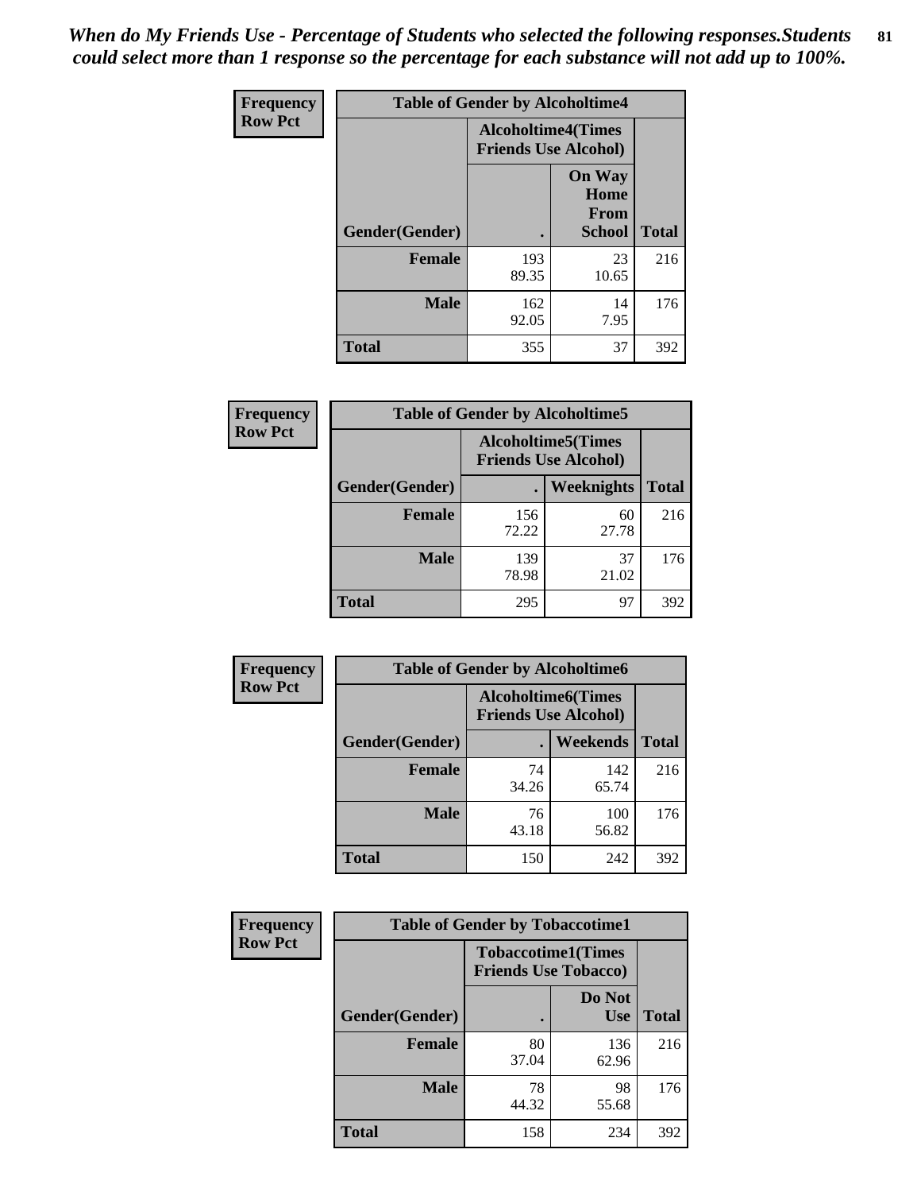*When do My Friends Use - Percentage of Students who selected the following responses.Students could select more than 1 response so the percentage for each substance will not add up to 100%.*

**Frequency**
**Row Pct**

| Table of Gender by Alcoholtime4 | | | |
|---|---|---|---|
| | Alcoholtime4(Times Friends Use Alcohol) | | |
| Gender(Gender) | . | On Way Home From School | Total |
| **Female** | 193<br>89.35 | 23<br>10.65 | 216 |
| **Male** | 162<br>92.05 | 14<br>7.95 | 176 |
| **Total** | 355 | 37 | 392 |

**Frequency**
**Row Pct**

| Table of Gender by Alcoholtime5 | | | |
|---|---|---|---|
| | Alcoholtime5(Times Friends Use Alcohol) | | |
| Gender(Gender) | . | Weeknights | Total |
| **Female** | 156<br>72.22 | 60<br>27.78 | 216 |
| **Male** | 139<br>78.98 | 37<br>21.02 | 176 |
| **Total** | 295 | 97 | 392 |

**Frequency**
**Row Pct**

| Table of Gender by Alcoholtime6 | | | |
|---|---|---|---|
| | Alcoholtime6(Times Friends Use Alcohol) | | |
| Gender(Gender) | . | Weekends | Total |
| **Female** | 74<br>34.26 | 142<br>65.74 | 216 |
| **Male** | 76<br>43.18 | 100<br>56.82 | 176 |
| **Total** | 150 | 242 | 392 |

**Frequency**
**Row Pct**

| Table of Gender by Tobaccotime1 | | | |
|---|---|---|---|
| | Tobaccotime1(Times Friends Use Tobacco) | | |
| Gender(Gender) | . | Do Not Use | Total |
| **Female** | 80<br>37.04 | 136<br>62.96 | 216 |
| **Male** | 78<br>44.32 | 98<br>55.68 | 176 |
| **Total** | 158 | 234 | 392 |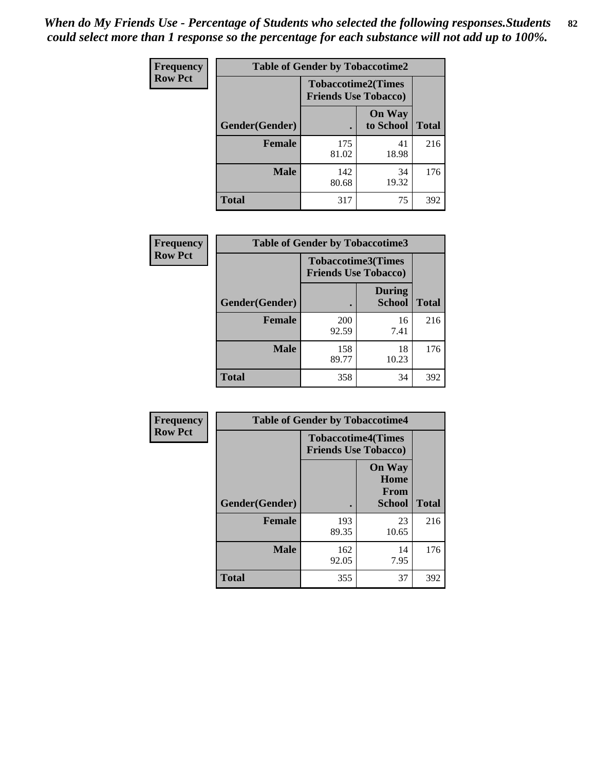*When do My Friends Use - Percentage of Students who selected the following responses.Students could select more than 1 response so the percentage for each substance will not add up to 100%.*

**Frequency**
**Row Pct**

| Table of Gender by Tobaccotime2 | | | |
|---|---|---|---|
| | Tobaccotime2(Times Friends Use Tobacco) | | |
| Gender(Gender) | . | On Way to School | Total |
| **Female** | 175<br>81.02 | 41<br>18.98 | 216 |
| **Male** | 142<br>80.68 | 34<br>19.32 | 176 |
| **Total** | 317 | 75 | 392 |

**Frequency**
**Row Pct**

| Table of Gender by Tobaccotime3 | | | |
|---|---|---|---|
| | Tobaccotime3(Times Friends Use Tobacco) | | |
| Gender(Gender) | . | During School | Total |
| **Female** | 200<br>92.59 | 16<br>7.41 | 216 |
| **Male** | 158<br>89.77 | 18<br>10.23 | 176 |
| **Total** | 358 | 34 | 392 |

**Frequency**
**Row Pct**

| Table of Gender by Tobaccotime4 | | | |
|---|---|---|---|
| | Tobaccotime4(Times Friends Use Tobacco) | | |
| Gender(Gender) | . | On Way Home From School | Total |
| **Female** | 193<br>89.35 | 23<br>10.65 | 216 |
| **Male** | 162<br>92.05 | 14<br>7.95 | 176 |
| **Total** | 355 | 37 | 392 |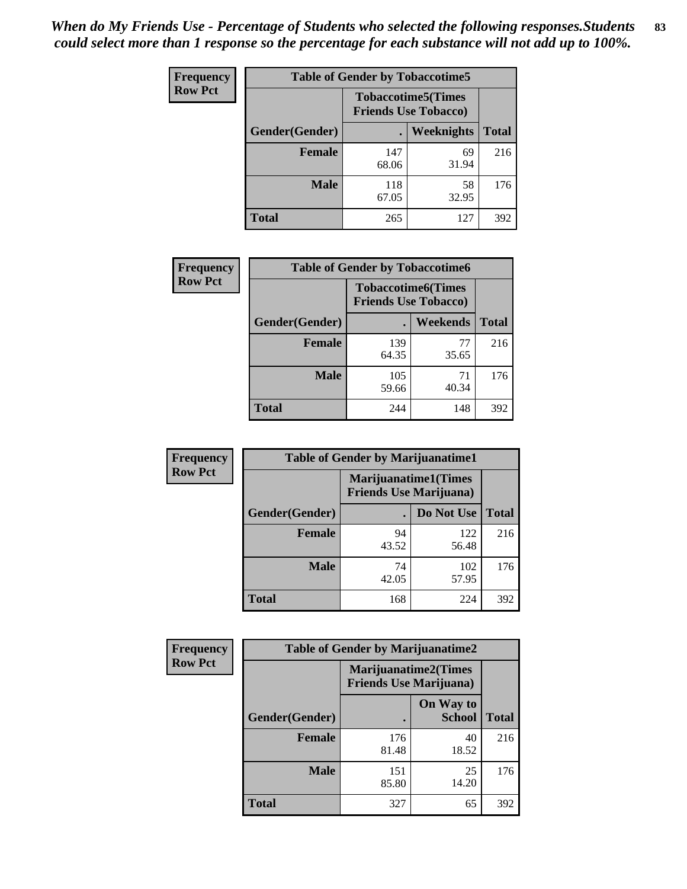*When do My Friends Use - Percentage of Students who selected the following responses.Students could select more than 1 response so the percentage for each substance will not add up to 100%.*

**Frequency**
**Row Pct**

| Table of Gender by Tobaccotime5 | | | |
|---|---|---|---|
| | Tobaccotime5(Times Friends Use Tobacco) | | |
| Gender(Gender) | . | Weeknights | Total |
| Female | 147<br>68.06 | 69<br>31.94 | 216 |
| Male | 118<br>67.05 | 58<br>32.95 | 176 |
| Total | 265 | 127 | 392 |

**Frequency**
**Row Pct**

| Table of Gender by Tobaccotime6 | | | |
|---|---|---|---|
| | Tobaccotime6(Times Friends Use Tobacco) | | |
| Gender(Gender) | . | Weekends | Total |
| Female | 139<br>64.35 | 77<br>35.65 | 216 |
| Male | 105<br>59.66 | 71<br>40.34 | 176 |
| Total | 244 | 148 | 392 |

**Frequency**
**Row Pct**

| Table of Gender by Marijuanatime1 | | | |
|---|---|---|---|
| | Marijuanatime1(Times Friends Use Marijuana) | | |
| Gender(Gender) | . | Do Not Use | Total |
| Female | 94<br>43.52 | 122<br>56.48 | 216 |
| Male | 74<br>42.05 | 102<br>57.95 | 176 |
| Total | 168 | 224 | 392 |

**Frequency**
**Row Pct**

| Table of Gender by Marijuanatime2 | | | |
|---|---|---|---|
| | Marijuanatime2(Times Friends Use Marijuana) | | |
| Gender(Gender) | . | On Way to School | Total |
| Female | 176<br>81.48 | 40<br>18.52 | 216 |
| Male | 151<br>85.80 | 25<br>14.20 | 176 |
| Total | 327 | 65 | 392 |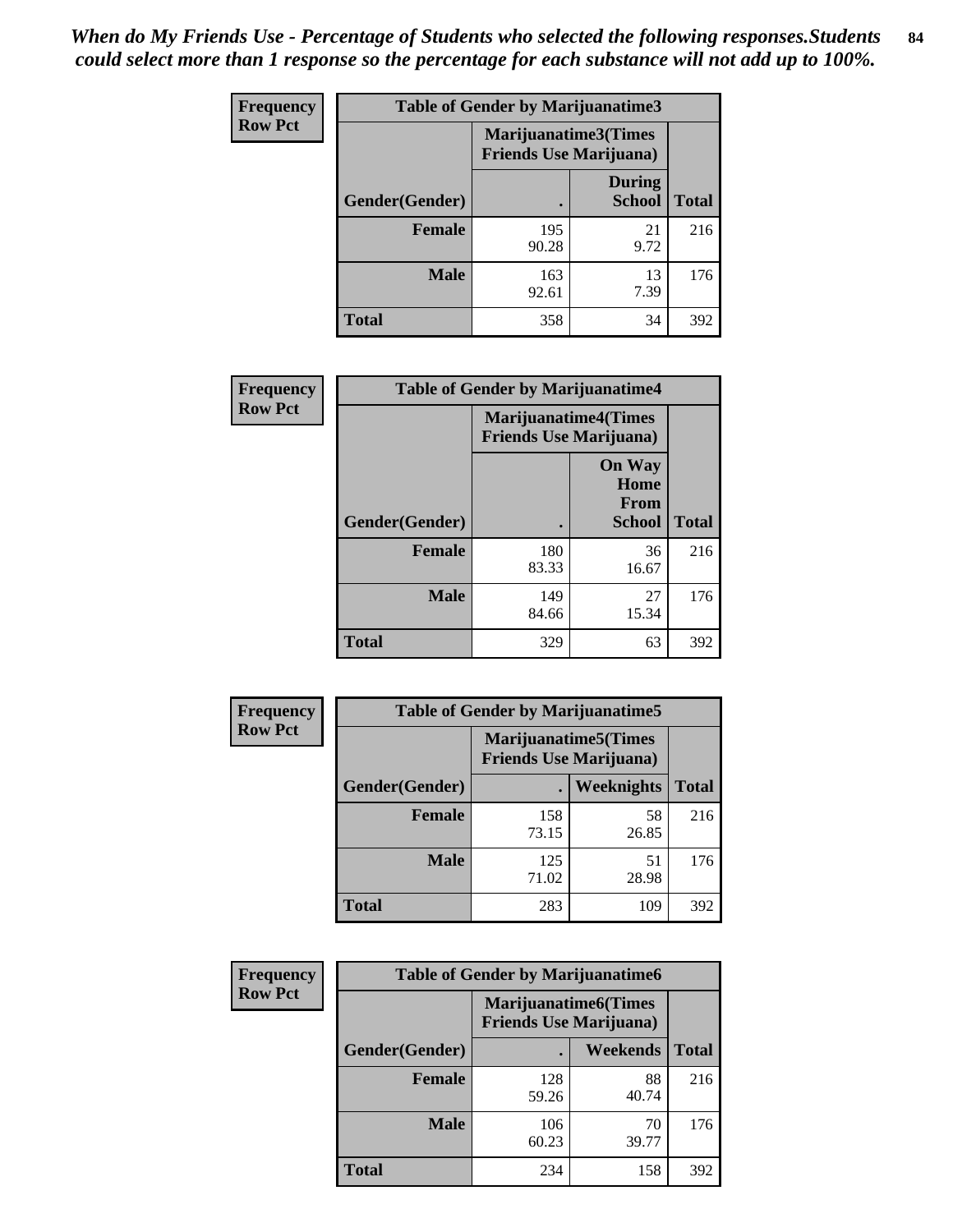*When do My Friends Use - Percentage of Students who selected the following responses.Students could select more than 1 response so the percentage for each substance will not add up to 100%.*

**Frequency**
**Row Pct**

| Table of Gender by Marijuanatime3 | | | |
|---|---|---|---|
| | Marijuanatime3(Times Friends Use Marijuana) | | |
| Gender(Gender) | . | During School | Total |
| **Female** | 195<br>90.28 | 21<br>9.72 | 216 |
| **Male** | 163<br>92.61 | 13<br>7.39 | 176 |
| **Total** | 358 | 34 | 392 |

**Frequency**
**Row Pct**

| Table of Gender by Marijuanatime4 | | | |
|---|---|---|---|
| | Marijuanatime4(Times Friends Use Marijuana) | | |
| Gender(Gender) | . | On Way Home From School | Total |
| **Female** | 180<br>83.33 | 36<br>16.67 | 216 |
| **Male** | 149<br>84.66 | 27<br>15.34 | 176 |
| **Total** | 329 | 63 | 392 |

**Frequency**
**Row Pct**

| Table of Gender by Marijuanatime5 | | | |
|---|---|---|---|
| | Marijuanatime5(Times Friends Use Marijuana) | | |
| Gender(Gender) | . | Weeknights | Total |
| **Female** | 158<br>73.15 | 58<br>26.85 | 216 |
| **Male** | 125<br>71.02 | 51<br>28.98 | 176 |
| **Total** | 283 | 109 | 392 |

**Frequency**
**Row Pct**

| Table of Gender by Marijuanatime6 | | | |
|---|---|---|---|
| | Marijuanatime6(Times Friends Use Marijuana) | | |
| Gender(Gender) | . | Weekends | Total |
| **Female** | 128<br>59.26 | 88<br>40.74 | 216 |
| **Male** | 106<br>60.23 | 70<br>39.77 | 176 |
| **Total** | 234 | 158 | 392 |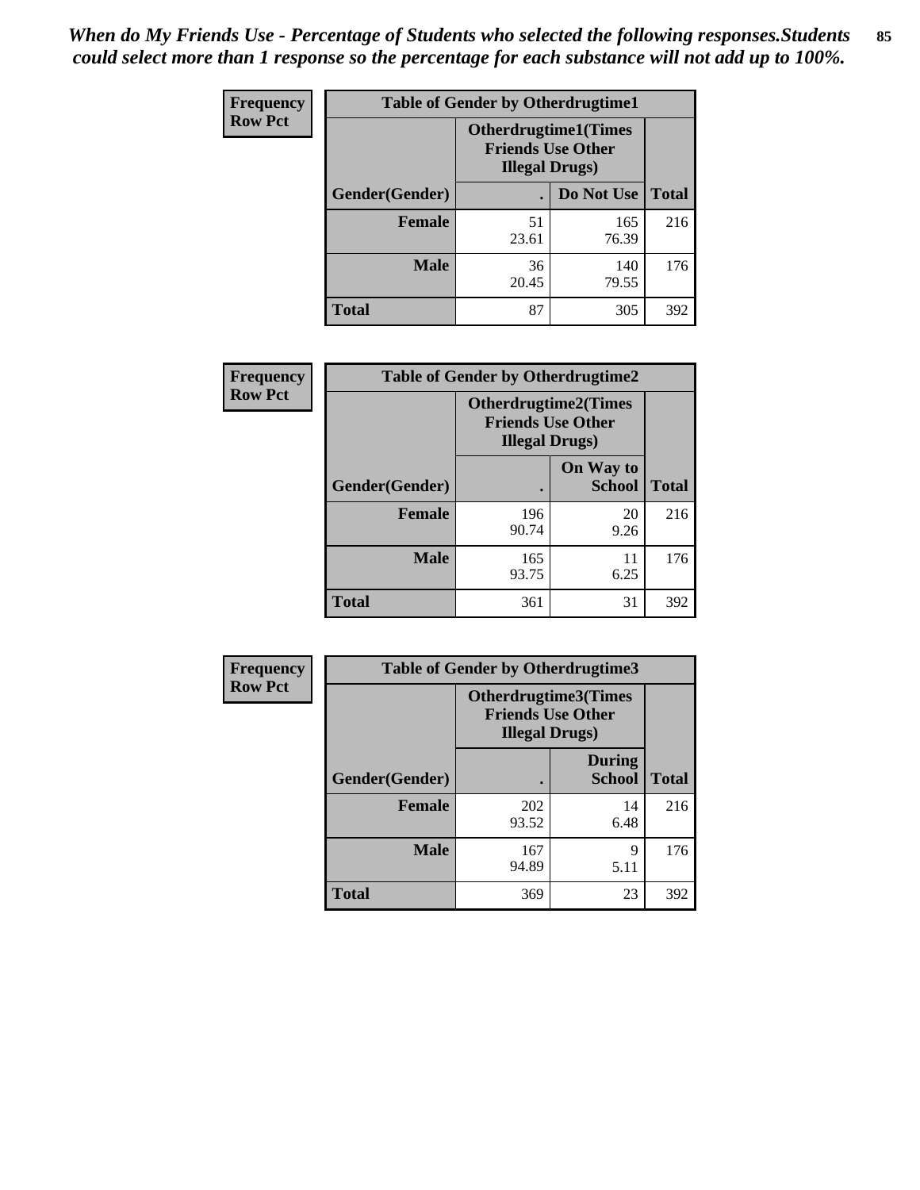*When do My Friends Use - Percentage of Students who selected the following responses.Students could select more than 1 response so the percentage for each substance will not add up to 100%.*

**Frequency**
**Row Pct**

| Table of Gender by Otherdrugtime1 | | | |
|---|---|---|---|
| | Otherdrugtime1(Times Friends Use Other Illegal Drugs) | | |
| Gender(Gender) | . | Do Not Use | Total |
| **Female** | 51<br>23.61 | 165<br>76.39 | 216 |
| **Male** | 36<br>20.45 | 140<br>79.55 | 176 |
| **Total** | 87 | 305 | 392 |

**Frequency**
**Row Pct**

| Table of Gender by Otherdrugtime2 | | | |
|---|---|---|---|
| | Otherdrugtime2(Times Friends Use Other Illegal Drugs) | | |
| Gender(Gender) | . | On Way to School | Total |
| **Female** | 196<br>90.74 | 20<br>9.26 | 216 |
| **Male** | 165<br>93.75 | 11<br>6.25 | 176 |
| **Total** | 361 | 31 | 392 |

**Frequency**
**Row Pct**

| Table of Gender by Otherdrugtime3 | | | |
|---|---|---|---|
| | Otherdrugtime3(Times Friends Use Other Illegal Drugs) | | |
| Gender(Gender) | . | During School | Total |
| **Female** | 202<br>93.52 | 14<br>6.48 | 216 |
| **Male** | 167<br>94.89 | 9<br>5.11 | 176 |
| **Total** | 369 | 23 | 392 |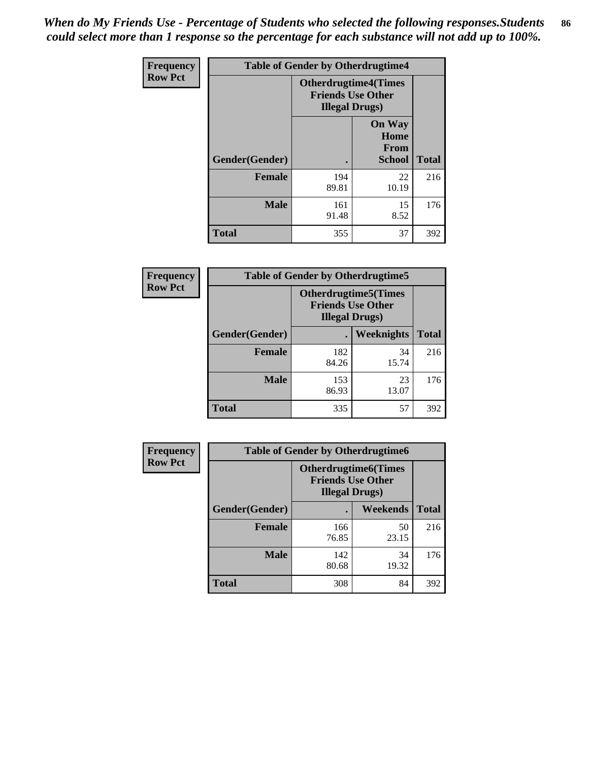*When do My Friends Use - Percentage of Students who selected the following responses.Students could select more than 1 response so the percentage for each substance will not add up to 100%.*

**Frequency**
**Row Pct**

| Table of Gender by Otherdrugtime4 | | | |
|---|---|---|---|
| | Otherdrugtime4(Times Friends Use Other Illegal Drugs) | | |
| Gender(Gender) | . | On Way Home From School | Total |
| **Female** | 194<br>89.81 | 22<br>10.19 | 216 |
| **Male** | 161<br>91.48 | 15<br>8.52 | 176 |
| **Total** | 355 | 37 | 392 |

**Frequency**
**Row Pct**

| Table of Gender by Otherdrugtime5 | | | |
|---|---|---|---|
| | Otherdrugtime5(Times Friends Use Other Illegal Drugs) | | |
| Gender(Gender) | . | Weeknights | Total |
| **Female** | 182<br>84.26 | 34<br>15.74 | 216 |
| **Male** | 153<br>86.93 | 23<br>13.07 | 176 |
| **Total** | 335 | 57 | 392 |

**Frequency**
**Row Pct**

| Table of Gender by Otherdrugtime6 | | | |
|---|---|---|---|
| | Otherdrugtime6(Times Friends Use Other Illegal Drugs) | | |
| Gender(Gender) | . | Weekends | Total |
| **Female** | 166<br>76.85 | 50<br>23.15 | 216 |
| **Male** | 142<br>80.68 | 34<br>19.32 | 176 |
| **Total** | 308 | 84 | 392 |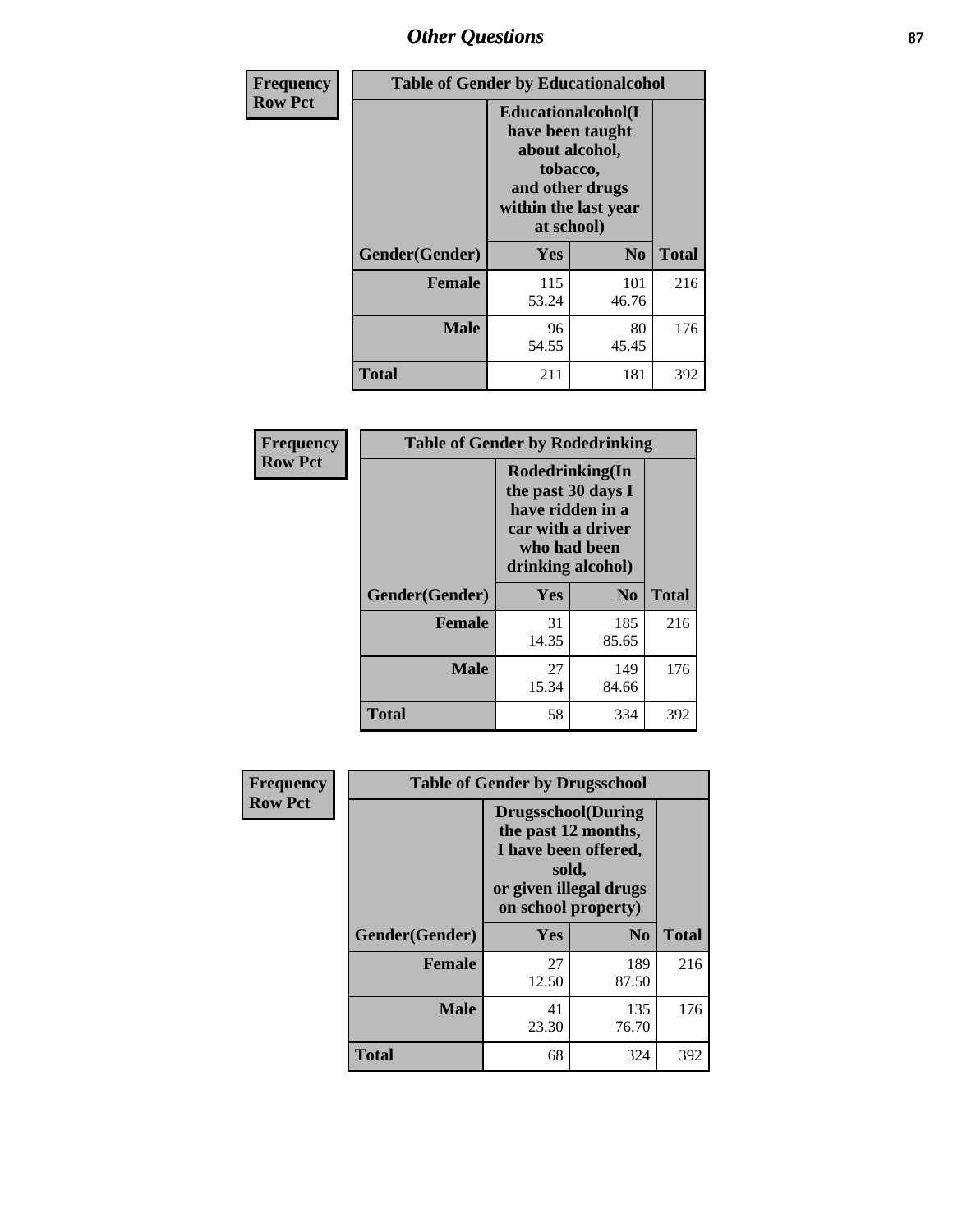## Other Questions

**Frequency Row Pct**

**Table of Gender by Educationalcohol**

| Gender(Gender) | Educationalcohol(I have been taught about alcohol, tobacco, and other drugs within the last year at school) Yes | No | Total |
|---|---|---|---|
| **Female** | 115 53.24 | 101 46.76 | 216 |
| **Male** | 96 54.55 | 80 45.45 | 176 |
| **Total** | 211 | 181 | 392 |

**Frequency Row Pct**

**Table of Gender by Rodedrinking**

| Gender(Gender) | Rodedrinking(In the past 30 days I have ridden in a car with a driver who had been drinking alcohol) Yes | No | Total |
|---|---|---|---|
| **Female** | 31 14.35 | 185 85.65 | 216 |
| **Male** | 27 15.34 | 149 84.66 | 176 |
| **Total** | 58 | 334 | 392 |

**Frequency Row Pct**

**Table of Gender by Drugsschool**

| Gender(Gender) | Drugsschool(During the past 12 months, I have been offered, sold, or given illegal drugs on school property) Yes | No | Total |
|---|---|---|---|
| **Female** | 27 12.50 | 189 87.50 | 216 |
| **Male** | 41 23.30 | 135 76.70 | 176 |
| **Total** | 68 | 324 | 392 |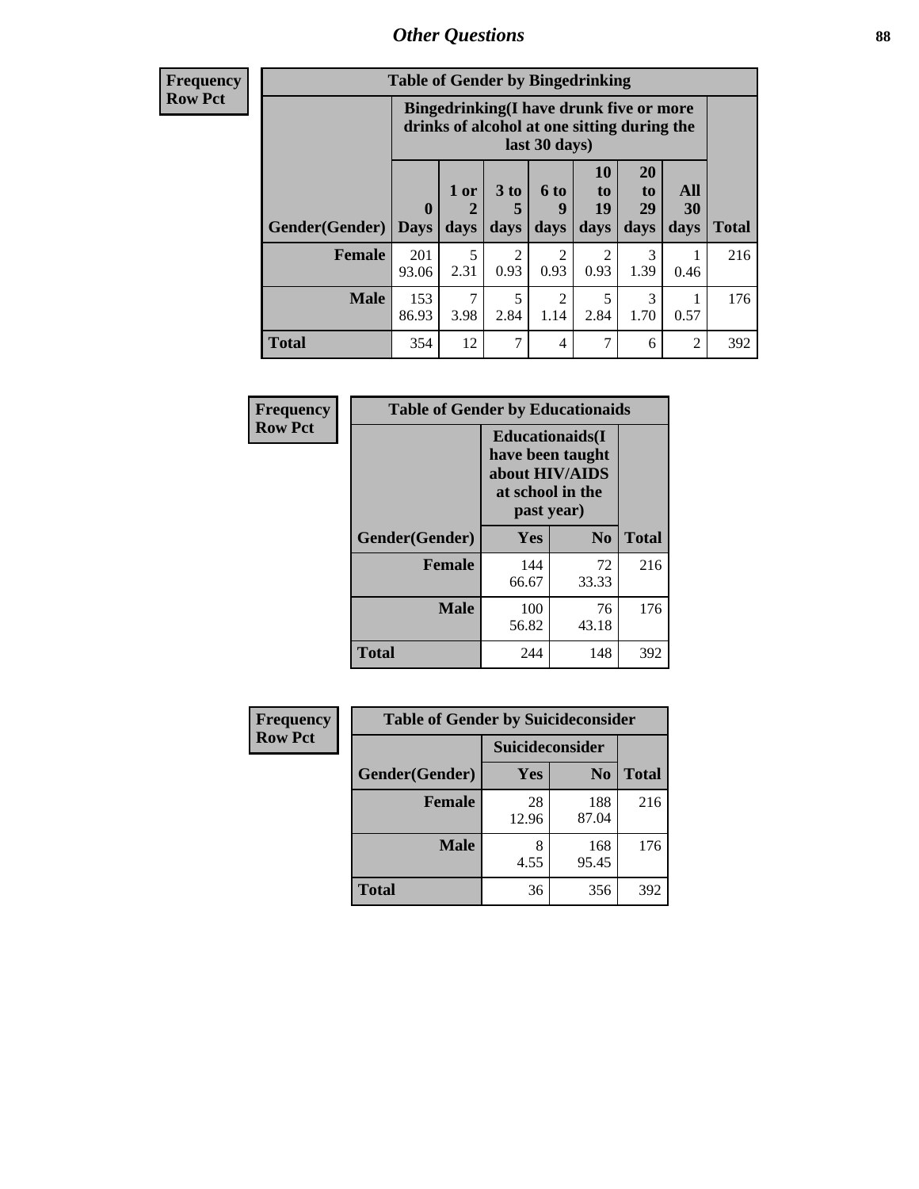## Other Questions

**Frequency**
**Row Pct**

**Table of Gender by Bingedrinking**

| | Bingedrinking(I have drunk five or more drinks of alcohol at one sitting during the last 30 days) | | | | | | | |
|---|---|---|---|---|---|---|---|---|
| Gender(Gender) | 0 Days | 1 or 2 days | 3 to 5 days | 6 to 9 days | 10 to 19 days | 20 to 29 days | All 30 days | Total |
| **Female** | 201<br>93.06 | 5<br>2.31 | 2<br>0.93 | 2<br>0.93 | 2<br>0.93 | 3<br>1.39 | 1<br>0.46 | 216 |
| **Male** | 153<br>86.93 | 7<br>3.98 | 5<br>2.84 | 2<br>1.14 | 5<br>2.84 | 3<br>1.70 | 1<br>0.57 | 176 |
| **Total** | 354 | 12 | 7 | 4 | 7 | 6 | 2 | 392 |

**Frequency**
**Row Pct**

**Table of Gender by Educationaids**

| | Educationaids(I have been taught about HIV/AIDS at school in the past year) | | |
|---|---|---|---|
| Gender(Gender) | Yes | No | Total |
| **Female** | 144<br>66.67 | 72<br>33.33 | 216 |
| **Male** | 100<br>56.82 | 76<br>43.18 | 176 |
| **Total** | 244 | 148 | 392 |

**Frequency**
**Row Pct**

**Table of Gender by Suicideconsider**

| | Suicideconsider | | |
|---|---|---|---|
| Gender(Gender) | Yes | No | Total |
| **Female** | 28<br>12.96 | 188<br>87.04 | 216 |
| **Male** | 8<br>4.55 | 168<br>95.45 | 176 |
| **Total** | 36 | 356 | 392 |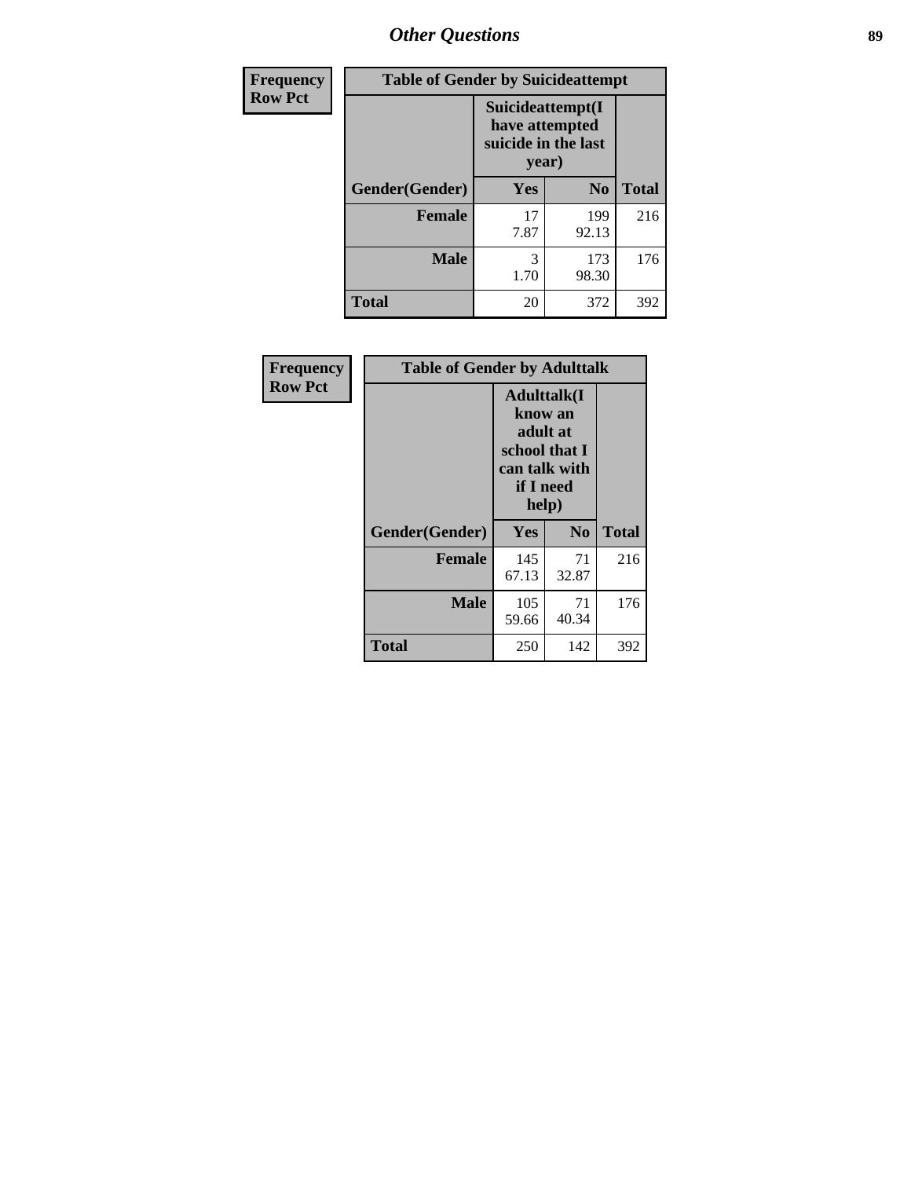| Frequency Row Pct | Table of Gender by Suicideattempt | | |
|---|---|---|---|
| | Suicideattempt(I have attempted suicide in the last year) | | |
| Gender(Gender) | Yes | No | Total |
| Female | 17<br>7.87 | 199<br>92.13 | 216 |
| Male | 3<br>1.70 | 173<br>98.30 | 176 |
| Total | 20 | 372 | 392 |

| Frequency Row Pct | Table of Gender by Adulttalk | | |
|---|---|---|---|
| | Adulttalk(I know an adult at school that I can talk with if I need help) | | |
| Gender(Gender) | Yes | No | Total |
| Female | 145<br>67.13 | 71<br>32.87 | 216 |
| Male | 105<br>59.66 | 71<br>40.34 | 176 |
| Total | 250 | 142 | 392 |